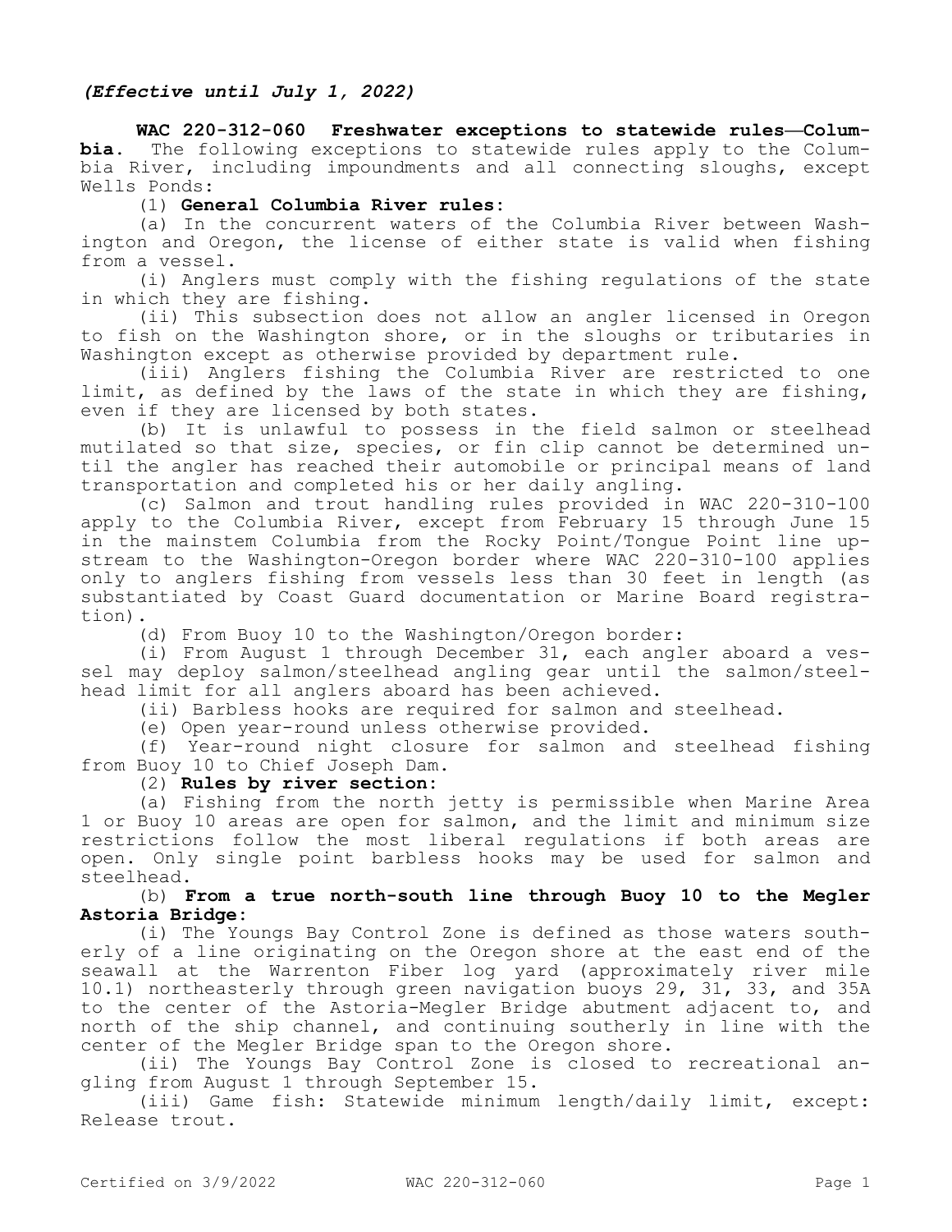*(Effective until July 1, 2022)*

**WAC 220-312-060 Freshwater exceptions to statewide rules—Columbia.** The following exceptions to statewide rules apply to the Columbia River, including impoundments and all connecting sloughs, except Wells Ponds:

(1) **General Columbia River rules:**

(a) In the concurrent waters of the Columbia River between Washington and Oregon, the license of either state is valid when fishing from a vessel.

(i) Anglers must comply with the fishing regulations of the state in which they are fishing.

(ii) This subsection does not allow an angler licensed in Oregon to fish on the Washington shore, or in the sloughs or tributaries in Washington except as otherwise provided by department rule.

(iii) Anglers fishing the Columbia River are restricted to one limit, as defined by the laws of the state in which they are fishing, even if they are licensed by both states.

(b) It is unlawful to possess in the field salmon or steelhead mutilated so that size, species, or fin clip cannot be determined until the angler has reached their automobile or principal means of land transportation and completed his or her daily angling.

(c) Salmon and trout handling rules provided in WAC 220-310-100 apply to the Columbia River, except from February 15 through June 15 in the mainstem Columbia from the Rocky Point/Tongue Point line upstream to the Washington-Oregon border where WAC 220-310-100 applies only to anglers fishing from vessels less than 30 feet in length (as substantiated by Coast Guard documentation or Marine Board registration).

(d) From Buoy 10 to the Washington/Oregon border:

(i) From August 1 through December 31, each angler aboard a vessel may deploy salmon/steelhead angling gear until the salmon/steelhead limit for all anglers aboard has been achieved.

(ii) Barbless hooks are required for salmon and steelhead.

(e) Open year-round unless otherwise provided.

(f) Year-round night closure for salmon and steelhead fishing from Buoy 10 to Chief Joseph Dam.

(2) **Rules by river section:**

(a) Fishing from the north jetty is permissible when Marine Area 1 or Buoy 10 areas are open for salmon, and the limit and minimum size restrictions follow the most liberal regulations if both areas are open. Only single point barbless hooks may be used for salmon and steelhead.

(b) **From a true north-south line through Buoy 10 to the Megler Astoria Bridge:**

(i) The Youngs Bay Control Zone is defined as those waters southerly of a line originating on the Oregon shore at the east end of the seawall at the Warrenton Fiber log yard (approximately river mile 10.1) northeasterly through green navigation buoys 29, 31, 33, and 35A to the center of the Astoria-Megler Bridge abutment adjacent to, and north of the ship channel, and continuing southerly in line with the center of the Megler Bridge span to the Oregon shore.

(ii) The Youngs Bay Control Zone is closed to recreational angling from August 1 through September 15.

(iii) Game fish: Statewide minimum length/daily limit, except: Release trout.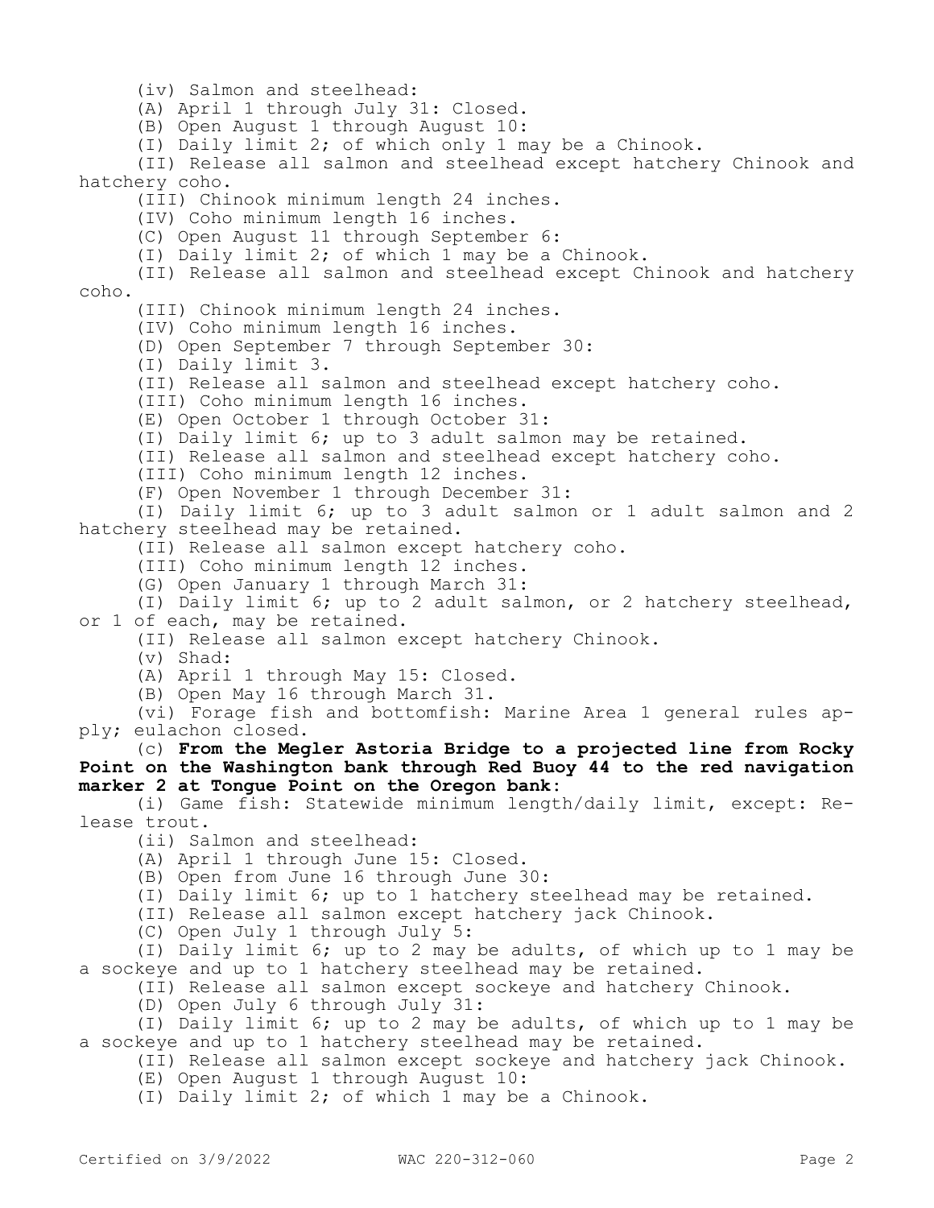(iv) Salmon and steelhead:

(A) April 1 through July 31: Closed.

(B) Open August 1 through August 10:

(I) Daily limit 2; of which only 1 may be a Chinook.

(II) Release all salmon and steelhead except hatchery Chinook and hatchery coho.

(III) Chinook minimum length 24 inches.

(IV) Coho minimum length 16 inches.

(C) Open August 11 through September 6:

(I) Daily limit 2; of which 1 may be a Chinook.

(II) Release all salmon and steelhead except Chinook and hatchery coho.

(III) Chinook minimum length 24 inches.

(IV) Coho minimum length 16 inches.

(D) Open September 7 through September 30:

(I) Daily limit 3.

(II) Release all salmon and steelhead except hatchery coho.

(III) Coho minimum length 16 inches.

(E) Open October 1 through October 31:

(I) Daily limit 6; up to 3 adult salmon may be retained.

(II) Release all salmon and steelhead except hatchery coho.

(III) Coho minimum length 12 inches.

(F) Open November 1 through December 31:

(I) Daily limit 6; up to 3 adult salmon or 1 adult salmon and 2 hatchery steelhead may be retained.

(II) Release all salmon except hatchery coho.

(III) Coho minimum length 12 inches.

(G) Open January 1 through March 31:

(I) Daily limit 6; up to 2 adult salmon, or 2 hatchery steelhead, or 1 of each, may be retained.

(II) Release all salmon except hatchery Chinook.

(v) Shad:

(A) April 1 through May 15: Closed.

(B) Open May 16 through March 31.

(vi) Forage fish and bottomfish: Marine Area 1 general rules apply; eulachon closed.

(c) **From the Megler Astoria Bridge to a projected line from Rocky Point on the Washington bank through Red Buoy 44 to the red navigation marker 2 at Tongue Point on the Oregon bank:**

(i) Game fish: Statewide minimum length/daily limit, except: Release trout.

(ii) Salmon and steelhead:

(A) April 1 through June 15: Closed.

(B) Open from June 16 through June 30:

(I) Daily limit 6; up to 1 hatchery steelhead may be retained.

(II) Release all salmon except hatchery jack Chinook.

(C) Open July 1 through July 5:

(I) Daily limit 6; up to 2 may be adults, of which up to 1 may be a sockeye and up to 1 hatchery steelhead may be retained.

(II) Release all salmon except sockeye and hatchery Chinook.

(D) Open July 6 through July 31:

(I) Daily limit 6; up to 2 may be adults, of which up to 1 may be a sockeye and up to 1 hatchery steelhead may be retained.

(II) Release all salmon except sockeye and hatchery jack Chinook.

(E) Open August 1 through August 10:

(I) Daily limit 2; of which 1 may be a Chinook.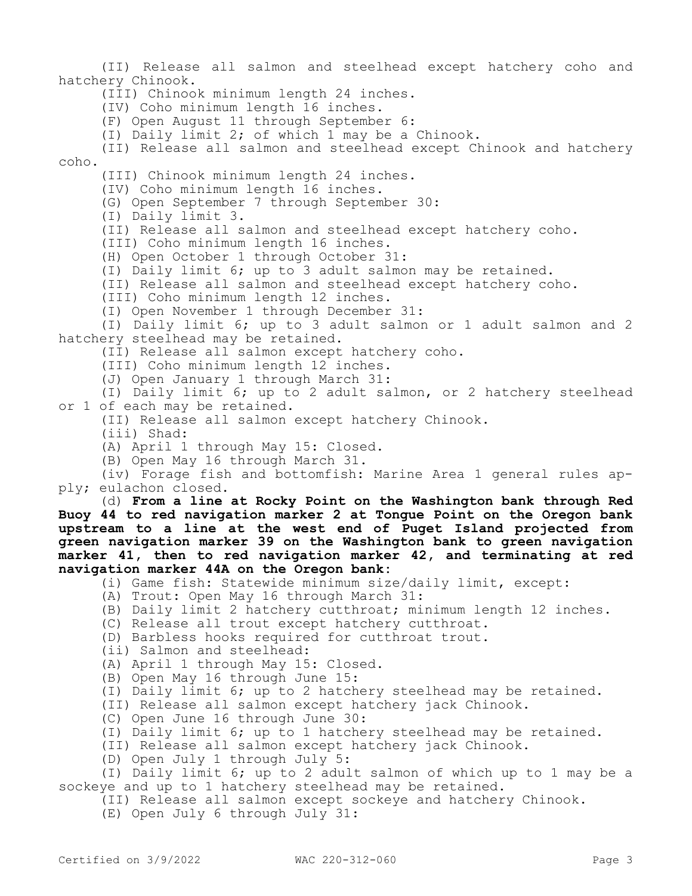(II) Release all salmon and steelhead except hatchery coho and hatchery Chinook.

(III) Chinook minimum length 24 inches.

(IV) Coho minimum length 16 inches.

(F) Open August 11 through September 6:

(I) Daily limit 2; of which 1 may be a Chinook.

(II) Release all salmon and steelhead except Chinook and hatchery coho.

(III) Chinook minimum length 24 inches.

(IV) Coho minimum length 16 inches.

(G) Open September 7 through September 30:

(I) Daily limit 3.

(II) Release all salmon and steelhead except hatchery coho.

(III) Coho minimum length 16 inches.

(H) Open October 1 through October 31:

(I) Daily limit 6; up to 3 adult salmon may be retained.

(II) Release all salmon and steelhead except hatchery coho.

(III) Coho minimum length 12 inches.

(I) Open November 1 through December 31:

(I) Daily limit 6; up to 3 adult salmon or 1 adult salmon and 2 hatchery steelhead may be retained.

(II) Release all salmon except hatchery coho.

(III) Coho minimum length 12 inches.

(J) Open January 1 through March 31:

(I) Daily limit 6; up to 2 adult salmon, or 2 hatchery steelhead or 1 of each may be retained.

(II) Release all salmon except hatchery Chinook.

(iii) Shad:

(A) April 1 through May 15: Closed.

(B) Open May 16 through March 31.

(iv) Forage fish and bottomfish: Marine Area 1 general rules apply; eulachon closed.

(d) **From a line at Rocky Point on the Washington bank through Red Buoy 44 to red navigation marker 2 at Tongue Point on the Oregon bank upstream to a line at the west end of Puget Island projected from green navigation marker 39 on the Washington bank to green navigation marker 41, then to red navigation marker 42, and terminating at red navigation marker 44A on the Oregon bank:**

(i) Game fish: Statewide minimum size/daily limit, except:

(A) Trout: Open May 16 through March 31:

(B) Daily limit 2 hatchery cutthroat; minimum length 12 inches.

(C) Release all trout except hatchery cutthroat.

(D) Barbless hooks required for cutthroat trout.

(ii) Salmon and steelhead:

(A) April 1 through May 15: Closed.

(B) Open May 16 through June 15:

(I) Daily limit 6; up to 2 hatchery steelhead may be retained.

(II) Release all salmon except hatchery jack Chinook.

(C) Open June 16 through June 30:

(I) Daily limit 6; up to 1 hatchery steelhead may be retained.

(II) Release all salmon except hatchery jack Chinook.

(D) Open July 1 through July 5:

(I) Daily limit 6; up to 2 adult salmon of which up to 1 may be a sockeye and up to 1 hatchery steelhead may be retained.

(II) Release all salmon except sockeye and hatchery Chinook.

(E) Open July 6 through July 31: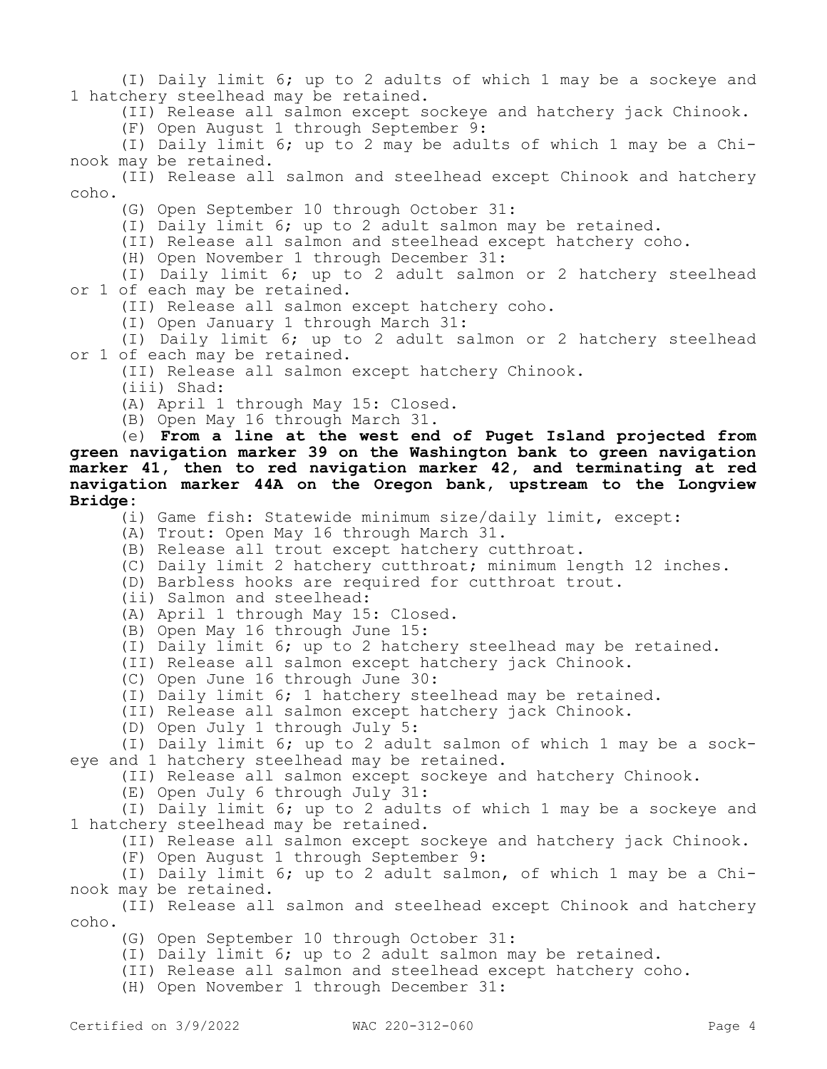(I) Daily limit 6; up to 2 adults of which 1 may be a sockeye and 1 hatchery steelhead may be retained.

(II) Release all salmon except sockeye and hatchery jack Chinook.

(F) Open August 1 through September 9:

(I) Daily limit 6; up to 2 may be adults of which 1 may be a Chinook may be retained.

(II) Release all salmon and steelhead except Chinook and hatchery coho.

(G) Open September 10 through October 31:

(I) Daily limit 6; up to 2 adult salmon may be retained.

(II) Release all salmon and steelhead except hatchery coho.

(H) Open November 1 through December 31:

(I) Daily limit 6; up to 2 adult salmon or 2 hatchery steelhead or 1 of each may be retained.

(II) Release all salmon except hatchery coho.

(I) Open January 1 through March 31:

(I) Daily limit 6; up to 2 adult salmon or 2 hatchery steelhead or 1 of each may be retained.

(II) Release all salmon except hatchery Chinook.

(iii) Shad:

(A) April 1 through May 15: Closed.

(B) Open May 16 through March 31.

(e) **From a line at the west end of Puget Island projected from green navigation marker 39 on the Washington bank to green navigation marker 41, then to red navigation marker 42, and terminating at red navigation marker 44A on the Oregon bank, upstream to the Longview Bridge:**

(i) Game fish: Statewide minimum size/daily limit, except:

(A) Trout: Open May 16 through March 31.

(B) Release all trout except hatchery cutthroat.

(C) Daily limit 2 hatchery cutthroat; minimum length 12 inches.

(D) Barbless hooks are required for cutthroat trout.

(ii) Salmon and steelhead:

(A) April 1 through May 15: Closed.

(B) Open May 16 through June 15:

(I) Daily limit 6; up to 2 hatchery steelhead may be retained.

(II) Release all salmon except hatchery jack Chinook.

(C) Open June 16 through June 30:

(I) Daily limit 6; 1 hatchery steelhead may be retained.

(II) Release all salmon except hatchery jack Chinook.

(D) Open July 1 through July 5:

(I) Daily limit 6; up to 2 adult salmon of which 1 may be a sockeye and 1 hatchery steelhead may be retained.

(II) Release all salmon except sockeye and hatchery Chinook.

(E) Open July 6 through July 31:

(I) Daily limit 6; up to 2 adults of which 1 may be a sockeye and 1 hatchery steelhead may be retained.

(II) Release all salmon except sockeye and hatchery jack Chinook.

(F) Open August 1 through September 9:

(I) Daily limit 6; up to 2 adult salmon, of which 1 may be a Chinook may be retained.

(II) Release all salmon and steelhead except Chinook and hatchery coho.

(G) Open September 10 through October 31:

(I) Daily limit 6; up to 2 adult salmon may be retained.

(II) Release all salmon and steelhead except hatchery coho.

(H) Open November 1 through December 31: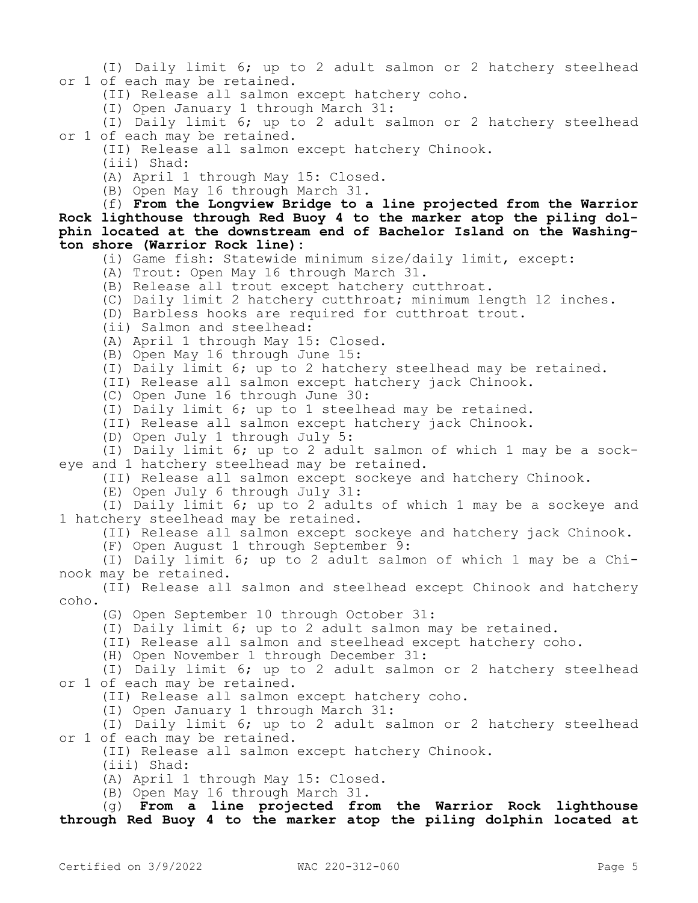(I) Daily limit 6; up to 2 adult salmon or 2 hatchery steelhead or 1 of each may be retained.

(II) Release all salmon except hatchery coho.

(I) Open January 1 through March 31:

(I) Daily limit 6; up to 2 adult salmon or 2 hatchery steelhead or 1 of each may be retained.

(II) Release all salmon except hatchery Chinook.

(iii) Shad:

(A) April 1 through May 15: Closed.

(B) Open May 16 through March 31.

(f) **From the Longview Bridge to a line projected from the Warrior Rock lighthouse through Red Buoy 4 to the marker atop the piling dolphin located at the downstream end of Bachelor Island on the Washington shore (Warrior Rock line):**

(i) Game fish: Statewide minimum size/daily limit, except:

(A) Trout: Open May 16 through March 31.

(B) Release all trout except hatchery cutthroat.

(C) Daily limit 2 hatchery cutthroat; minimum length 12 inches.

(D) Barbless hooks are required for cutthroat trout.

(ii) Salmon and steelhead:

(A) April 1 through May 15: Closed.

(B) Open May 16 through June 15:

(I) Daily limit 6; up to 2 hatchery steelhead may be retained.

(II) Release all salmon except hatchery jack Chinook.

(C) Open June 16 through June 30:

(I) Daily limit 6; up to 1 steelhead may be retained.

(II) Release all salmon except hatchery jack Chinook.

(D) Open July 1 through July 5:

(I) Daily limit 6; up to 2 adult salmon of which 1 may be a sockeye and 1 hatchery steelhead may be retained.

(II) Release all salmon except sockeye and hatchery Chinook.

(E) Open July 6 through July 31:

(I) Daily limit 6; up to 2 adults of which 1 may be a sockeye and 1 hatchery steelhead may be retained.

(II) Release all salmon except sockeye and hatchery jack Chinook.

(F) Open August 1 through September 9:

(I) Daily limit 6; up to 2 adult salmon of which 1 may be a Chinook may be retained.

(II) Release all salmon and steelhead except Chinook and hatchery coho.

(G) Open September 10 through October 31:

(I) Daily limit 6; up to 2 adult salmon may be retained.

(II) Release all salmon and steelhead except hatchery coho.

(H) Open November 1 through December 31:

(I) Daily limit 6; up to 2 adult salmon or 2 hatchery steelhead or 1 of each may be retained.

(II) Release all salmon except hatchery coho.

(I) Open January 1 through March 31:

(I) Daily limit 6; up to 2 adult salmon or 2 hatchery steelhead or 1 of each may be retained.

(II) Release all salmon except hatchery Chinook.

(iii) Shad:

(A) April 1 through May 15: Closed.

(B) Open May 16 through March 31.

(g) **From a line projected from the Warrior Rock lighthouse through Red Buoy 4 to the marker atop the piling dolphin located at**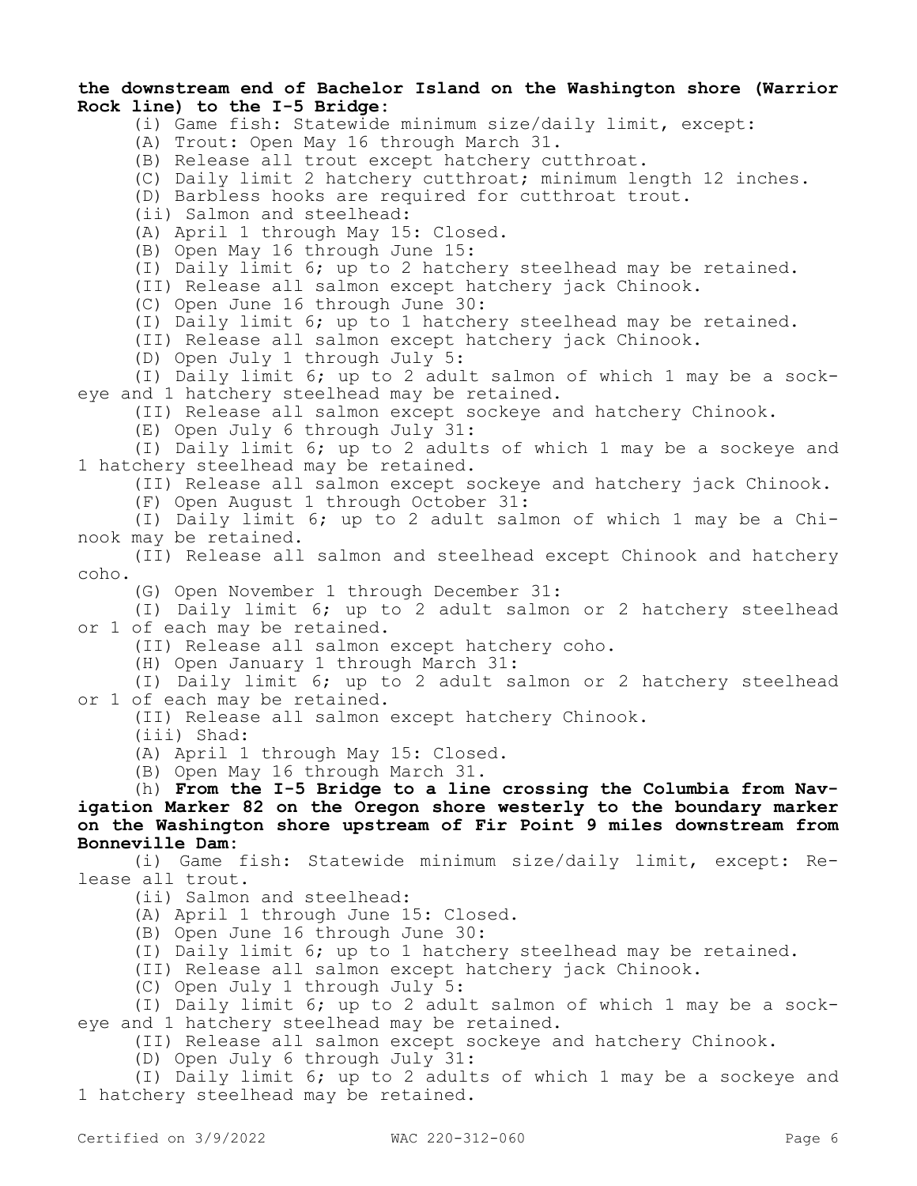**the downstream end of Bachelor Island on the Washington shore (Warrior Rock line) to the I-5 Bridge:**

(i) Game fish: Statewide minimum size/daily limit, except:

(A) Trout: Open May 16 through March 31.

(B) Release all trout except hatchery cutthroat.

(C) Daily limit 2 hatchery cutthroat; minimum length 12 inches.

(D) Barbless hooks are required for cutthroat trout.

(ii) Salmon and steelhead:

(A) April 1 through May 15: Closed.

(B) Open May 16 through June 15:

(I) Daily limit 6; up to 2 hatchery steelhead may be retained.

(II) Release all salmon except hatchery jack Chinook.

(C) Open June 16 through June 30:

(I) Daily limit 6; up to 1 hatchery steelhead may be retained.

(II) Release all salmon except hatchery jack Chinook.

(D) Open July 1 through July 5:

(I) Daily limit 6; up to 2 adult salmon of which 1 may be a sockeye and 1 hatchery steelhead may be retained.

(II) Release all salmon except sockeye and hatchery Chinook.

(E) Open July 6 through July 31:

(I) Daily limit 6; up to 2 adults of which 1 may be a sockeye and 1 hatchery steelhead may be retained.

(II) Release all salmon except sockeye and hatchery jack Chinook.

(F) Open August 1 through October 31:

(I) Daily limit 6; up to 2 adult salmon of which 1 may be a Chinook may be retained.

(II) Release all salmon and steelhead except Chinook and hatchery coho.

(G) Open November 1 through December 31:

(I) Daily limit 6; up to 2 adult salmon or 2 hatchery steelhead or 1 of each may be retained.

(II) Release all salmon except hatchery coho.

(H) Open January 1 through March 31:

(I) Daily limit 6; up to 2 adult salmon or 2 hatchery steelhead or 1 of each may be retained.

(II) Release all salmon except hatchery Chinook.

(iii) Shad:

(A) April 1 through May 15: Closed.

(B) Open May 16 through March 31.

(h) **From the I-5 Bridge to a line crossing the Columbia from Navigation Marker 82 on the Oregon shore westerly to the boundary marker on the Washington shore upstream of Fir Point 9 miles downstream from Bonneville Dam:**

(i) Game fish: Statewide minimum size/daily limit, except: Release all trout.

(ii) Salmon and steelhead:

(A) April 1 through June 15: Closed.

(B) Open June 16 through June 30:

(I) Daily limit 6; up to 1 hatchery steelhead may be retained.

(II) Release all salmon except hatchery jack Chinook.

(C) Open July 1 through July 5:

(I) Daily limit 6; up to 2 adult salmon of which 1 may be a sockeye and 1 hatchery steelhead may be retained.

(II) Release all salmon except sockeye and hatchery Chinook.

(D) Open July 6 through July 31:

(I) Daily limit 6; up to 2 adults of which 1 may be a sockeye and 1 hatchery steelhead may be retained.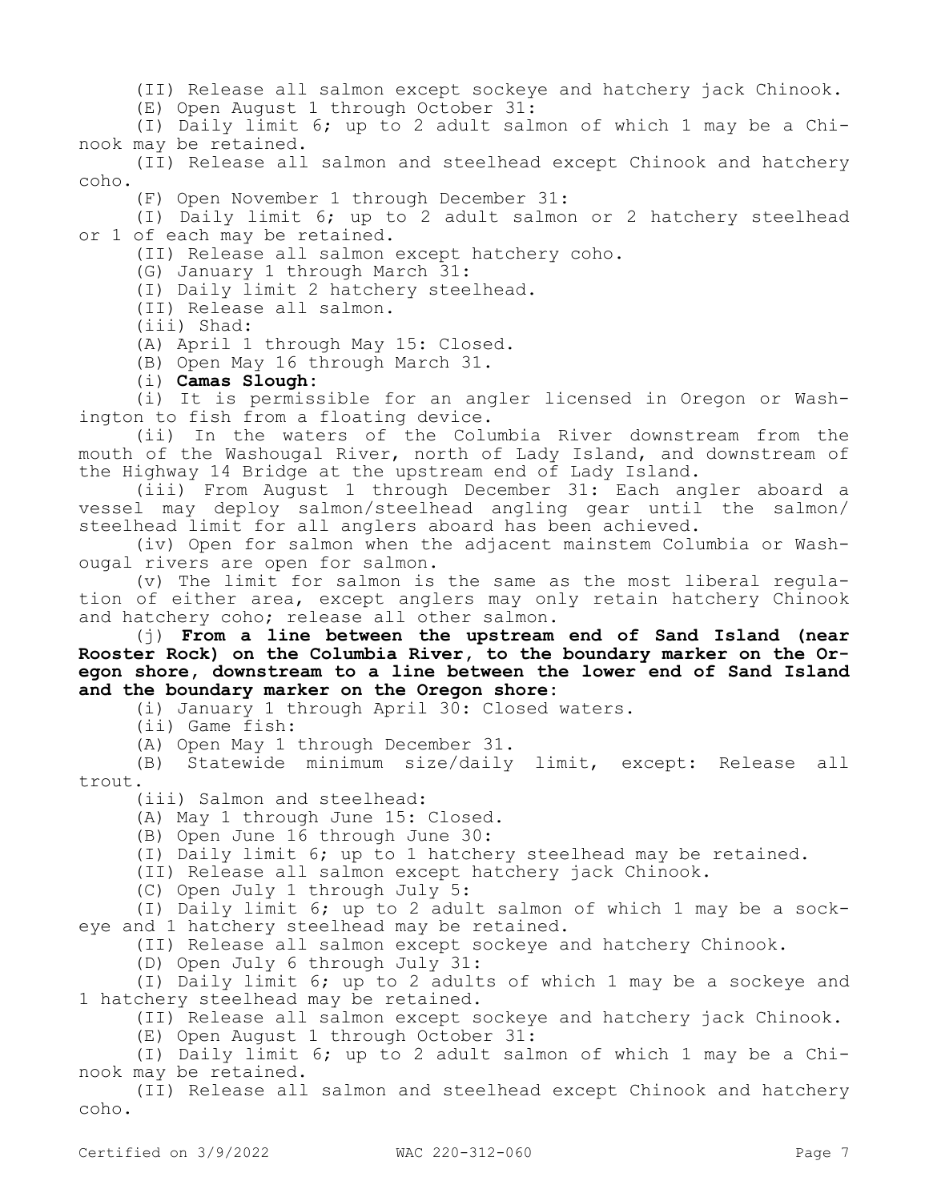(II) Release all salmon except sockeye and hatchery jack Chinook.

(E) Open August 1 through October 31:

(I) Daily limit 6; up to 2 adult salmon of which 1 may be a Chinook may be retained.

(II) Release all salmon and steelhead except Chinook and hatchery coho.

(F) Open November 1 through December 31:

(I) Daily limit 6; up to 2 adult salmon or 2 hatchery steelhead or 1 of each may be retained.

(II) Release all salmon except hatchery coho.

(G) January 1 through March 31:

(I) Daily limit 2 hatchery steelhead.

(II) Release all salmon.

(iii) Shad:

(A) April 1 through May 15: Closed.

(B) Open May 16 through March 31.

(i) **Camas Slough:**

(i) It is permissible for an angler licensed in Oregon or Washington to fish from a floating device.

(ii) In the waters of the Columbia River downstream from the mouth of the Washougal River, north of Lady Island, and downstream of the Highway 14 Bridge at the upstream end of Lady Island.

(iii) From August 1 through December 31: Each angler aboard a vessel may deploy salmon/steelhead angling gear until the salmon/steelhead limit for all anglers aboard has been achieved.

(iv) Open for salmon when the adjacent mainstem Columbia or Washougal rivers are open for salmon.

(v) The limit for salmon is the same as the most liberal regulation of either area, except anglers may only retain hatchery Chinook and hatchery coho; release all other salmon.

(j) **From a line between the upstream end of Sand Island (near Rooster Rock) on the Columbia River, to the boundary marker on the Oregon shore, downstream to a line between the lower end of Sand Island and the boundary marker on the Oregon shore:**

(i) January 1 through April 30: Closed waters.

(ii) Game fish:

(A) Open May 1 through December 31.

(B) Statewide minimum size/daily limit, except: Release all trout.

(iii) Salmon and steelhead:

(A) May 1 through June 15: Closed.

(B) Open June 16 through June 30:

(I) Daily limit 6; up to 1 hatchery steelhead may be retained.

(II) Release all salmon except hatchery jack Chinook.

(C) Open July 1 through July 5:

(I) Daily limit 6; up to 2 adult salmon of which 1 may be a sockeye and 1 hatchery steelhead may be retained.

(II) Release all salmon except sockeye and hatchery Chinook.

(D) Open July 6 through July 31:

(I) Daily limit 6; up to 2 adults of which 1 may be a sockeye and 1 hatchery steelhead may be retained.

(II) Release all salmon except sockeye and hatchery jack Chinook.

(E) Open August 1 through October 31:

(I) Daily limit 6; up to 2 adult salmon of which 1 may be a Chinook may be retained.

(II) Release all salmon and steelhead except Chinook and hatchery coho.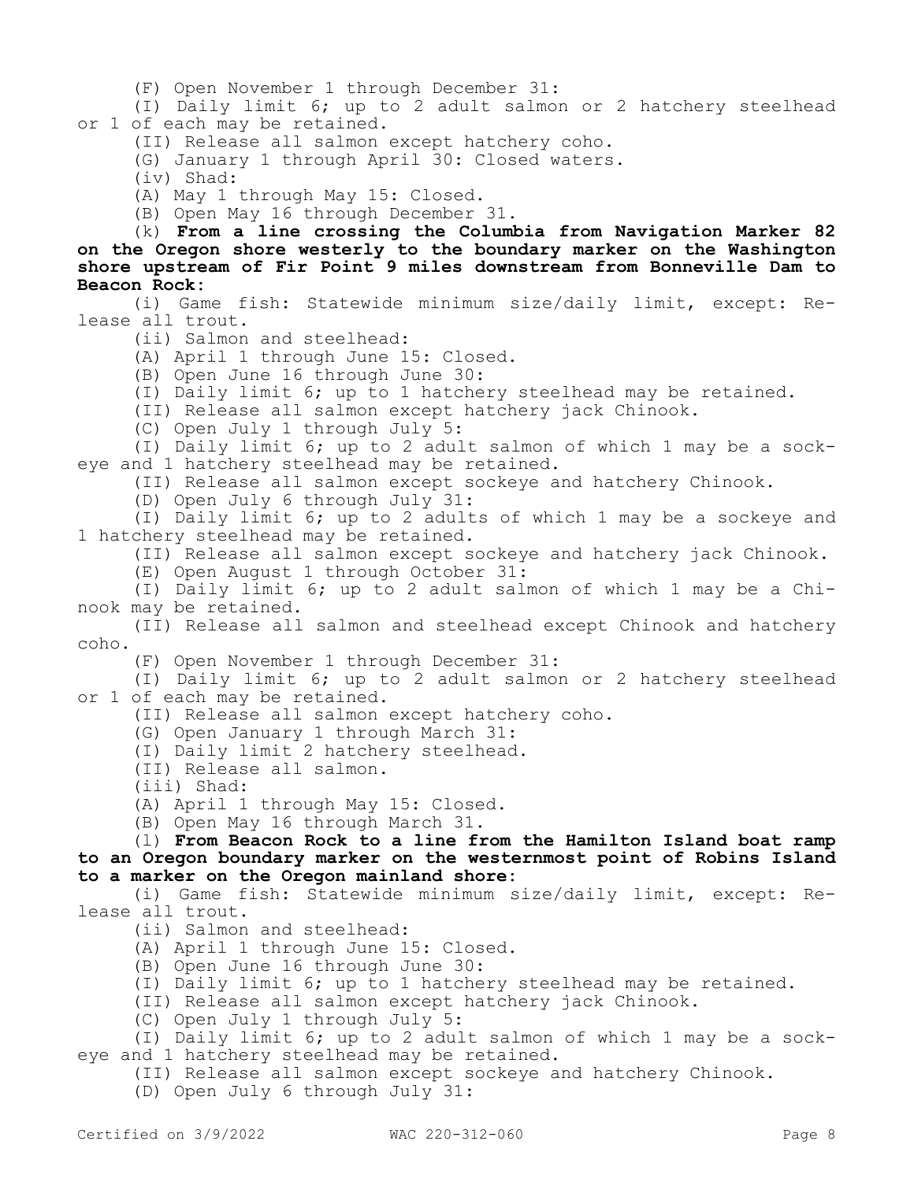(F) Open November 1 through December 31:

(I) Daily limit 6; up to 2 adult salmon or 2 hatchery steelhead or 1 of each may be retained.

(II) Release all salmon except hatchery coho.

(G) January 1 through April 30: Closed waters.

(iv) Shad:

(A) May 1 through May 15: Closed.

(B) Open May 16 through December 31.

(k) **From a line crossing the Columbia from Navigation Marker 82 on the Oregon shore westerly to the boundary marker on the Washington shore upstream of Fir Point 9 miles downstream from Bonneville Dam to Beacon Rock:**

(i) Game fish: Statewide minimum size/daily limit, except: Release all trout.

(ii) Salmon and steelhead:

(A) April 1 through June 15: Closed.

(B) Open June 16 through June 30:

(I) Daily limit 6; up to 1 hatchery steelhead may be retained.

(II) Release all salmon except hatchery jack Chinook.

(C) Open July 1 through July 5:

(I) Daily limit 6; up to 2 adult salmon of which 1 may be a sockeye and 1 hatchery steelhead may be retained.

(II) Release all salmon except sockeye and hatchery Chinook.

(D) Open July 6 through July 31:

(I) Daily limit 6; up to 2 adults of which 1 may be a sockeye and 1 hatchery steelhead may be retained.

(II) Release all salmon except sockeye and hatchery jack Chinook.

(E) Open August 1 through October 31:

(I) Daily limit 6; up to 2 adult salmon of which 1 may be a Chinook may be retained.

(II) Release all salmon and steelhead except Chinook and hatchery coho.

(F) Open November 1 through December 31:

(I) Daily limit 6; up to 2 adult salmon or 2 hatchery steelhead or 1 of each may be retained.

(II) Release all salmon except hatchery coho.

(G) Open January 1 through March 31:

(I) Daily limit 2 hatchery steelhead.

(II) Release all salmon.

(iii) Shad:

(A) April 1 through May 15: Closed.

(B) Open May 16 through March 31.

(l) **From Beacon Rock to a line from the Hamilton Island boat ramp to an Oregon boundary marker on the westernmost point of Robins Island to a marker on the Oregon mainland shore:**

(i) Game fish: Statewide minimum size/daily limit, except: Release all trout.

(ii) Salmon and steelhead:

(A) April 1 through June 15: Closed.

(B) Open June 16 through June 30:

(I) Daily limit 6; up to 1 hatchery steelhead may be retained.

(II) Release all salmon except hatchery jack Chinook.

(C) Open July 1 through July 5:

(I) Daily limit 6; up to 2 adult salmon of which 1 may be a sockeye and 1 hatchery steelhead may be retained.

(II) Release all salmon except sockeye and hatchery Chinook.

(D) Open July 6 through July 31: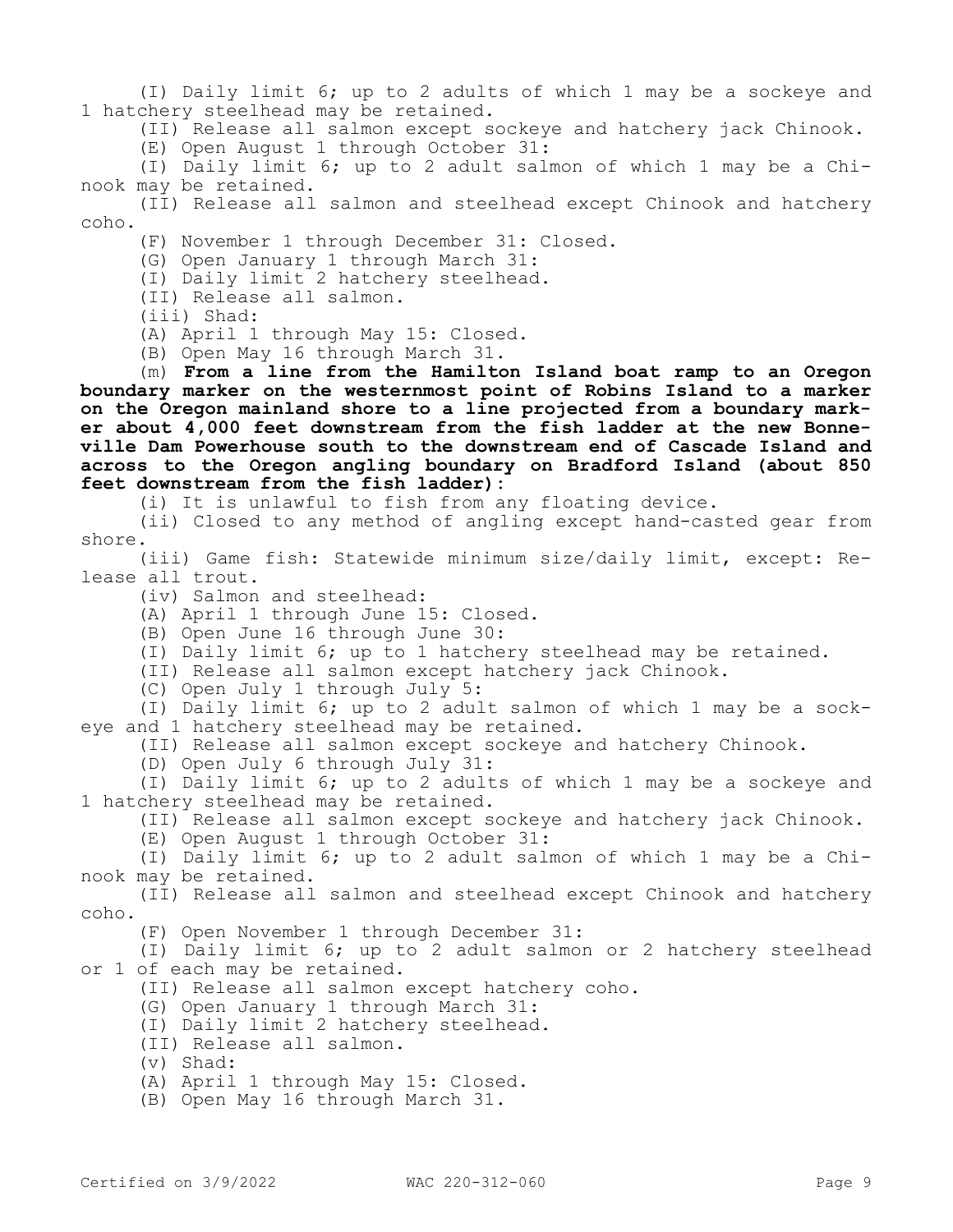(I) Daily limit 6; up to 2 adults of which 1 may be a sockeye and 1 hatchery steelhead may be retained.

(II) Release all salmon except sockeye and hatchery jack Chinook.

(E) Open August 1 through October 31:

(I) Daily limit 6; up to 2 adult salmon of which 1 may be a Chinook may be retained.

(II) Release all salmon and steelhead except Chinook and hatchery coho.

(F) November 1 through December 31: Closed.

(G) Open January 1 through March 31:

(I) Daily limit 2 hatchery steelhead.

(II) Release all salmon.

(iii) Shad:

(A) April 1 through May 15: Closed.

(B) Open May 16 through March 31.

(m) **From a line from the Hamilton Island boat ramp to an Oregon boundary marker on the westernmost point of Robins Island to a marker on the Oregon mainland shore to a line projected from a boundary marker about 4,000 feet downstream from the fish ladder at the new Bonneville Dam Powerhouse south to the downstream end of Cascade Island and across to the Oregon angling boundary on Bradford Island (about 850 feet downstream from the fish ladder):**

(i) It is unlawful to fish from any floating device.

(ii) Closed to any method of angling except hand-casted gear from shore.

(iii) Game fish: Statewide minimum size/daily limit, except: Release all trout.

(iv) Salmon and steelhead:

(A) April 1 through June 15: Closed.

(B) Open June 16 through June 30:

(I) Daily limit 6; up to 1 hatchery steelhead may be retained.

(II) Release all salmon except hatchery jack Chinook.

(C) Open July 1 through July 5:

(I) Daily limit 6; up to 2 adult salmon of which 1 may be a sockeye and 1 hatchery steelhead may be retained.

(II) Release all salmon except sockeye and hatchery Chinook.

(D) Open July 6 through July 31:

(I) Daily limit 6; up to 2 adults of which 1 may be a sockeye and 1 hatchery steelhead may be retained.

(II) Release all salmon except sockeye and hatchery jack Chinook.

(E) Open August 1 through October 31:

(I) Daily limit 6; up to 2 adult salmon of which 1 may be a Chinook may be retained.

(II) Release all salmon and steelhead except Chinook and hatchery coho.

(F) Open November 1 through December 31:

(I) Daily limit 6; up to 2 adult salmon or 2 hatchery steelhead or 1 of each may be retained.

(II) Release all salmon except hatchery coho.

(G) Open January 1 through March 31:

(I) Daily limit 2 hatchery steelhead.

(II) Release all salmon.

(v) Shad:

(A) April 1 through May 15: Closed.

(B) Open May 16 through March 31.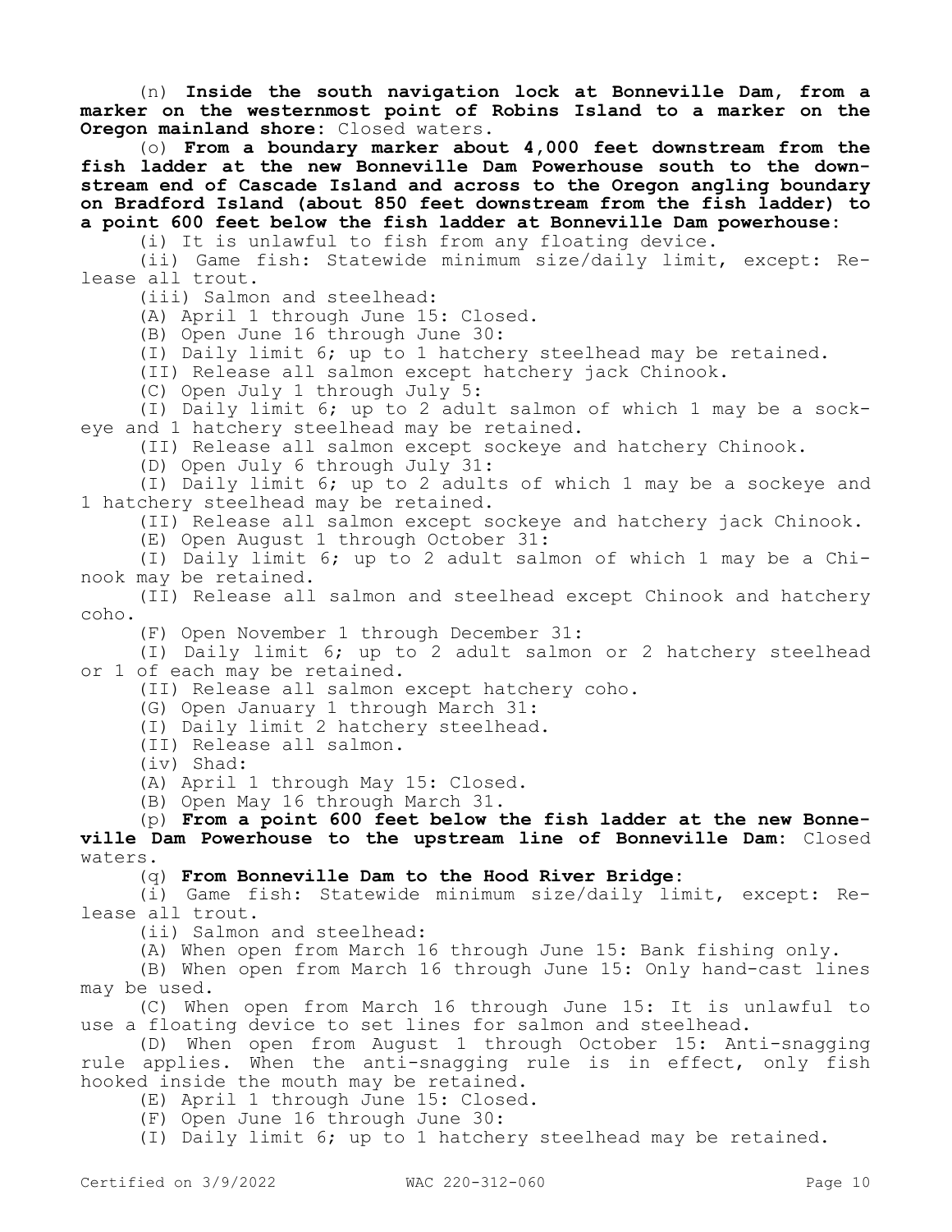(n) **Inside the south navigation lock at Bonneville Dam, from a marker on the westernmost point of Robins Island to a marker on the Oregon mainland shore:** Closed waters.

(o) **From a boundary marker about 4,000 feet downstream from the fish ladder at the new Bonneville Dam Powerhouse south to the downstream end of Cascade Island and across to the Oregon angling boundary on Bradford Island (about 850 feet downstream from the fish ladder) to a point 600 feet below the fish ladder at Bonneville Dam powerhouse:**

(i) It is unlawful to fish from any floating device.

(ii) Game fish: Statewide minimum size/daily limit, except: Release all trout.

(iii) Salmon and steelhead:

(A) April 1 through June 15: Closed.

(B) Open June 16 through June 30:

(I) Daily limit 6; up to 1 hatchery steelhead may be retained.

(II) Release all salmon except hatchery jack Chinook.

(C) Open July 1 through July 5:

(I) Daily limit 6; up to 2 adult salmon of which 1 may be a sockeye and 1 hatchery steelhead may be retained.

(II) Release all salmon except sockeye and hatchery Chinook.

(D) Open July 6 through July 31:

(I) Daily limit 6; up to 2 adults of which 1 may be a sockeye and 1 hatchery steelhead may be retained.

(II) Release all salmon except sockeye and hatchery jack Chinook.

(E) Open August 1 through October 31:

(I) Daily limit 6; up to 2 adult salmon of which 1 may be a Chinook may be retained.

(II) Release all salmon and steelhead except Chinook and hatchery coho.

(F) Open November 1 through December 31:

(I) Daily limit 6; up to 2 adult salmon or 2 hatchery steelhead or 1 of each may be retained.

(II) Release all salmon except hatchery coho.

(G) Open January 1 through March 31:

(I) Daily limit 2 hatchery steelhead.

(II) Release all salmon.

(iv) Shad:

(A) April 1 through May 15: Closed.

(B) Open May 16 through March 31.

(p) **From a point 600 feet below the fish ladder at the new Bonneville Dam Powerhouse to the upstream line of Bonneville Dam:** Closed waters.

(q) **From Bonneville Dam to the Hood River Bridge:**

(i) Game fish: Statewide minimum size/daily limit, except: Release all trout.

(ii) Salmon and steelhead:

(A) When open from March 16 through June 15: Bank fishing only.

(B) When open from March 16 through June 15: Only hand-cast lines may be used.

(C) When open from March 16 through June 15: It is unlawful to use a floating device to set lines for salmon and steelhead.

(D) When open from August 1 through October 15: Anti-snagging rule applies. When the anti-snagging rule is in effect, only fish hooked inside the mouth may be retained.

(E) April 1 through June 15: Closed.

(F) Open June 16 through June 30:

(I) Daily limit 6; up to 1 hatchery steelhead may be retained.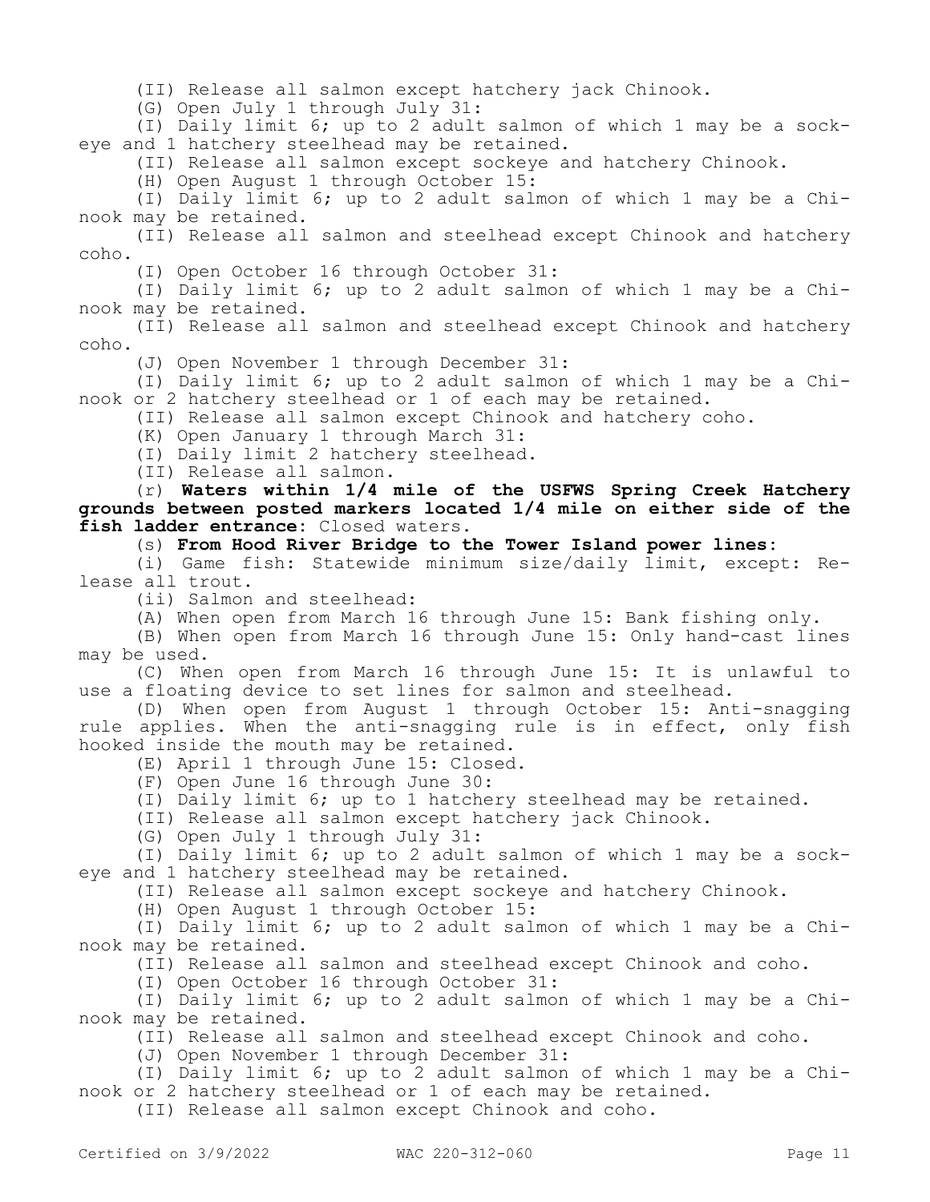(II) Release all salmon except hatchery jack Chinook.

(G) Open July 1 through July 31:

(I) Daily limit 6; up to 2 adult salmon of which 1 may be a sockeye and 1 hatchery steelhead may be retained.

(II) Release all salmon except sockeye and hatchery Chinook.

(H) Open August 1 through October 15:

(I) Daily limit 6; up to 2 adult salmon of which 1 may be a Chinook may be retained.

(II) Release all salmon and steelhead except Chinook and hatchery coho.

(I) Open October 16 through October 31:

(I) Daily limit 6; up to 2 adult salmon of which 1 may be a Chinook may be retained.

(II) Release all salmon and steelhead except Chinook and hatchery coho.

(J) Open November 1 through December 31:

(I) Daily limit 6; up to 2 adult salmon of which 1 may be a Chinook or 2 hatchery steelhead or 1 of each may be retained.

(II) Release all salmon except Chinook and hatchery coho.

(K) Open January 1 through March 31:

(I) Daily limit 2 hatchery steelhead.

(II) Release all salmon.

(r) **Waters within 1/4 mile of the USFWS Spring Creek Hatchery grounds between posted markers located 1/4 mile on either side of the fish ladder entrance**: Closed waters.

(s) **From Hood River Bridge to the Tower Island power lines**:

(i) Game fish: Statewide minimum size/daily limit, except: Release all trout.

(ii) Salmon and steelhead:

(A) When open from March 16 through June 15: Bank fishing only.

(B) When open from March 16 through June 15: Only hand-cast lines may be used.

(C) When open from March 16 through June 15: It is unlawful to use a floating device to set lines for salmon and steelhead.

(D) When open from August 1 through October 15: Anti-snagging rule applies. When the anti-snagging rule is in effect, only fish hooked inside the mouth may be retained.

(E) April 1 through June 15: Closed.

(F) Open June 16 through June 30:

(I) Daily limit 6; up to 1 hatchery steelhead may be retained.

(II) Release all salmon except hatchery jack Chinook.

(G) Open July 1 through July 31:

(I) Daily limit 6; up to 2 adult salmon of which 1 may be a sockeye and 1 hatchery steelhead may be retained.

(II) Release all salmon except sockeye and hatchery Chinook.

(H) Open August 1 through October 15:

(I) Daily limit 6; up to 2 adult salmon of which 1 may be a Chinook may be retained.

(II) Release all salmon and steelhead except Chinook and coho.

(I) Open October 16 through October 31:

(I) Daily limit 6; up to 2 adult salmon of which 1 may be a Chinook may be retained.

(II) Release all salmon and steelhead except Chinook and coho.

(J) Open November 1 through December 31:

(I) Daily limit 6; up to 2 adult salmon of which 1 may be a Chinook or 2 hatchery steelhead or 1 of each may be retained.

(II) Release all salmon except Chinook and coho.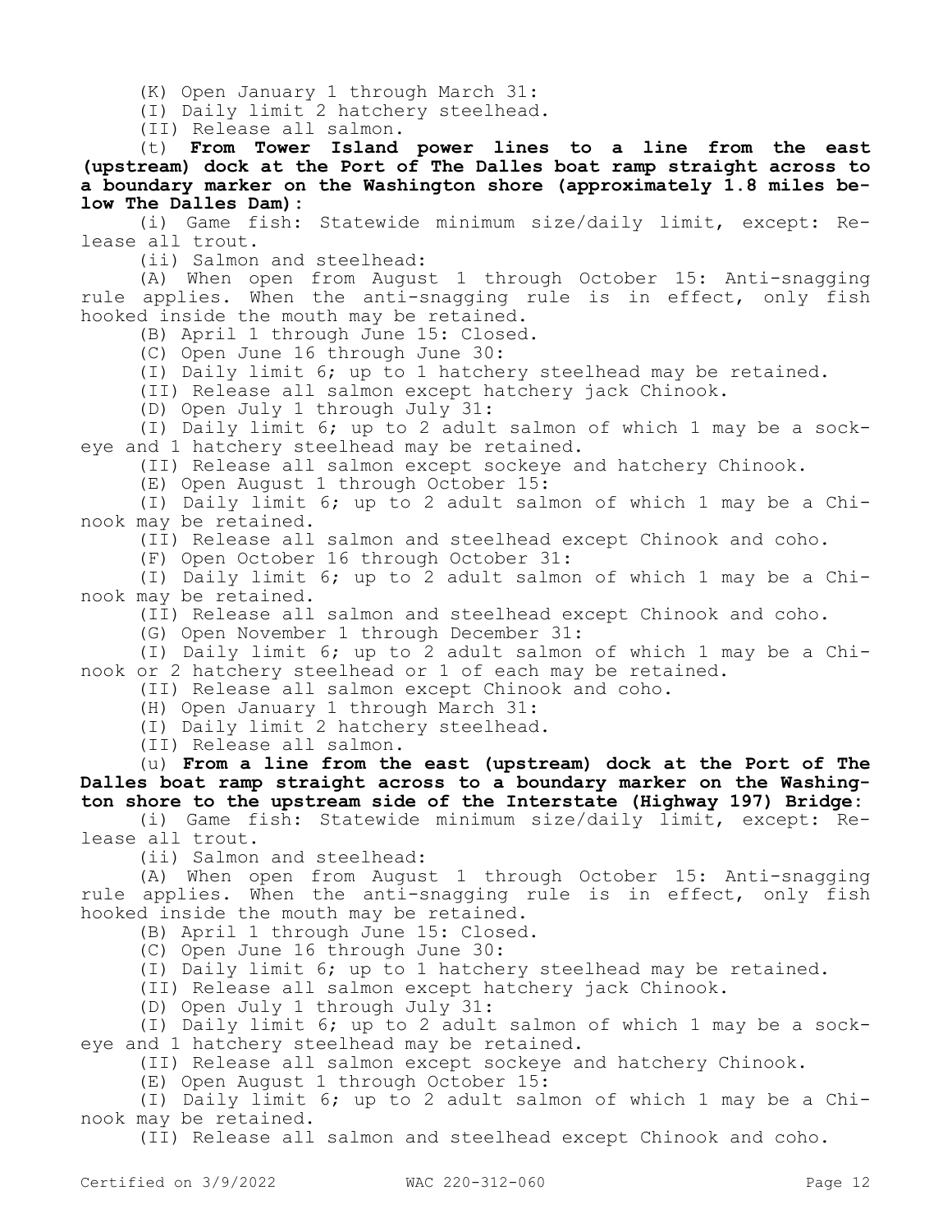(K) Open January 1 through March 31:

(I) Daily limit 2 hatchery steelhead.

(II) Release all salmon.

(t) **From Tower Island power lines to a line from the east (upstream) dock at the Port of The Dalles boat ramp straight across to a boundary marker on the Washington shore (approximately 1.8 miles below The Dalles Dam):**

(i) Game fish: Statewide minimum size/daily limit, except: Release all trout.

(ii) Salmon and steelhead:

(A) When open from August 1 through October 15: Anti-snagging rule applies. When the anti-snagging rule is in effect, only fish hooked inside the mouth may be retained.

(B) April 1 through June 15: Closed.

(C) Open June 16 through June 30:

(I) Daily limit 6; up to 1 hatchery steelhead may be retained.

(II) Release all salmon except hatchery jack Chinook.

(D) Open July 1 through July 31:

(I) Daily limit 6; up to 2 adult salmon of which 1 may be a sockeye and 1 hatchery steelhead may be retained.

(II) Release all salmon except sockeye and hatchery Chinook.

(E) Open August 1 through October 15:

(I) Daily limit 6; up to 2 adult salmon of which 1 may be a Chinook may be retained.

(II) Release all salmon and steelhead except Chinook and coho.

(F) Open October 16 through October 31:

(I) Daily limit 6; up to 2 adult salmon of which 1 may be a Chinook may be retained.

(II) Release all salmon and steelhead except Chinook and coho.

(G) Open November 1 through December 31:

(I) Daily limit 6; up to 2 adult salmon of which 1 may be a Chinook or 2 hatchery steelhead or 1 of each may be retained.

(II) Release all salmon except Chinook and coho.

(H) Open January 1 through March 31:

(I) Daily limit 2 hatchery steelhead.

(II) Release all salmon.

(u) **From a line from the east (upstream) dock at the Port of The Dalles boat ramp straight across to a boundary marker on the Washington shore to the upstream side of the Interstate (Highway 197) Bridge:**

(i) Game fish: Statewide minimum size/daily limit, except: Release all trout.

(ii) Salmon and steelhead:

(A) When open from August 1 through October 15: Anti-snagging rule applies. When the anti-snagging rule is in effect, only fish hooked inside the mouth may be retained.

(B) April 1 through June 15: Closed.

(C) Open June 16 through June 30:

(I) Daily limit 6; up to 1 hatchery steelhead may be retained.

(II) Release all salmon except hatchery jack Chinook.

(D) Open July 1 through July 31:

(I) Daily limit 6; up to 2 adult salmon of which 1 may be a sockeye and 1 hatchery steelhead may be retained.

(II) Release all salmon except sockeye and hatchery Chinook.

(E) Open August 1 through October 15:

(I) Daily limit 6; up to 2 adult salmon of which 1 may be a Chinook may be retained.

(II) Release all salmon and steelhead except Chinook and coho.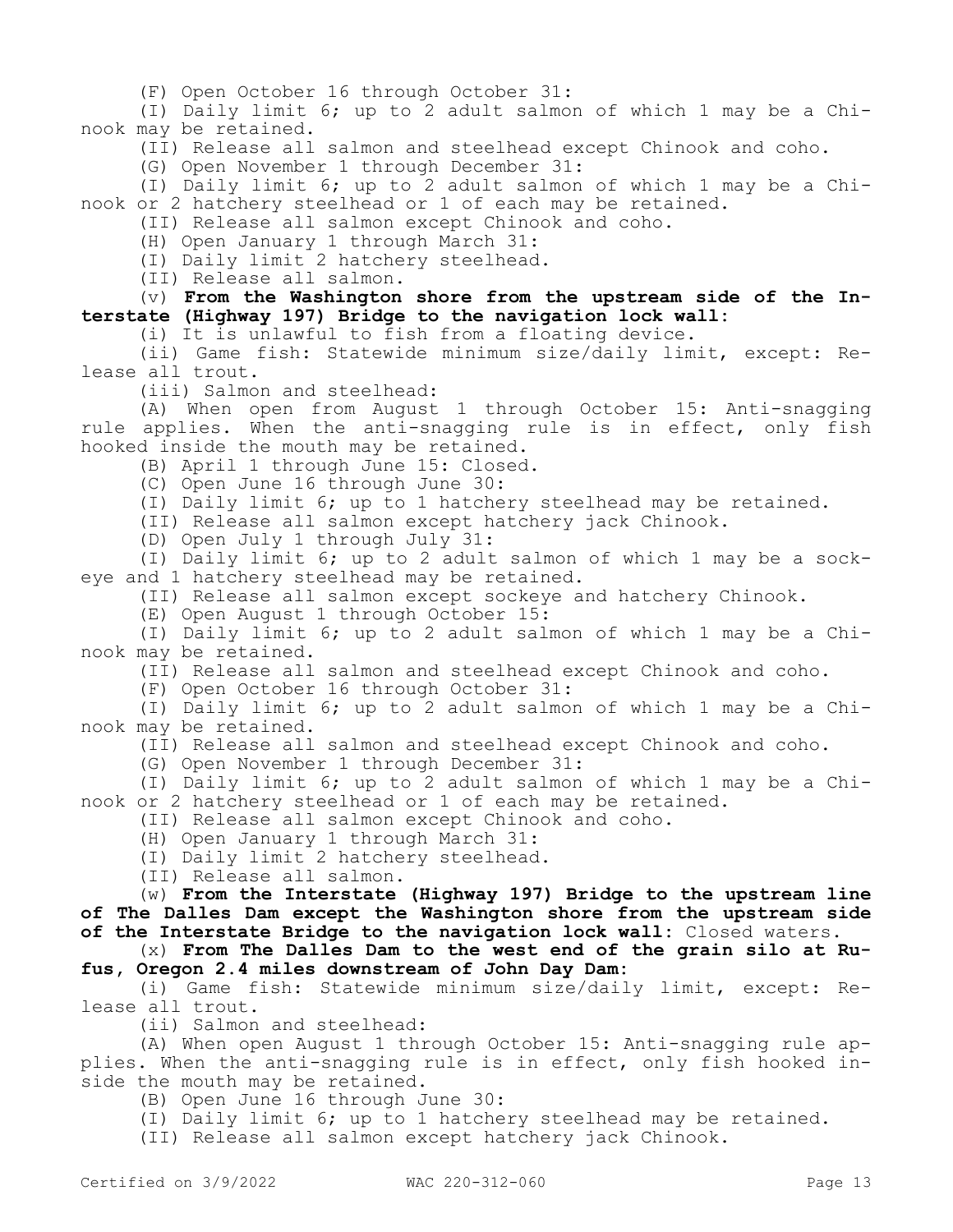(F) Open October 16 through October 31:

(I) Daily limit 6; up to 2 adult salmon of which 1 may be a Chinook may be retained.

(II) Release all salmon and steelhead except Chinook and coho.

(G) Open November 1 through December 31:

(I) Daily limit 6; up to 2 adult salmon of which 1 may be a Chinook or 2 hatchery steelhead or 1 of each may be retained.

(II) Release all salmon except Chinook and coho.

(H) Open January 1 through March 31:

(I) Daily limit 2 hatchery steelhead.

(II) Release all salmon.

(v) **From the Washington shore from the upstream side of the Interstate (Highway 197) Bridge to the navigation lock wall:**

(i) It is unlawful to fish from a floating device.

(ii) Game fish: Statewide minimum size/daily limit, except: Release all trout.

(iii) Salmon and steelhead:

(A) When open from August 1 through October 15: Anti-snagging rule applies. When the anti-snagging rule is in effect, only fish hooked inside the mouth may be retained.

(B) April 1 through June 15: Closed.

(C) Open June 16 through June 30:

(I) Daily limit 6; up to 1 hatchery steelhead may be retained.

(II) Release all salmon except hatchery jack Chinook.

(D) Open July 1 through July 31:

(I) Daily limit 6; up to 2 adult salmon of which 1 may be a sockeye and 1 hatchery steelhead may be retained.

(II) Release all salmon except sockeye and hatchery Chinook.

(E) Open August 1 through October 15:

(I) Daily limit 6; up to 2 adult salmon of which 1 may be a Chinook may be retained.

(II) Release all salmon and steelhead except Chinook and coho.

(F) Open October 16 through October 31:

(I) Daily limit 6; up to 2 adult salmon of which 1 may be a Chinook may be retained.

(II) Release all salmon and steelhead except Chinook and coho.

(G) Open November 1 through December 31:

(I) Daily limit 6; up to 2 adult salmon of which 1 may be a Chinook or 2 hatchery steelhead or 1 of each may be retained.

(II) Release all salmon except Chinook and coho.

(H) Open January 1 through March 31:

(I) Daily limit 2 hatchery steelhead.

(II) Release all salmon.

(w) **From the Interstate (Highway 197) Bridge to the upstream line of The Dalles Dam except the Washington shore from the upstream side of the Interstate Bridge to the navigation lock wall:** Closed waters.

(x) **From The Dalles Dam to the west end of the grain silo at Rufus, Oregon 2.4 miles downstream of John Day Dam:**

(i) Game fish: Statewide minimum size/daily limit, except: Release all trout.

(ii) Salmon and steelhead:

(A) When open August 1 through October 15: Anti-snagging rule applies. When the anti-snagging rule is in effect, only fish hooked inside the mouth may be retained.

(B) Open June 16 through June 30:

(I) Daily limit 6; up to 1 hatchery steelhead may be retained.

(II) Release all salmon except hatchery jack Chinook.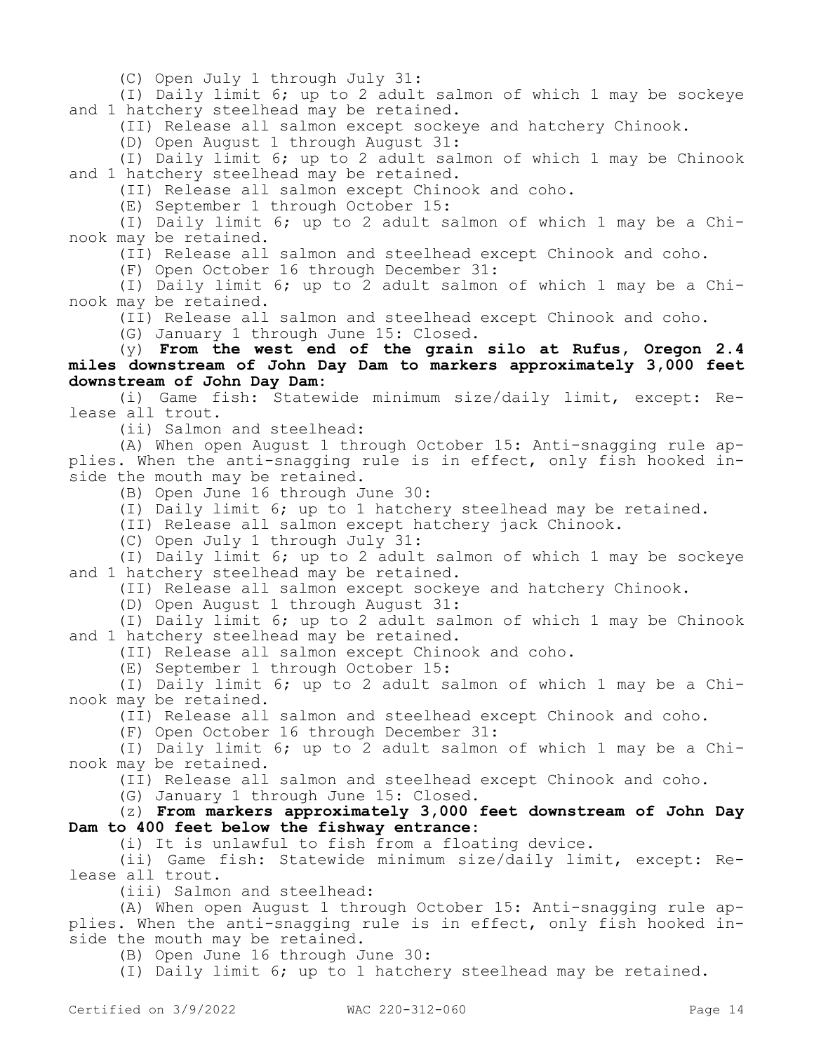(C) Open July 1 through July 31:

(I) Daily limit 6; up to 2 adult salmon of which 1 may be sockeye and 1 hatchery steelhead may be retained.

(II) Release all salmon except sockeye and hatchery Chinook.

(D) Open August 1 through August 31:

(I) Daily limit 6; up to 2 adult salmon of which 1 may be Chinook and 1 hatchery steelhead may be retained.

(II) Release all salmon except Chinook and coho.

(E) September 1 through October 15:

(I) Daily limit 6; up to 2 adult salmon of which 1 may be a Chinook may be retained.

(II) Release all salmon and steelhead except Chinook and coho.

(F) Open October 16 through December 31:

(I) Daily limit 6; up to 2 adult salmon of which 1 may be a Chinook may be retained.

(II) Release all salmon and steelhead except Chinook and coho.

(G) January 1 through June 15: Closed.

(y) **From the west end of the grain silo at Rufus, Oregon 2.4 miles downstream of John Day Dam to markers approximately 3,000 feet downstream of John Day Dam:**

(i) Game fish: Statewide minimum size/daily limit, except: Release all trout.

(ii) Salmon and steelhead:

(A) When open August 1 through October 15: Anti-snagging rule applies. When the anti-snagging rule is in effect, only fish hooked inside the mouth may be retained.

(B) Open June 16 through June 30:

(I) Daily limit 6; up to 1 hatchery steelhead may be retained.

(II) Release all salmon except hatchery jack Chinook.

(C) Open July 1 through July 31:

(I) Daily limit 6; up to 2 adult salmon of which 1 may be sockeye and 1 hatchery steelhead may be retained.

(II) Release all salmon except sockeye and hatchery Chinook.

(D) Open August 1 through August 31:

(I) Daily limit 6; up to 2 adult salmon of which 1 may be Chinook and 1 hatchery steelhead may be retained.

(II) Release all salmon except Chinook and coho.

(E) September 1 through October 15:

(I) Daily limit 6; up to 2 adult salmon of which 1 may be a Chinook may be retained.

(II) Release all salmon and steelhead except Chinook and coho.

(F) Open October 16 through December 31:

(I) Daily limit 6; up to 2 adult salmon of which 1 may be a Chinook may be retained.

(II) Release all salmon and steelhead except Chinook and coho.

(G) January 1 through June 15: Closed.

(z) **From markers approximately 3,000 feet downstream of John Day Dam to 400 feet below the fishway entrance:**

(i) It is unlawful to fish from a floating device.

(ii) Game fish: Statewide minimum size/daily limit, except: Release all trout.

(iii) Salmon and steelhead:

(A) When open August 1 through October 15: Anti-snagging rule applies. When the anti-snagging rule is in effect, only fish hooked inside the mouth may be retained.

(B) Open June 16 through June 30:

(I) Daily limit 6; up to 1 hatchery steelhead may be retained.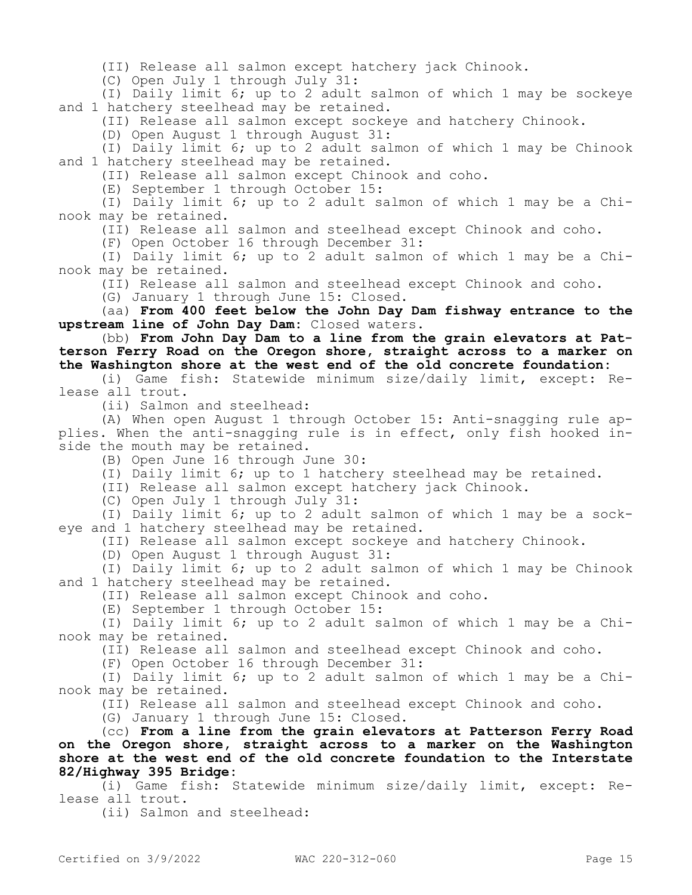(II) Release all salmon except hatchery jack Chinook.

(C) Open July 1 through July 31:

(I) Daily limit 6; up to 2 adult salmon of which 1 may be sockeye and 1 hatchery steelhead may be retained.

(II) Release all salmon except sockeye and hatchery Chinook.

(D) Open August 1 through August 31:

(I) Daily limit 6; up to 2 adult salmon of which 1 may be Chinook and 1 hatchery steelhead may be retained.

(II) Release all salmon except Chinook and coho.

(E) September 1 through October 15:

(I) Daily limit 6; up to 2 adult salmon of which 1 may be a Chinook may be retained.

(II) Release all salmon and steelhead except Chinook and coho.

(F) Open October 16 through December 31:

(I) Daily limit 6; up to 2 adult salmon of which 1 may be a Chinook may be retained.

(II) Release all salmon and steelhead except Chinook and coho.

(G) January 1 through June 15: Closed.

(aa) **From 400 feet below the John Day Dam fishway entrance to the upstream line of John Day Dam**: Closed waters.

(bb) **From John Day Dam to a line from the grain elevators at Patterson Ferry Road on the Oregon shore, straight across to a marker on the Washington shore at the west end of the old concrete foundation**:

(i) Game fish: Statewide minimum size/daily limit, except: Release all trout.

(ii) Salmon and steelhead:

(A) When open August 1 through October 15: Anti-snagging rule applies. When the anti-snagging rule is in effect, only fish hooked inside the mouth may be retained.

(B) Open June 16 through June 30:

(I) Daily limit 6; up to 1 hatchery steelhead may be retained.

(II) Release all salmon except hatchery jack Chinook.

(C) Open July 1 through July 31:

(I) Daily limit 6; up to 2 adult salmon of which 1 may be a sockeye and 1 hatchery steelhead may be retained.

(II) Release all salmon except sockeye and hatchery Chinook.

(D) Open August 1 through August 31:

(I) Daily limit 6; up to 2 adult salmon of which 1 may be Chinook and 1 hatchery steelhead may be retained.

(II) Release all salmon except Chinook and coho.

(E) September 1 through October 15:

(I) Daily limit 6; up to 2 adult salmon of which 1 may be a Chinook may be retained.

(II) Release all salmon and steelhead except Chinook and coho.

(F) Open October 16 through December 31:

(I) Daily limit 6; up to 2 adult salmon of which 1 may be a Chinook may be retained.

(II) Release all salmon and steelhead except Chinook and coho.

(G) January 1 through June 15: Closed.

(cc) **From a line from the grain elevators at Patterson Ferry Road on the Oregon shore, straight across to a marker on the Washington shore at the west end of the old concrete foundation to the Interstate 82/Highway 395 Bridge**:

(i) Game fish: Statewide minimum size/daily limit, except: Release all trout.

(ii) Salmon and steelhead: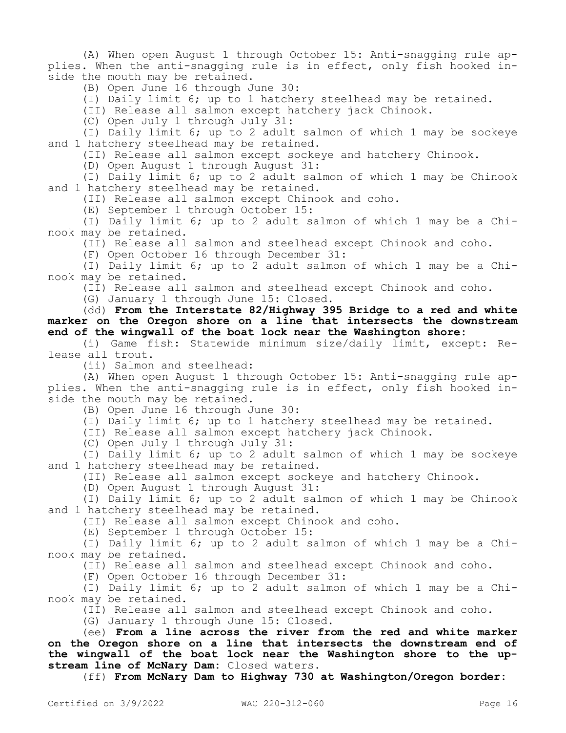(A) When open August 1 through October 15: Anti-snagging rule applies. When the anti-snagging rule is in effect, only fish hooked inside the mouth may be retained.

(B) Open June 16 through June 30:

(I) Daily limit 6; up to 1 hatchery steelhead may be retained.

(II) Release all salmon except hatchery jack Chinook.

(C) Open July 1 through July 31:

(I) Daily limit 6; up to 2 adult salmon of which 1 may be sockeye and 1 hatchery steelhead may be retained.

(II) Release all salmon except sockeye and hatchery Chinook.

(D) Open August 1 through August 31:

(I) Daily limit 6; up to 2 adult salmon of which 1 may be Chinook and 1 hatchery steelhead may be retained.

(II) Release all salmon except Chinook and coho.

(E) September 1 through October 15:

(I) Daily limit 6; up to 2 adult salmon of which 1 may be a Chinook may be retained.

(II) Release all salmon and steelhead except Chinook and coho.

(F) Open October 16 through December 31:

(I) Daily limit 6; up to 2 adult salmon of which 1 may be a Chinook may be retained.

(II) Release all salmon and steelhead except Chinook and coho.

(G) January 1 through June 15: Closed.

(dd) **From the Interstate 82/Highway 395 Bridge to a red and white marker on the Oregon shore on a line that intersects the downstream end of the wingwall of the boat lock near the Washington shore:**

(i) Game fish: Statewide minimum size/daily limit, except: Release all trout.

(ii) Salmon and steelhead:

(A) When open August 1 through October 15: Anti-snagging rule applies. When the anti-snagging rule is in effect, only fish hooked inside the mouth may be retained.

(B) Open June 16 through June 30:

(I) Daily limit 6; up to 1 hatchery steelhead may be retained.

(II) Release all salmon except hatchery jack Chinook.

(C) Open July 1 through July 31:

(I) Daily limit 6; up to 2 adult salmon of which 1 may be sockeye and 1 hatchery steelhead may be retained.

(II) Release all salmon except sockeye and hatchery Chinook.

(D) Open August 1 through August 31:

(I) Daily limit 6; up to 2 adult salmon of which 1 may be Chinook and 1 hatchery steelhead may be retained.

(II) Release all salmon except Chinook and coho.

(E) September 1 through October 15:

(I) Daily limit 6; up to 2 adult salmon of which 1 may be a Chinook may be retained.

(II) Release all salmon and steelhead except Chinook and coho.

(F) Open October 16 through December 31:

(I) Daily limit 6; up to 2 adult salmon of which 1 may be a Chinook may be retained.

(II) Release all salmon and steelhead except Chinook and coho.

(G) January 1 through June 15: Closed.

(ee) **From a line across the river from the red and white marker on the Oregon shore on a line that intersects the downstream end of the wingwall of the boat lock near the Washington shore to the upstream line of McNary Dam:** Closed waters.

(ff) **From McNary Dam to Highway 730 at Washington/Oregon border:**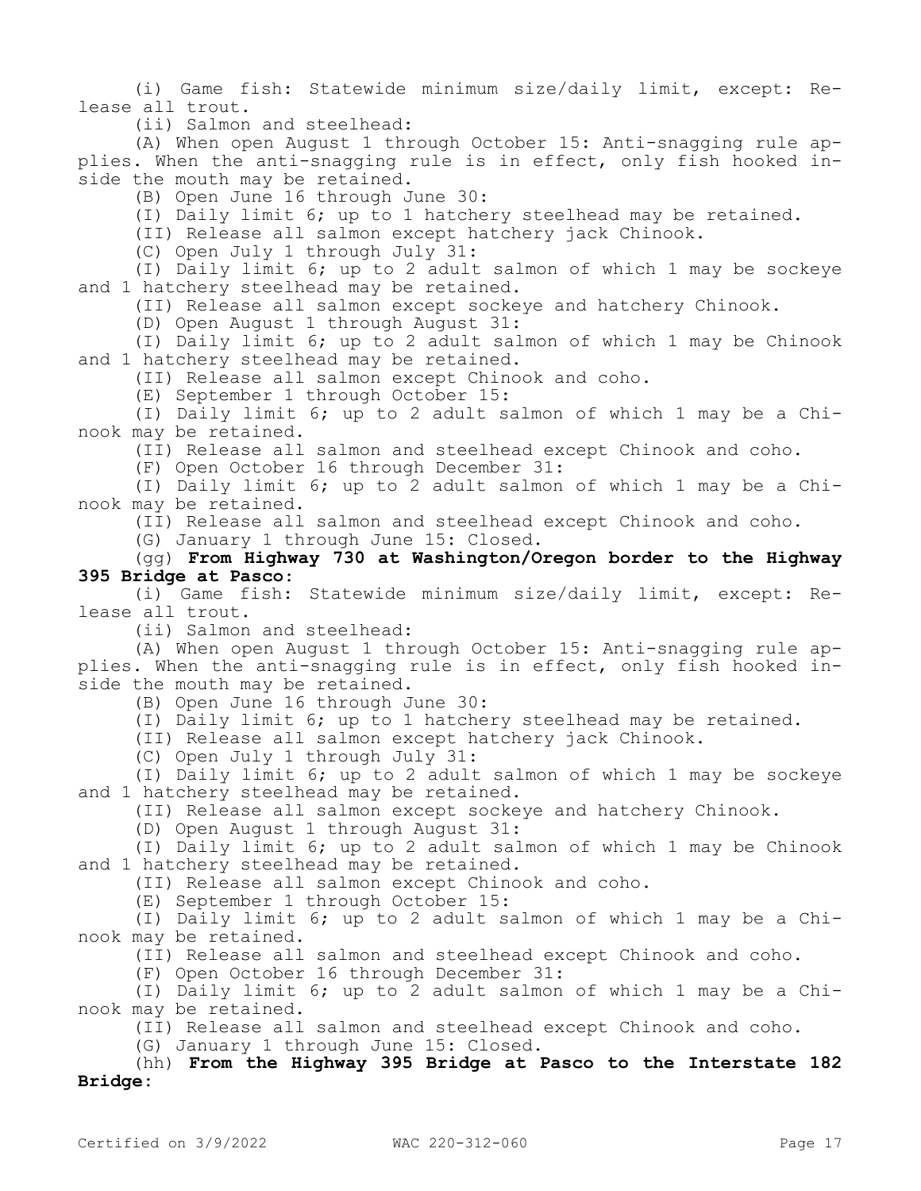(i) Game fish: Statewide minimum size/daily limit, except: Release all trout.

(ii) Salmon and steelhead:

(A) When open August 1 through October 15: Anti-snagging rule applies. When the anti-snagging rule is in effect, only fish hooked inside the mouth may be retained.

(B) Open June 16 through June 30:

(I) Daily limit 6; up to 1 hatchery steelhead may be retained.

(II) Release all salmon except hatchery jack Chinook.

(C) Open July 1 through July 31:

(I) Daily limit 6; up to 2 adult salmon of which 1 may be sockeye and 1 hatchery steelhead may be retained.

(II) Release all salmon except sockeye and hatchery Chinook.

(D) Open August 1 through August 31:

(I) Daily limit 6; up to 2 adult salmon of which 1 may be Chinook and 1 hatchery steelhead may be retained.

(II) Release all salmon except Chinook and coho.

(E) September 1 through October 15:

(I) Daily limit 6; up to 2 adult salmon of which 1 may be a Chinook may be retained.

(II) Release all salmon and steelhead except Chinook and coho.

(F) Open October 16 through December 31:

(I) Daily limit 6; up to 2 adult salmon of which 1 may be a Chinook may be retained.

(II) Release all salmon and steelhead except Chinook and coho.

(G) January 1 through June 15: Closed.

(gg) **From Highway 730 at Washington/Oregon border to the Highway 395 Bridge at Pasco:**

(i) Game fish: Statewide minimum size/daily limit, except: Release all trout.

(ii) Salmon and steelhead:

(A) When open August 1 through October 15: Anti-snagging rule applies. When the anti-snagging rule is in effect, only fish hooked inside the mouth may be retained.

(B) Open June 16 through June 30:

(I) Daily limit 6; up to 1 hatchery steelhead may be retained.

(II) Release all salmon except hatchery jack Chinook.

(C) Open July 1 through July 31:

(I) Daily limit 6; up to 2 adult salmon of which 1 may be sockeye and 1 hatchery steelhead may be retained.

(II) Release all salmon except sockeye and hatchery Chinook.

(D) Open August 1 through August 31:

(I) Daily limit 6; up to 2 adult salmon of which 1 may be Chinook and 1 hatchery steelhead may be retained.

(II) Release all salmon except Chinook and coho.

(E) September 1 through October 15:

(I) Daily limit 6; up to 2 adult salmon of which 1 may be a Chinook may be retained.

(II) Release all salmon and steelhead except Chinook and coho.

(F) Open October 16 through December 31:

(I) Daily limit 6; up to 2 adult salmon of which 1 may be a Chinook may be retained.

(II) Release all salmon and steelhead except Chinook and coho.

(G) January 1 through June 15: Closed.

(hh) **From the Highway 395 Bridge at Pasco to the Interstate 182 Bridge:**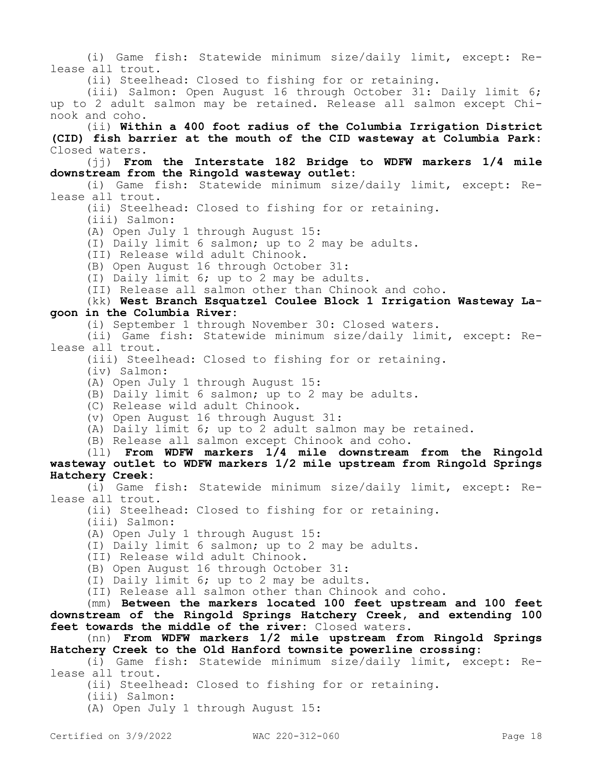(i) Game fish: Statewide minimum size/daily limit, except: Release all trout.

(ii) Steelhead: Closed to fishing for or retaining.

(iii) Salmon: Open August 16 through October 31: Daily limit 6; up to 2 adult salmon may be retained. Release all salmon except Chinook and coho.

(ii) **Within a 400 foot radius of the Columbia Irrigation District (CID) fish barrier at the mouth of the CID wasteway at Columbia Park:** Closed waters.

(jj) **From the Interstate 182 Bridge to WDFW markers 1/4 mile downstream from the Ringold wasteway outlet:**

(i) Game fish: Statewide minimum size/daily limit, except: Release all trout.

(ii) Steelhead: Closed to fishing for or retaining.

(iii) Salmon:

(A) Open July 1 through August 15:

(I) Daily limit 6 salmon; up to 2 may be adults.

(II) Release wild adult Chinook.

(B) Open August 16 through October 31:

(I) Daily limit 6; up to 2 may be adults.

(II) Release all salmon other than Chinook and coho.

(kk) **West Branch Esquatzel Coulee Block 1 Irrigation Wasteway Lagoon in the Columbia River:**

(i) September 1 through November 30: Closed waters.

(ii) Game fish: Statewide minimum size/daily limit, except: Release all trout.

(iii) Steelhead: Closed to fishing for or retaining.

(iv) Salmon:

(A) Open July 1 through August 15:

(B) Daily limit 6 salmon; up to 2 may be adults.

(C) Release wild adult Chinook.

(v) Open August 16 through August 31:

(A) Daily limit 6; up to 2 adult salmon may be retained.

(B) Release all salmon except Chinook and coho.

(ll) **From WDFW markers 1/4 mile downstream from the Ringold wasteway outlet to WDFW markers 1/2 mile upstream from Ringold Springs Hatchery Creek:**

(i) Game fish: Statewide minimum size/daily limit, except: Release all trout.

(ii) Steelhead: Closed to fishing for or retaining.

(iii) Salmon:

(A) Open July 1 through August 15:

(I) Daily limit 6 salmon; up to 2 may be adults.

(II) Release wild adult Chinook.

(B) Open August 16 through October 31:

(I) Daily limit 6; up to 2 may be adults.

(II) Release all salmon other than Chinook and coho.

(mm) **Between the markers located 100 feet upstream and 100 feet downstream of the Ringold Springs Hatchery Creek, and extending 100 feet towards the middle of the river:** Closed waters.

(nn) **From WDFW markers 1/2 mile upstream from Ringold Springs Hatchery Creek to the Old Hanford townsite powerline crossing:**

(i) Game fish: Statewide minimum size/daily limit, except: Release all trout.

(ii) Steelhead: Closed to fishing for or retaining.

(iii) Salmon:

(A) Open July 1 through August 15: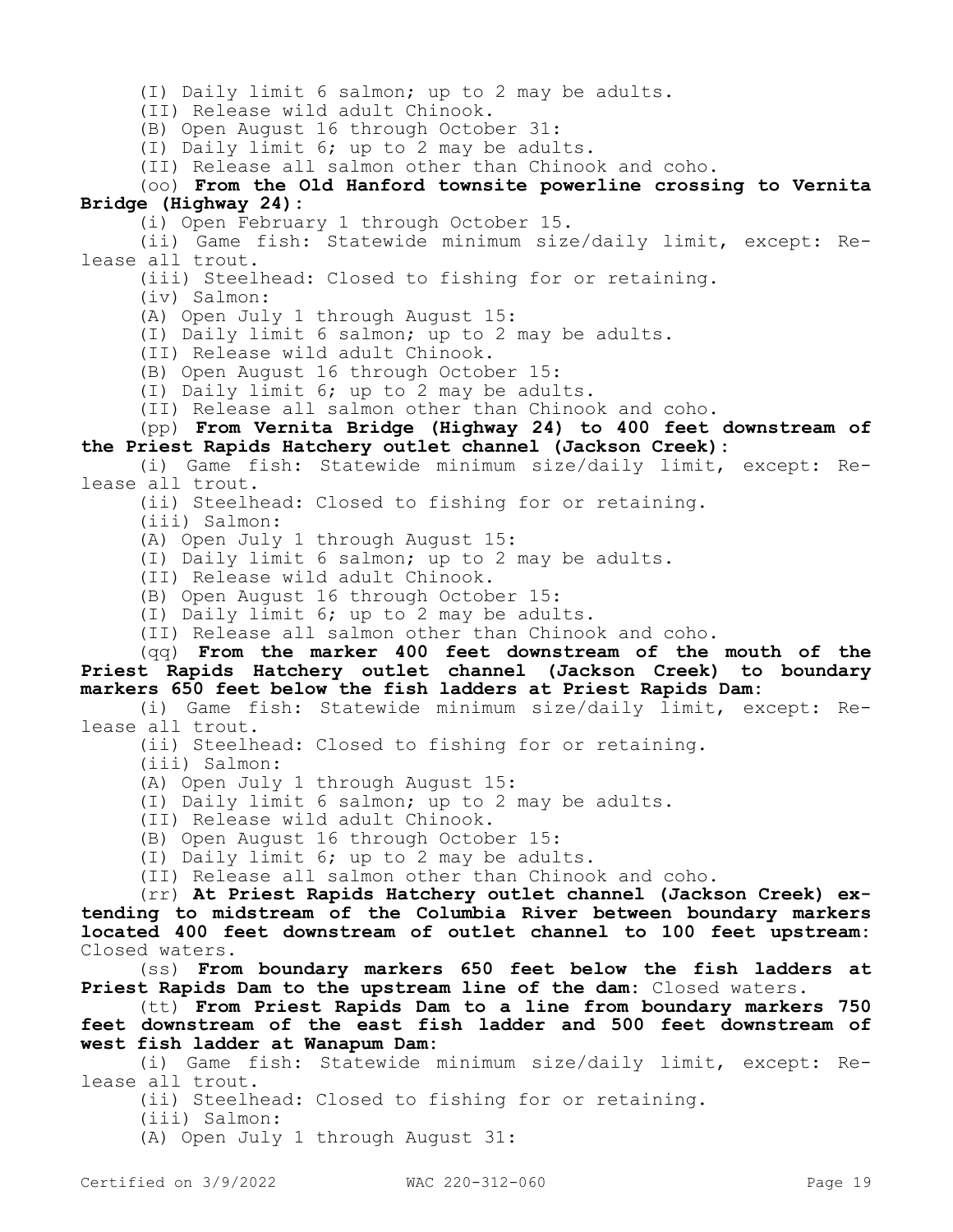(I) Daily limit 6 salmon; up to 2 may be adults.

(II) Release wild adult Chinook.

(B) Open August 16 through October 31:

(I) Daily limit 6; up to 2 may be adults.

(II) Release all salmon other than Chinook and coho.

(oo) **From the Old Hanford townsite powerline crossing to Vernita Bridge (Highway 24):**

(i) Open February 1 through October 15.

(ii) Game fish: Statewide minimum size/daily limit, except: Release all trout.

(iii) Steelhead: Closed to fishing for or retaining.

(iv) Salmon:

(A) Open July 1 through August 15:

(I) Daily limit 6 salmon; up to 2 may be adults.

(II) Release wild adult Chinook.

(B) Open August 16 through October 15:

(I) Daily limit 6; up to 2 may be adults.

(II) Release all salmon other than Chinook and coho.

(pp) **From Vernita Bridge (Highway 24) to 400 feet downstream of the Priest Rapids Hatchery outlet channel (Jackson Creek):**

(i) Game fish: Statewide minimum size/daily limit, except: Release all trout.

(ii) Steelhead: Closed to fishing for or retaining.

(iii) Salmon:

(A) Open July 1 through August 15:

(I) Daily limit 6 salmon; up to 2 may be adults.

(II) Release wild adult Chinook.

(B) Open August 16 through October 15:

(I) Daily limit 6; up to 2 may be adults.

(II) Release all salmon other than Chinook and coho.

(qq) **From the marker 400 feet downstream of the mouth of the Priest Rapids Hatchery outlet channel (Jackson Creek) to boundary markers 650 feet below the fish ladders at Priest Rapids Dam:**

(i) Game fish: Statewide minimum size/daily limit, except: Release all trout.

(ii) Steelhead: Closed to fishing for or retaining.

(iii) Salmon:

(A) Open July 1 through August 15:

(I) Daily limit 6 salmon; up to 2 may be adults.

(II) Release wild adult Chinook.

(B) Open August 16 through October 15:

(I) Daily limit 6; up to 2 may be adults.

(II) Release all salmon other than Chinook and coho.

(rr) **At Priest Rapids Hatchery outlet channel (Jackson Creek) extending to midstream of the Columbia River between boundary markers located 400 feet downstream of outlet channel to 100 feet upstream:** Closed waters.

(ss) **From boundary markers 650 feet below the fish ladders at Priest Rapids Dam to the upstream line of the dam:** Closed waters.

(tt) **From Priest Rapids Dam to a line from boundary markers 750 feet downstream of the east fish ladder and 500 feet downstream of west fish ladder at Wanapum Dam:**

(i) Game fish: Statewide minimum size/daily limit, except: Release all trout.

(ii) Steelhead: Closed to fishing for or retaining.

(iii) Salmon:

(A) Open July 1 through August 31: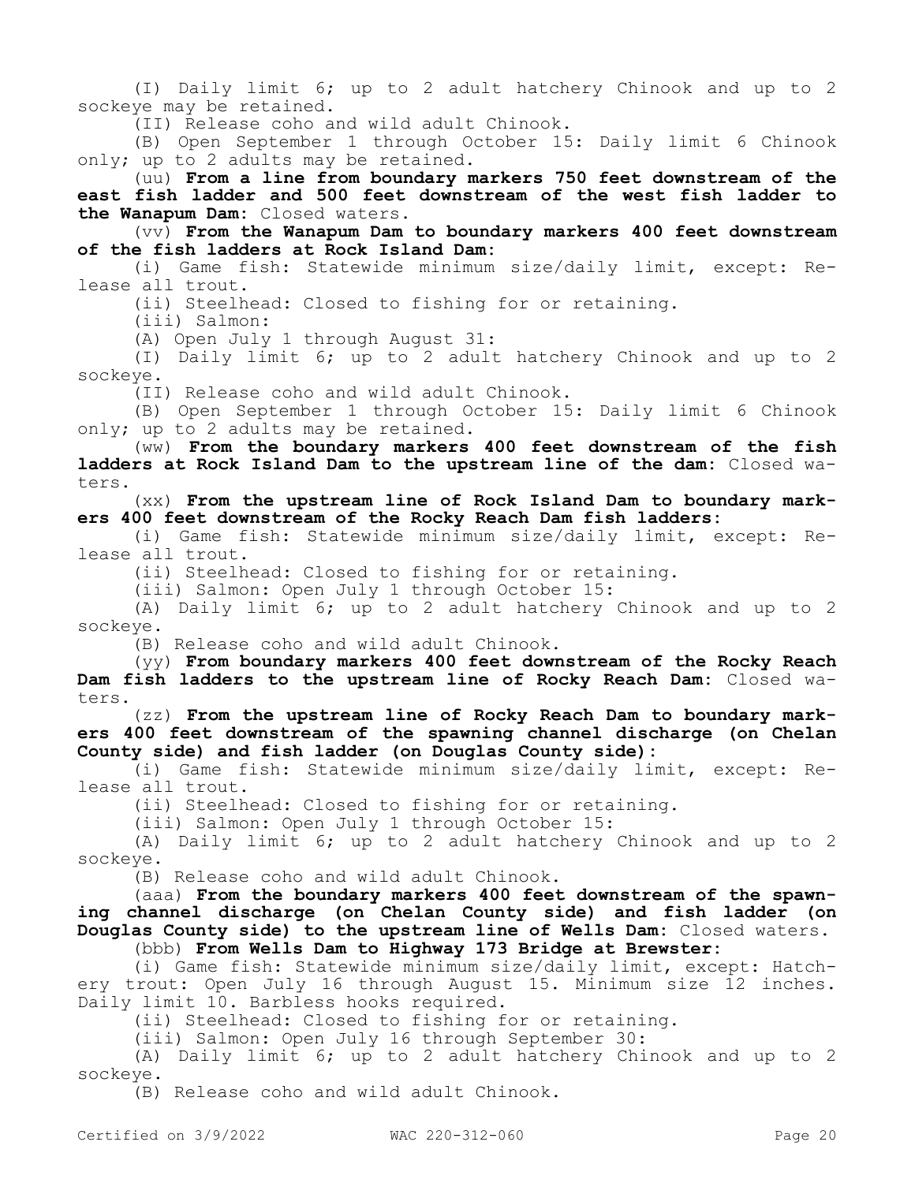(I) Daily limit 6; up to 2 adult hatchery Chinook and up to 2 sockeye may be retained.

(II) Release coho and wild adult Chinook.

(B) Open September 1 through October 15: Daily limit 6 Chinook only; up to 2 adults may be retained.

(uu) **From a line from boundary markers 750 feet downstream of the east fish ladder and 500 feet downstream of the west fish ladder to the Wanapum Dam:** Closed waters.

(vv) **From the Wanapum Dam to boundary markers 400 feet downstream of the fish ladders at Rock Island Dam:**

(i) Game fish: Statewide minimum size/daily limit, except: Release all trout.

(ii) Steelhead: Closed to fishing for or retaining.

(iii) Salmon:

(A) Open July 1 through August 31:

(I) Daily limit 6; up to 2 adult hatchery Chinook and up to 2 sockeye.

(II) Release coho and wild adult Chinook.

(B) Open September 1 through October 15: Daily limit 6 Chinook only; up to 2 adults may be retained.

(ww) **From the boundary markers 400 feet downstream of the fish ladders at Rock Island Dam to the upstream line of the dam:** Closed waters.

(xx) **From the upstream line of Rock Island Dam to boundary markers 400 feet downstream of the Rocky Reach Dam fish ladders:**

(i) Game fish: Statewide minimum size/daily limit, except: Release all trout.

(ii) Steelhead: Closed to fishing for or retaining.

(iii) Salmon: Open July 1 through October 15:

(A) Daily limit 6; up to 2 adult hatchery Chinook and up to 2 sockeye.

(B) Release coho and wild adult Chinook.

(yy) **From boundary markers 400 feet downstream of the Rocky Reach Dam fish ladders to the upstream line of Rocky Reach Dam:** Closed waters.

(zz) **From the upstream line of Rocky Reach Dam to boundary markers 400 feet downstream of the spawning channel discharge (on Chelan County side) and fish ladder (on Douglas County side):**

(i) Game fish: Statewide minimum size/daily limit, except: Release all trout.

(ii) Steelhead: Closed to fishing for or retaining.

(iii) Salmon: Open July 1 through October 15:

(A) Daily limit 6; up to 2 adult hatchery Chinook and up to 2 sockeye.

(B) Release coho and wild adult Chinook.

(aaa) **From the boundary markers 400 feet downstream of the spawning channel discharge (on Chelan County side) and fish ladder (on Douglas County side) to the upstream line of Wells Dam:** Closed waters.

(bbb) **From Wells Dam to Highway 173 Bridge at Brewster:**

(i) Game fish: Statewide minimum size/daily limit, except: Hatchery trout: Open July 16 through August 15. Minimum size 12 inches. Daily limit 10. Barbless hooks required.

(ii) Steelhead: Closed to fishing for or retaining.

(iii) Salmon: Open July 16 through September 30:

(A) Daily limit 6; up to 2 adult hatchery Chinook and up to 2 sockeye.

(B) Release coho and wild adult Chinook.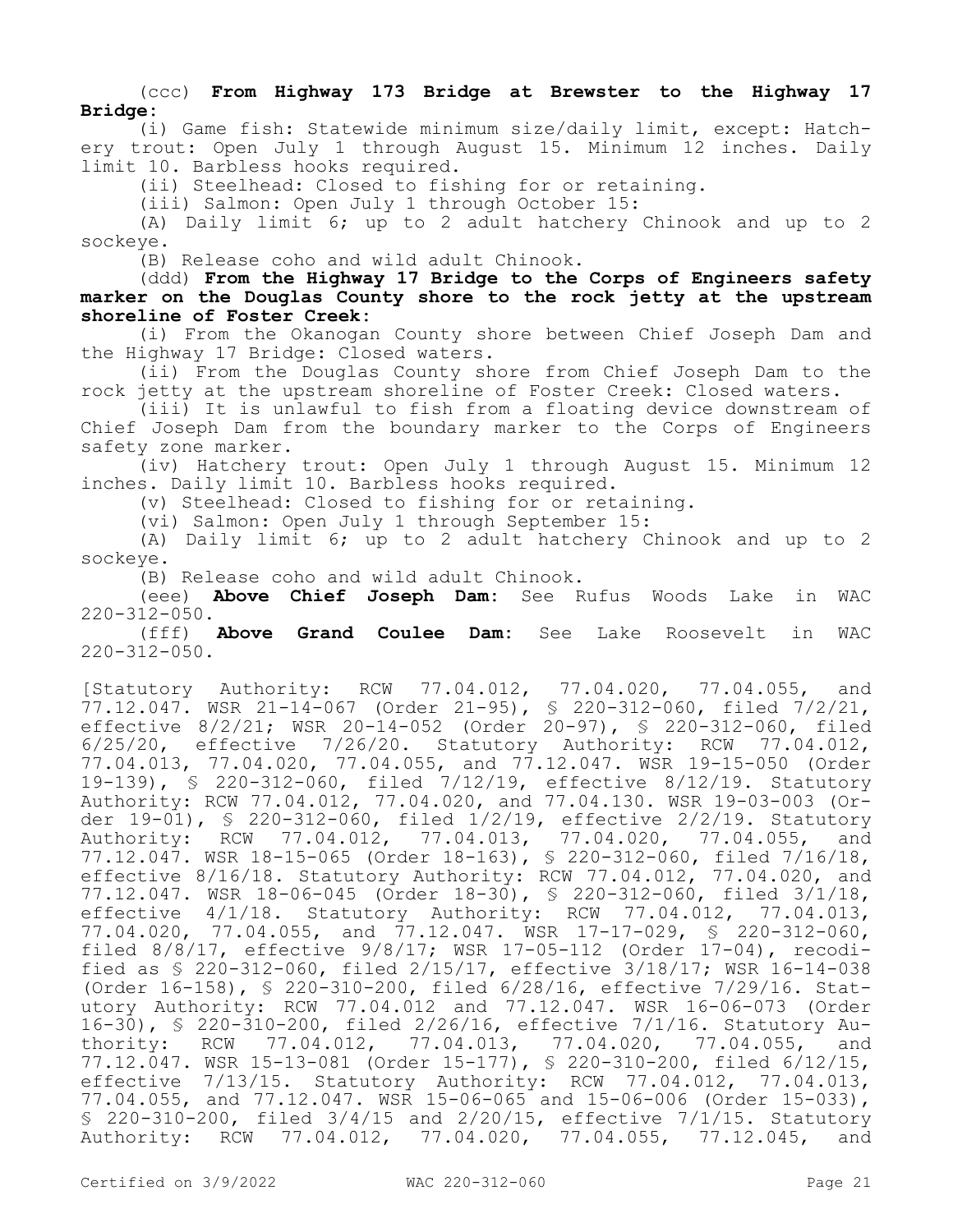(ccc) **From Highway 173 Bridge at Brewster to the Highway 17 Bridge:**

(i) Game fish: Statewide minimum size/daily limit, except: Hatchery trout: Open July 1 through August 15. Minimum 12 inches. Daily limit 10. Barbless hooks required.

(ii) Steelhead: Closed to fishing for or retaining.

(iii) Salmon: Open July 1 through October 15:

(A) Daily limit 6; up to 2 adult hatchery Chinook and up to 2 sockeye.

(B) Release coho and wild adult Chinook.

(ddd) **From the Highway 17 Bridge to the Corps of Engineers safety marker on the Douglas County shore to the rock jetty at the upstream shoreline of Foster Creek:**

(i) From the Okanogan County shore between Chief Joseph Dam and the Highway 17 Bridge: Closed waters.

(ii) From the Douglas County shore from Chief Joseph Dam to the rock jetty at the upstream shoreline of Foster Creek: Closed waters.

(iii) It is unlawful to fish from a floating device downstream of Chief Joseph Dam from the boundary marker to the Corps of Engineers safety zone marker.

(iv) Hatchery trout: Open July 1 through August 15. Minimum 12 inches. Daily limit 10. Barbless hooks required.

(v) Steelhead: Closed to fishing for or retaining.

(vi) Salmon: Open July 1 through September 15:

(A) Daily limit 6; up to 2 adult hatchery Chinook and up to 2 sockeye.

(B) Release coho and wild adult Chinook.

(eee) **Above Chief Joseph Dam:** See Rufus Woods Lake in WAC 220-312-050.

(fff) **Above Grand Coulee Dam:** See Lake Roosevelt in WAC 220-312-050.

[Statutory Authority: RCW 77.04.012, 77.04.020, 77.04.055, and 77.12.047. WSR 21-14-067 (Order 21-95), § 220-312-060, filed 7/2/21, effective 8/2/21; WSR 20-14-052 (Order 20-97), § 220-312-060, filed 6/25/20, effective 7/26/20. Statutory Authority: RCW 77.04.012, 77.04.013, 77.04.020, 77.04.055, and 77.12.047. WSR 19-15-050 (Order 19-139), § 220-312-060, filed 7/12/19, effective 8/12/19. Statutory Authority: RCW 77.04.012, 77.04.020, and 77.04.130. WSR 19-03-003 (Order 19-01), § 220-312-060, filed 1/2/19, effective 2/2/19. Statutory Authority: RCW 77.04.012, 77.04.013, 77.04.020, 77.04.055, and 77.12.047. WSR 18-15-065 (Order 18-163), § 220-312-060, filed 7/16/18, effective 8/16/18. Statutory Authority: RCW 77.04.012, 77.04.020, and 77.12.047. WSR 18-06-045 (Order 18-30), § 220-312-060, filed 3/1/18, effective 4/1/18. Statutory Authority: RCW 77.04.012, 77.04.013, 77.04.020, 77.04.055, and 77.12.047. WSR 17-17-029, § 220-312-060, filed 8/8/17, effective 9/8/17; WSR 17-05-112 (Order 17-04), recodified as § 220-312-060, filed 2/15/17, effective 3/18/17; WSR 16-14-038 (Order 16-158), § 220-310-200, filed 6/28/16, effective 7/29/16. Statutory Authority: RCW 77.04.012 and 77.12.047. WSR 16-06-073 (Order 16-30), § 220-310-200, filed 2/26/16, effective 7/1/16. Statutory Authority: RCW 77.04.012, 77.04.013, 77.04.020, 77.04.055, and 77.12.047. WSR 15-13-081 (Order 15-177), § 220-310-200, filed 6/12/15, effective 7/13/15. Statutory Authority: RCW 77.04.012, 77.04.013, 77.04.055, and 77.12.047. WSR 15-06-065 and 15-06-006 (Order 15-033), § 220-310-200, filed 3/4/15 and 2/20/15, effective 7/1/15. Statutory Authority: RCW 77.04.012, 77.04.020, 77.04.055, 77.12.045, and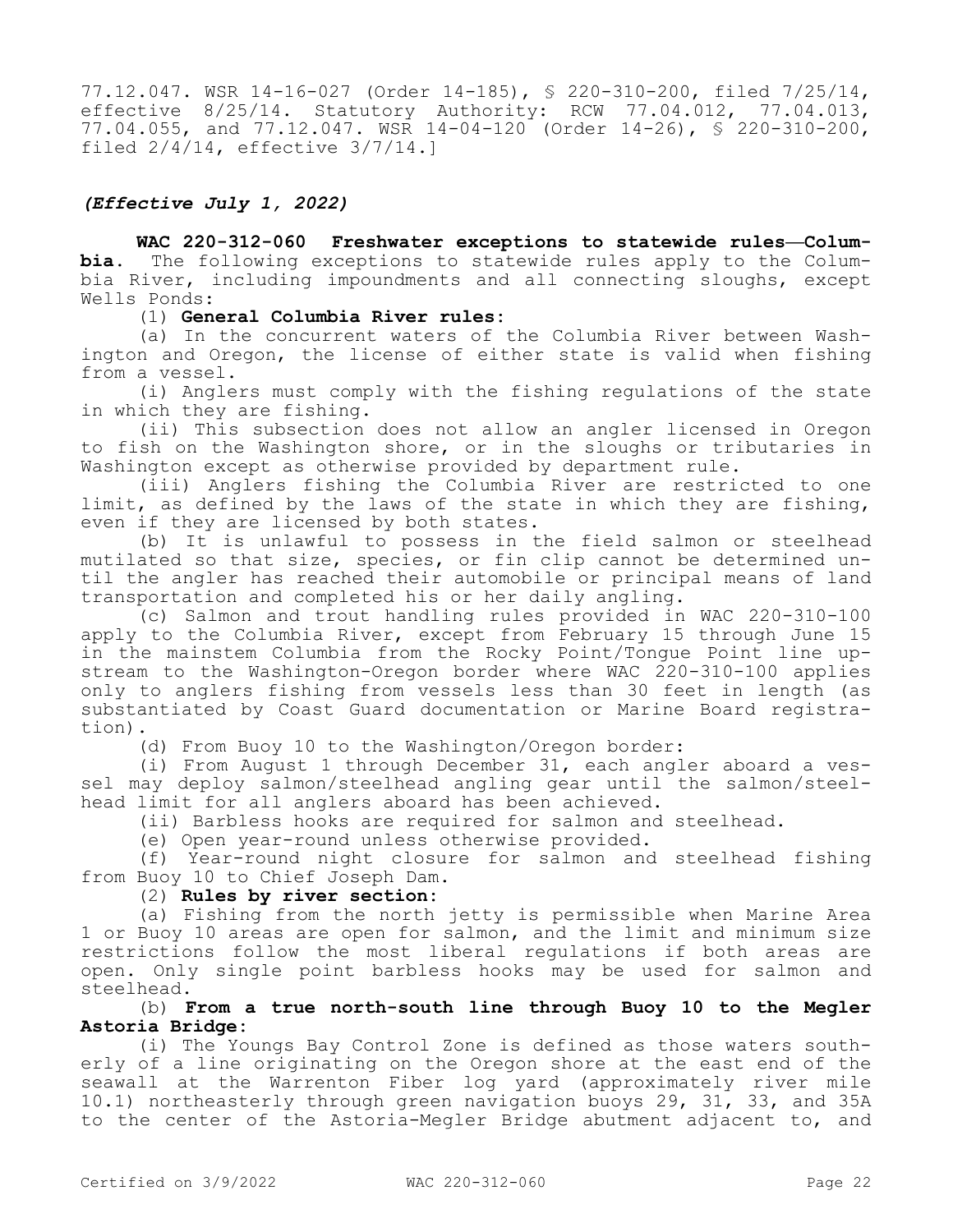77.12.047. WSR 14-16-027 (Order 14-185), § 220-310-200, filed 7/25/14, effective 8/25/14. Statutory Authority: RCW 77.04.012, 77.04.013, 77.04.055, and 77.12.047. WSR 14-04-120 (Order 14-26), § 220-310-200, filed 2/4/14, effective 3/7/14.]

*(Effective July 1, 2022)*

**WAC 220-312-060 Freshwater exceptions to statewide rules—Columbia.** The following exceptions to statewide rules apply to the Columbia River, including impoundments and all connecting sloughs, except Wells Ponds:

(1) **General Columbia River rules:**

(a) In the concurrent waters of the Columbia River between Washington and Oregon, the license of either state is valid when fishing from a vessel.

(i) Anglers must comply with the fishing regulations of the state in which they are fishing.

(ii) This subsection does not allow an angler licensed in Oregon to fish on the Washington shore, or in the sloughs or tributaries in Washington except as otherwise provided by department rule.

(iii) Anglers fishing the Columbia River are restricted to one limit, as defined by the laws of the state in which they are fishing, even if they are licensed by both states.

(b) It is unlawful to possess in the field salmon or steelhead mutilated so that size, species, or fin clip cannot be determined until the angler has reached their automobile or principal means of land transportation and completed his or her daily angling.

(c) Salmon and trout handling rules provided in WAC 220-310-100 apply to the Columbia River, except from February 15 through June 15 in the mainstem Columbia from the Rocky Point/Tongue Point line upstream to the Washington-Oregon border where WAC 220-310-100 applies only to anglers fishing from vessels less than 30 feet in length (as substantiated by Coast Guard documentation or Marine Board registration).

(d) From Buoy 10 to the Washington/Oregon border:

(i) From August 1 through December 31, each angler aboard a vessel may deploy salmon/steelhead angling gear until the salmon/steelhead limit for all anglers aboard has been achieved.

(ii) Barbless hooks are required for salmon and steelhead.

(e) Open year-round unless otherwise provided.

(f) Year-round night closure for salmon and steelhead fishing from Buoy 10 to Chief Joseph Dam.

(2) **Rules by river section:**

(a) Fishing from the north jetty is permissible when Marine Area 1 or Buoy 10 areas are open for salmon, and the limit and minimum size restrictions follow the most liberal regulations if both areas are open. Only single point barbless hooks may be used for salmon and steelhead.

(b) **From a true north-south line through Buoy 10 to the Megler Astoria Bridge:**

(i) The Youngs Bay Control Zone is defined as those waters southerly of a line originating on the Oregon shore at the east end of the seawall at the Warrenton Fiber log yard (approximately river mile 10.1) northeasterly through green navigation buoys 29, 31, 33, and 35A to the center of the Astoria-Megler Bridge abutment adjacent to, and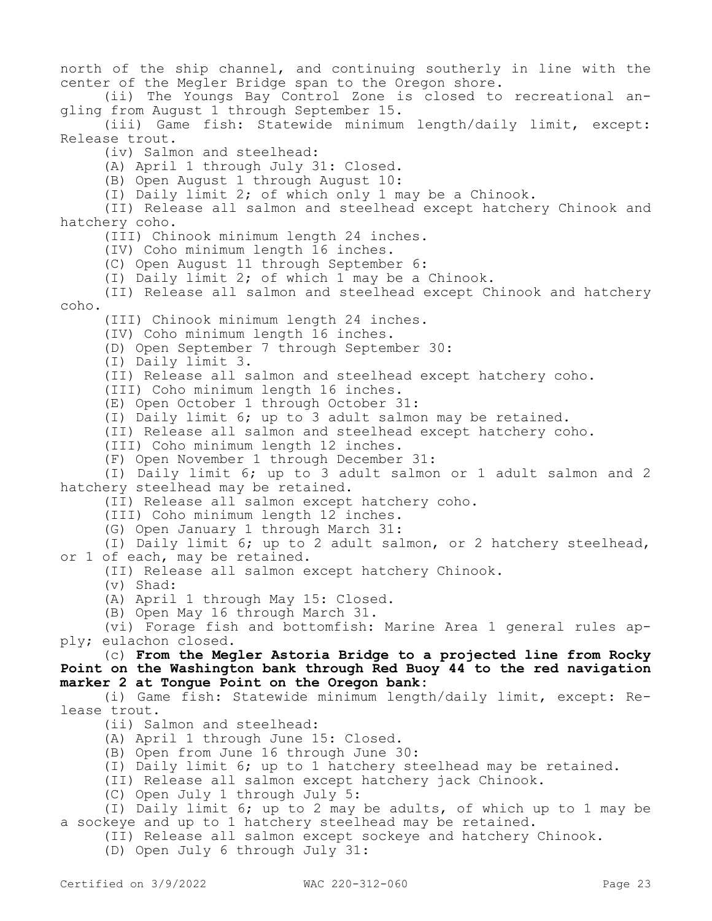north of the ship channel, and continuing southerly in line with the center of the Megler Bridge span to the Oregon shore.

(ii) The Youngs Bay Control Zone is closed to recreational angling from August 1 through September 15.

(iii) Game fish: Statewide minimum length/daily limit, except: Release trout.

(iv) Salmon and steelhead:

(A) April 1 through July 31: Closed.

(B) Open August 1 through August 10:

(I) Daily limit 2; of which only 1 may be a Chinook.

(II) Release all salmon and steelhead except hatchery Chinook and hatchery coho.

(III) Chinook minimum length 24 inches.

(IV) Coho minimum length 16 inches.

(C) Open August 11 through September 6:

(I) Daily limit 2; of which 1 may be a Chinook.

(II) Release all salmon and steelhead except Chinook and hatchery coho.

(III) Chinook minimum length 24 inches.

(IV) Coho minimum length 16 inches.

(D) Open September 7 through September 30:

(I) Daily limit 3.

(II) Release all salmon and steelhead except hatchery coho.

(III) Coho minimum length 16 inches.

(E) Open October 1 through October 31:

(I) Daily limit 6; up to 3 adult salmon may be retained.

(II) Release all salmon and steelhead except hatchery coho.

(III) Coho minimum length 12 inches.

(F) Open November 1 through December 31:

(I) Daily limit 6; up to 3 adult salmon or 1 adult salmon and 2 hatchery steelhead may be retained.

(II) Release all salmon except hatchery coho.

(III) Coho minimum length 12 inches.

(G) Open January 1 through March 31:

(I) Daily limit 6; up to 2 adult salmon, or 2 hatchery steelhead, or 1 of each, may be retained.

(II) Release all salmon except hatchery Chinook.

(v) Shad:

(A) April 1 through May 15: Closed.

(B) Open May 16 through March 31.

(vi) Forage fish and bottomfish: Marine Area 1 general rules apply; eulachon closed.

(c) **From the Megler Astoria Bridge to a projected line from Rocky Point on the Washington bank through Red Buoy 44 to the red navigation marker 2 at Tongue Point on the Oregon bank:**

(i) Game fish: Statewide minimum length/daily limit, except: Release trout.

(ii) Salmon and steelhead:

(A) April 1 through June 15: Closed.

(B) Open from June 16 through June 30:

(I) Daily limit 6; up to 1 hatchery steelhead may be retained.

(II) Release all salmon except hatchery jack Chinook.

(C) Open July 1 through July 5:

(I) Daily limit 6; up to 2 may be adults, of which up to 1 may be a sockeye and up to 1 hatchery steelhead may be retained.

(II) Release all salmon except sockeye and hatchery Chinook.

(D) Open July 6 through July 31: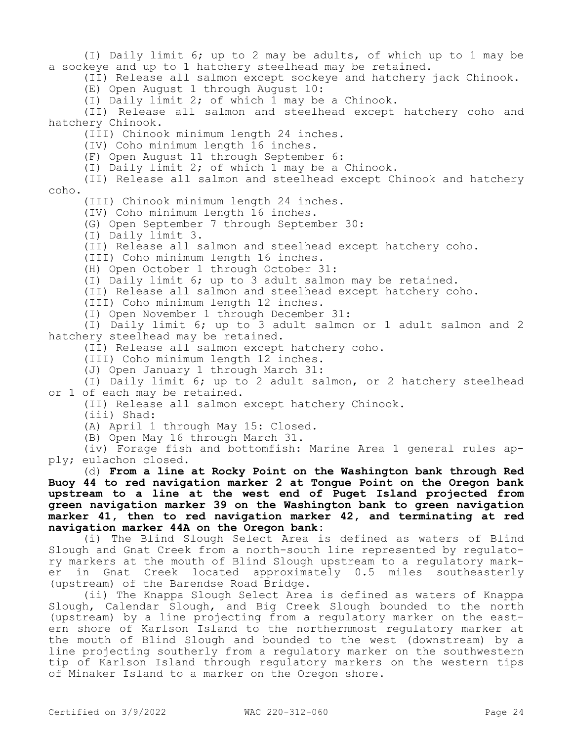(I) Daily limit 6; up to 2 may be adults, of which up to 1 may be a sockeye and up to 1 hatchery steelhead may be retained.

(II) Release all salmon except sockeye and hatchery jack Chinook.

(E) Open August 1 through August 10:

(I) Daily limit 2; of which 1 may be a Chinook.

(II) Release all salmon and steelhead except hatchery coho and hatchery Chinook.

(III) Chinook minimum length 24 inches.

(IV) Coho minimum length 16 inches.

(F) Open August 11 through September 6:

(I) Daily limit 2; of which 1 may be a Chinook.

(II) Release all salmon and steelhead except Chinook and hatchery coho.

(III) Chinook minimum length 24 inches.

(IV) Coho minimum length 16 inches.

(G) Open September 7 through September 30:

(I) Daily limit 3.

(II) Release all salmon and steelhead except hatchery coho.

(III) Coho minimum length 16 inches.

(H) Open October 1 through October 31:

(I) Daily limit 6; up to 3 adult salmon may be retained.

(II) Release all salmon and steelhead except hatchery coho.

(III) Coho minimum length 12 inches.

(I) Open November 1 through December 31:

(I) Daily limit 6; up to 3 adult salmon or 1 adult salmon and 2 hatchery steelhead may be retained.

(II) Release all salmon except hatchery coho.

(III) Coho minimum length 12 inches.

(J) Open January 1 through March 31:

(I) Daily limit 6; up to 2 adult salmon, or 2 hatchery steelhead or 1 of each may be retained.

(II) Release all salmon except hatchery Chinook.

(iii) Shad:

(A) April 1 through May 15: Closed.

(B) Open May 16 through March 31.

(iv) Forage fish and bottomfish: Marine Area 1 general rules apply; eulachon closed.

(d) **From a line at Rocky Point on the Washington bank through Red Buoy 44 to red navigation marker 2 at Tongue Point on the Oregon bank upstream to a line at the west end of Puget Island projected from green navigation marker 39 on the Washington bank to green navigation marker 41, then to red navigation marker 42, and terminating at red navigation marker 44A on the Oregon bank:**

(i) The Blind Slough Select Area is defined as waters of Blind Slough and Gnat Creek from a north-south line represented by regulatory markers at the mouth of Blind Slough upstream to a regulatory marker in Gnat Creek located approximately 0.5 miles southeasterly (upstream) of the Barendse Road Bridge.

(ii) The Knappa Slough Select Area is defined as waters of Knappa Slough, Calendar Slough, and Big Creek Slough bounded to the north (upstream) by a line projecting from a regulatory marker on the eastern shore of Karlson Island to the northernmost regulatory marker at the mouth of Blind Slough and bounded to the west (downstream) by a line projecting southerly from a regulatory marker on the southwestern tip of Karlson Island through regulatory markers on the western tips of Minaker Island to a marker on the Oregon shore.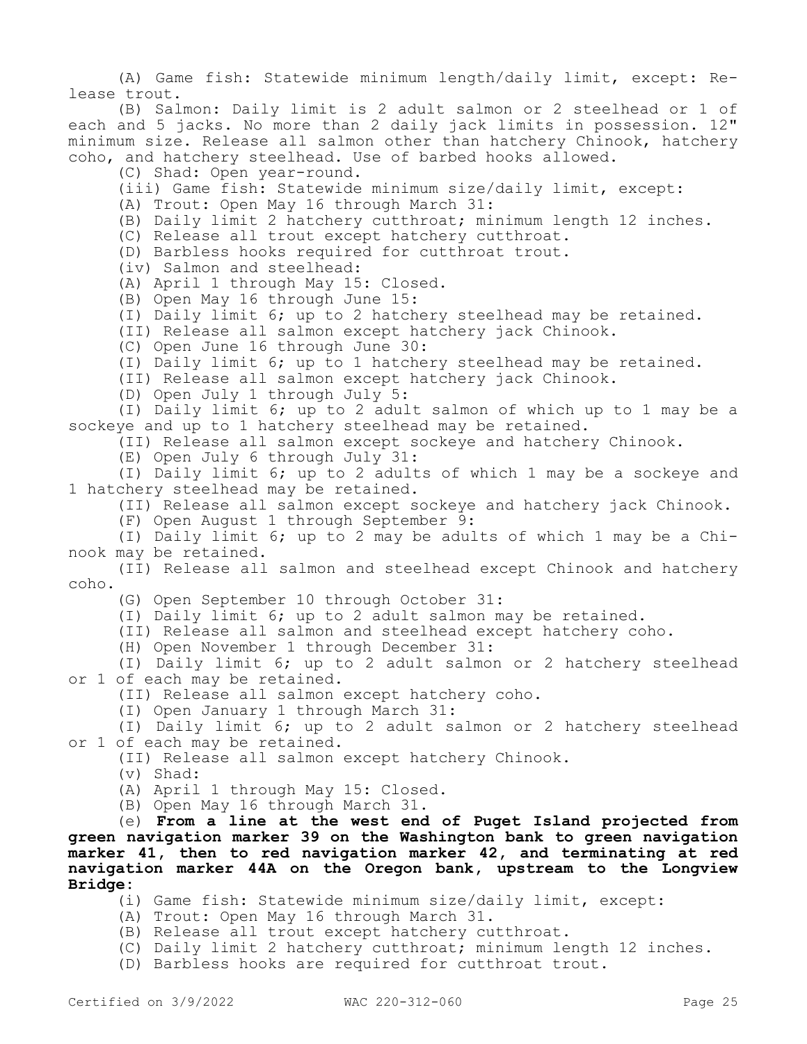(A) Game fish: Statewide minimum length/daily limit, except: Release trout.

(B) Salmon: Daily limit is 2 adult salmon or 2 steelhead or 1 of each and 5 jacks. No more than 2 daily jack limits in possession. 12" minimum size. Release all salmon other than hatchery Chinook, hatchery coho, and hatchery steelhead. Use of barbed hooks allowed.

(C) Shad: Open year-round.

(iii) Game fish: Statewide minimum size/daily limit, except:

(A) Trout: Open May 16 through March 31:

(B) Daily limit 2 hatchery cutthroat; minimum length 12 inches.

(C) Release all trout except hatchery cutthroat.

(D) Barbless hooks required for cutthroat trout.

(iv) Salmon and steelhead:

(A) April 1 through May 15: Closed.

(B) Open May 16 through June 15:

(I) Daily limit 6; up to 2 hatchery steelhead may be retained.

(II) Release all salmon except hatchery jack Chinook.

(C) Open June 16 through June 30:

(I) Daily limit 6; up to 1 hatchery steelhead may be retained.

(II) Release all salmon except hatchery jack Chinook.

(D) Open July 1 through July 5:

(I) Daily limit 6; up to 2 adult salmon of which up to 1 may be a sockeye and up to 1 hatchery steelhead may be retained.

(II) Release all salmon except sockeye and hatchery Chinook.

(E) Open July 6 through July 31:

(I) Daily limit 6; up to 2 adults of which 1 may be a sockeye and 1 hatchery steelhead may be retained.

(II) Release all salmon except sockeye and hatchery jack Chinook.

(F) Open August 1 through September 9:

(I) Daily limit 6; up to 2 may be adults of which 1 may be a Chinook may be retained.

(II) Release all salmon and steelhead except Chinook and hatchery coho.

(G) Open September 10 through October 31:

(I) Daily limit 6; up to 2 adult salmon may be retained.

(II) Release all salmon and steelhead except hatchery coho.

(H) Open November 1 through December 31:

(I) Daily limit 6; up to 2 adult salmon or 2 hatchery steelhead or 1 of each may be retained.

(II) Release all salmon except hatchery coho.

(I) Open January 1 through March 31:

(I) Daily limit 6; up to 2 adult salmon or 2 hatchery steelhead or 1 of each may be retained.

(II) Release all salmon except hatchery Chinook.

(v) Shad:

(A) April 1 through May 15: Closed.

(B) Open May 16 through March 31.

(e) **From a line at the west end of Puget Island projected from green navigation marker 39 on the Washington bank to green navigation marker 41, then to red navigation marker 42, and terminating at red navigation marker 44A on the Oregon bank, upstream to the Longview Bridge:**

(i) Game fish: Statewide minimum size/daily limit, except:

(A) Trout: Open May 16 through March 31.

(B) Release all trout except hatchery cutthroat.

(C) Daily limit 2 hatchery cutthroat; minimum length 12 inches.

(D) Barbless hooks are required for cutthroat trout.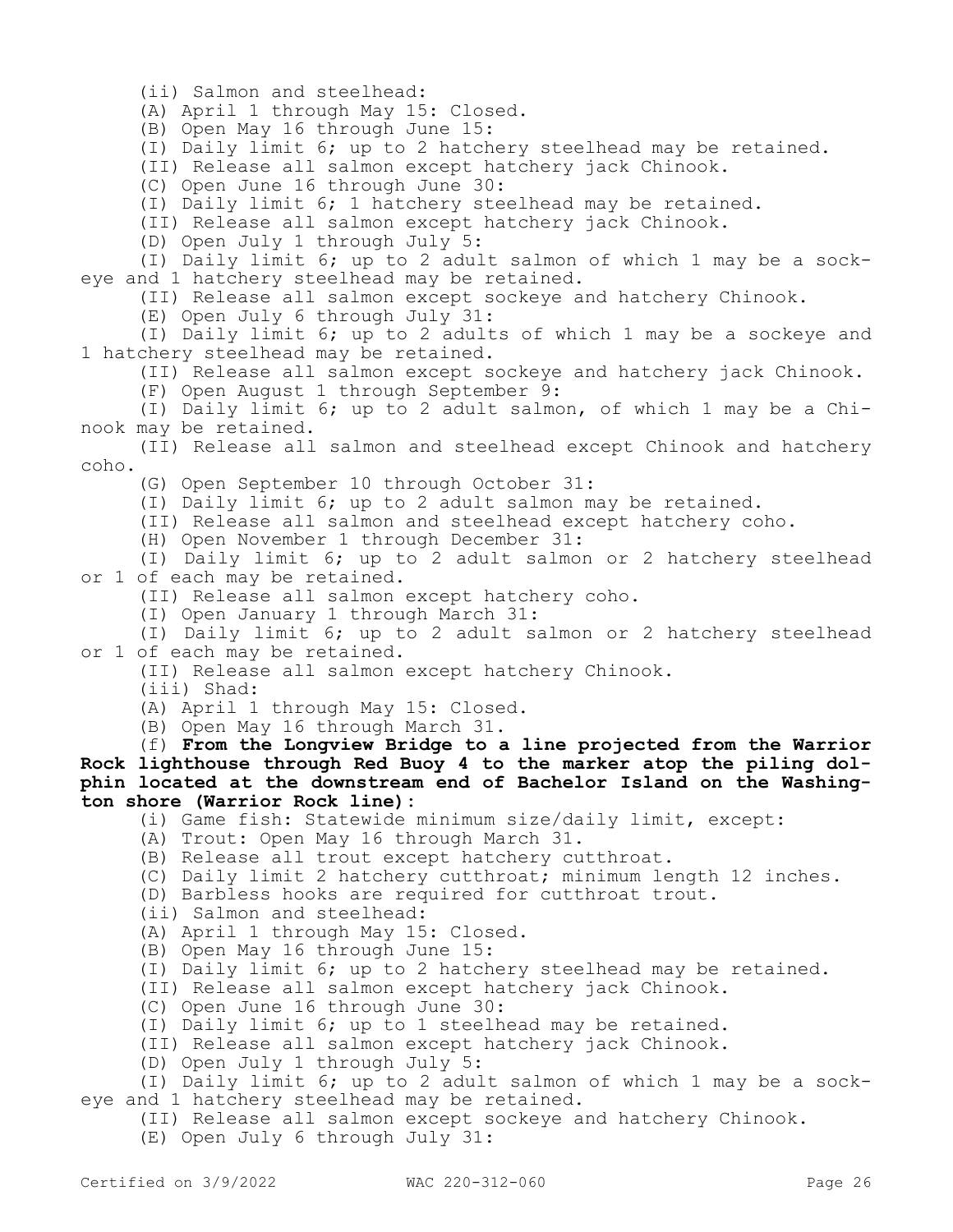(ii) Salmon and steelhead:

(A) April 1 through May 15: Closed.

(B) Open May 16 through June 15:

(I) Daily limit 6; up to 2 hatchery steelhead may be retained.

(II) Release all salmon except hatchery jack Chinook.

(C) Open June 16 through June 30:

(I) Daily limit 6; 1 hatchery steelhead may be retained.

(II) Release all salmon except hatchery jack Chinook.

(D) Open July 1 through July 5:

(I) Daily limit 6; up to 2 adult salmon of which 1 may be a sockeye and 1 hatchery steelhead may be retained.

(II) Release all salmon except sockeye and hatchery Chinook.

(E) Open July 6 through July 31:

(I) Daily limit 6; up to 2 adults of which 1 may be a sockeye and 1 hatchery steelhead may be retained.

(II) Release all salmon except sockeye and hatchery jack Chinook.

(F) Open August 1 through September 9:

(I) Daily limit 6; up to 2 adult salmon, of which 1 may be a Chinook may be retained.

(II) Release all salmon and steelhead except Chinook and hatchery coho.

(G) Open September 10 through October 31:

(I) Daily limit 6; up to 2 adult salmon may be retained.

(II) Release all salmon and steelhead except hatchery coho.

(H) Open November 1 through December 31:

(I) Daily limit 6; up to 2 adult salmon or 2 hatchery steelhead or 1 of each may be retained.

(II) Release all salmon except hatchery coho.

(I) Open January 1 through March 31:

(I) Daily limit 6; up to 2 adult salmon or 2 hatchery steelhead or 1 of each may be retained.

(II) Release all salmon except hatchery Chinook.

(iii) Shad:

(A) April 1 through May 15: Closed.

(B) Open May 16 through March 31.

(f) **From the Longview Bridge to a line projected from the Warrior Rock lighthouse through Red Buoy 4 to the marker atop the piling dolphin located at the downstream end of Bachelor Island on the Washington shore (Warrior Rock line):**

(i) Game fish: Statewide minimum size/daily limit, except:

(A) Trout: Open May 16 through March 31.

(B) Release all trout except hatchery cutthroat.

(C) Daily limit 2 hatchery cutthroat; minimum length 12 inches.

(D) Barbless hooks are required for cutthroat trout.

(ii) Salmon and steelhead:

(A) April 1 through May 15: Closed.

(B) Open May 16 through June 15:

(I) Daily limit 6; up to 2 hatchery steelhead may be retained.

(II) Release all salmon except hatchery jack Chinook.

(C) Open June 16 through June 30:

(I) Daily limit 6; up to 1 steelhead may be retained.

(II) Release all salmon except hatchery jack Chinook.

(D) Open July 1 through July 5:

(I) Daily limit 6; up to 2 adult salmon of which 1 may be a sockeye and 1 hatchery steelhead may be retained.

(II) Release all salmon except sockeye and hatchery Chinook.

(E) Open July 6 through July 31: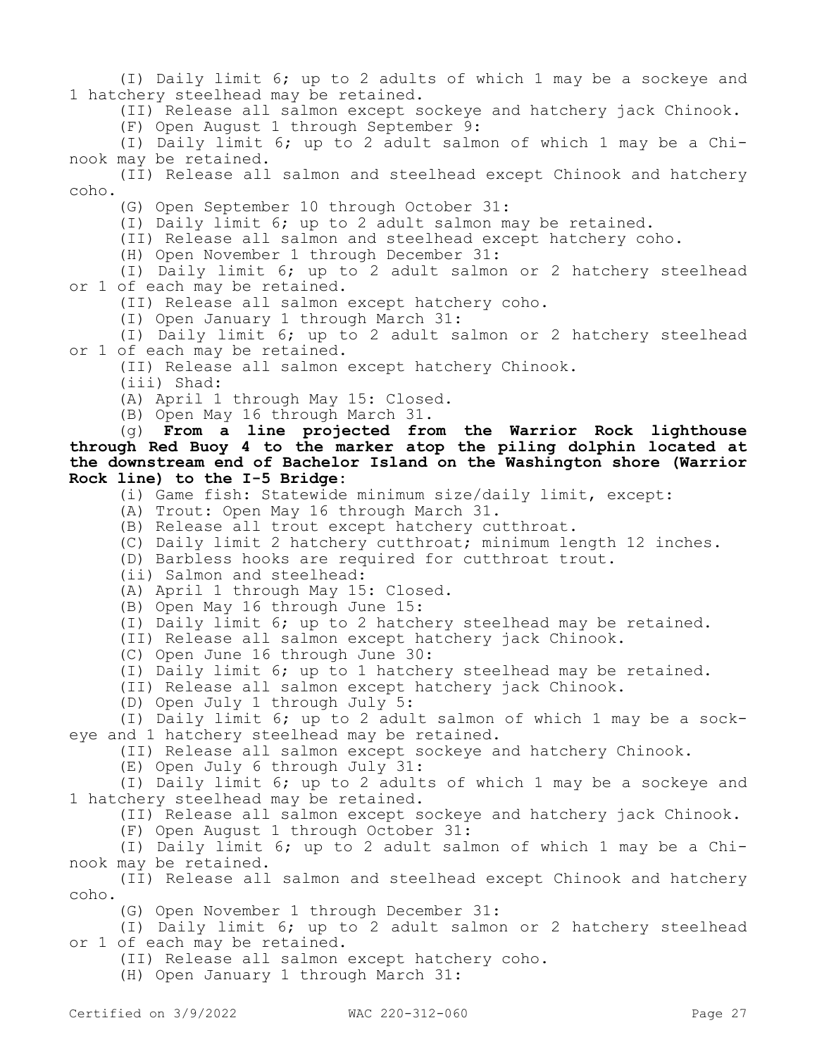(I) Daily limit 6; up to 2 adults of which 1 may be a sockeye and 1 hatchery steelhead may be retained.

(II) Release all salmon except sockeye and hatchery jack Chinook.

(F) Open August 1 through September 9:

(I) Daily limit 6; up to 2 adult salmon of which 1 may be a Chinook may be retained.

(II) Release all salmon and steelhead except Chinook and hatchery coho.

(G) Open September 10 through October 31:

(I) Daily limit 6; up to 2 adult salmon may be retained.

(II) Release all salmon and steelhead except hatchery coho.

(H) Open November 1 through December 31:

(I) Daily limit 6; up to 2 adult salmon or 2 hatchery steelhead or 1 of each may be retained.

(II) Release all salmon except hatchery coho.

(I) Open January 1 through March 31:

(I) Daily limit 6; up to 2 adult salmon or 2 hatchery steelhead or 1 of each may be retained.

(II) Release all salmon except hatchery Chinook.

(iii) Shad:

(A) April 1 through May 15: Closed.

(B) Open May 16 through March 31.

(g) **From a line projected from the Warrior Rock lighthouse through Red Buoy 4 to the marker atop the piling dolphin located at the downstream end of Bachelor Island on the Washington shore (Warrior Rock line) to the I-5 Bridge:**

(i) Game fish: Statewide minimum size/daily limit, except:

(A) Trout: Open May 16 through March 31.

(B) Release all trout except hatchery cutthroat.

(C) Daily limit 2 hatchery cutthroat; minimum length 12 inches.

(D) Barbless hooks are required for cutthroat trout.

(ii) Salmon and steelhead:

(A) April 1 through May 15: Closed.

(B) Open May 16 through June 15:

(I) Daily limit 6; up to 2 hatchery steelhead may be retained.

(II) Release all salmon except hatchery jack Chinook.

(C) Open June 16 through June 30:

(I) Daily limit 6; up to 1 hatchery steelhead may be retained.

(II) Release all salmon except hatchery jack Chinook.

(D) Open July 1 through July 5:

(I) Daily limit 6; up to 2 adult salmon of which 1 may be a sockeye and 1 hatchery steelhead may be retained.

(II) Release all salmon except sockeye and hatchery Chinook.

(E) Open July 6 through July 31:

(I) Daily limit 6; up to 2 adults of which 1 may be a sockeye and 1 hatchery steelhead may be retained.

(II) Release all salmon except sockeye and hatchery jack Chinook.

(F) Open August 1 through October 31:

(I) Daily limit 6; up to 2 adult salmon of which 1 may be a Chinook may be retained.

(II) Release all salmon and steelhead except Chinook and hatchery coho.

(G) Open November 1 through December 31:

(I) Daily limit 6; up to 2 adult salmon or 2 hatchery steelhead or 1 of each may be retained.

(II) Release all salmon except hatchery coho.

(H) Open January 1 through March 31: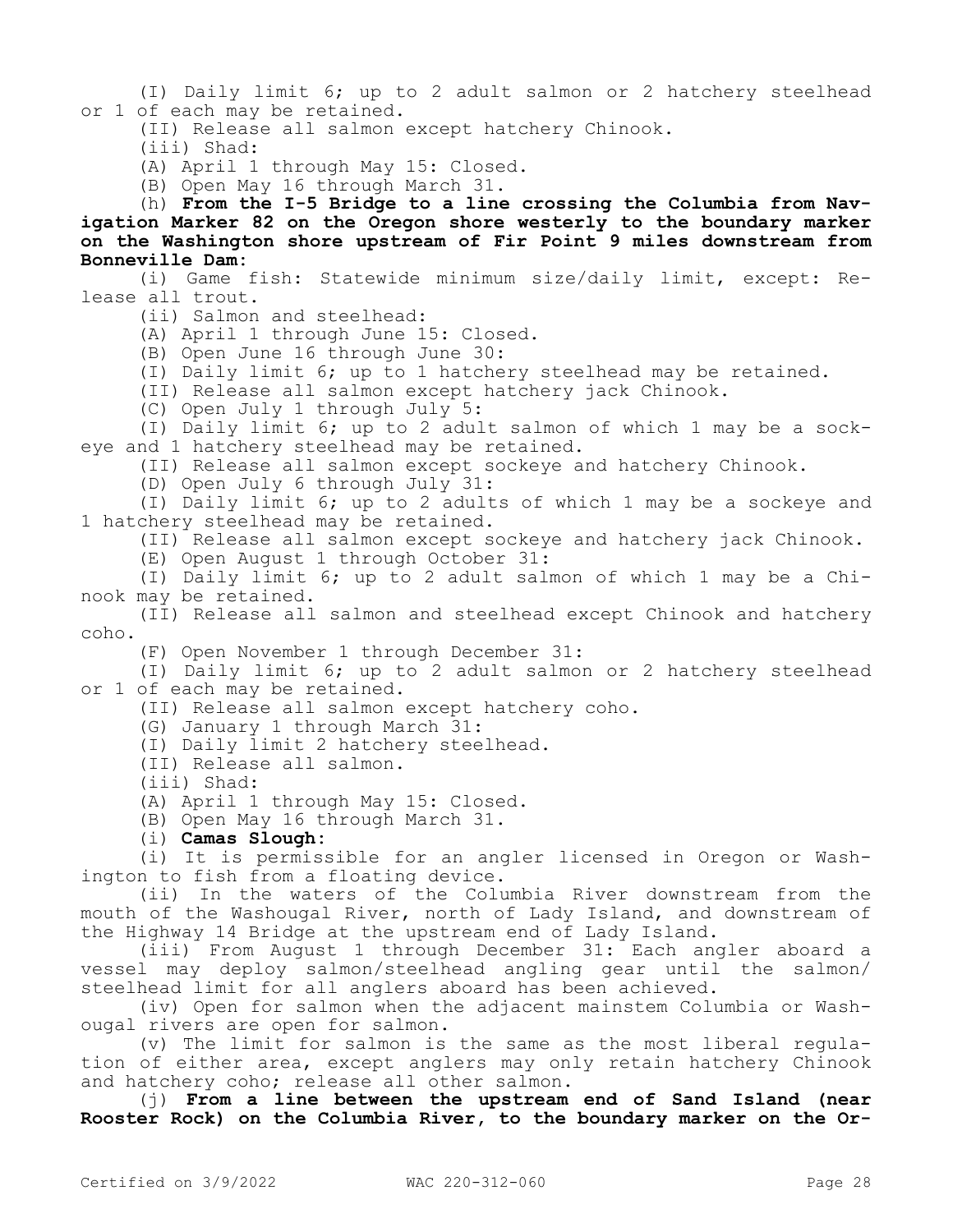(I) Daily limit 6; up to 2 adult salmon or 2 hatchery steelhead or 1 of each may be retained.

(II) Release all salmon except hatchery Chinook.

(iii) Shad:

(A) April 1 through May 15: Closed.

(B) Open May 16 through March 31.

(h) **From the I-5 Bridge to a line crossing the Columbia from Navigation Marker 82 on the Oregon shore westerly to the boundary marker on the Washington shore upstream of Fir Point 9 miles downstream from Bonneville Dam:**

(i) Game fish: Statewide minimum size/daily limit, except: Release all trout.

(ii) Salmon and steelhead:

(A) April 1 through June 15: Closed.

(B) Open June 16 through June 30:

(I) Daily limit 6; up to 1 hatchery steelhead may be retained.

(II) Release all salmon except hatchery jack Chinook.

(C) Open July 1 through July 5:

(I) Daily limit 6; up to 2 adult salmon of which 1 may be a sockeye and 1 hatchery steelhead may be retained.

(II) Release all salmon except sockeye and hatchery Chinook.

(D) Open July 6 through July 31:

(I) Daily limit 6; up to 2 adults of which 1 may be a sockeye and 1 hatchery steelhead may be retained.

(II) Release all salmon except sockeye and hatchery jack Chinook.

(E) Open August 1 through October 31:

(I) Daily limit 6; up to 2 adult salmon of which 1 may be a Chinook may be retained.

(II) Release all salmon and steelhead except Chinook and hatchery coho.

(F) Open November 1 through December 31:

(I) Daily limit 6; up to 2 adult salmon or 2 hatchery steelhead or 1 of each may be retained.

(II) Release all salmon except hatchery coho.

(G) January 1 through March 31:

(I) Daily limit 2 hatchery steelhead.

(II) Release all salmon.

(iii) Shad:

(A) April 1 through May 15: Closed.

(B) Open May 16 through March 31.

(i) **Camas Slough:**

(i) It is permissible for an angler licensed in Oregon or Washington to fish from a floating device.

(ii) In the waters of the Columbia River downstream from the mouth of the Washougal River, north of Lady Island, and downstream of the Highway 14 Bridge at the upstream end of Lady Island.

(iii) From August 1 through December 31: Each angler aboard a vessel may deploy salmon/steelhead angling gear until the salmon/steelhead limit for all anglers aboard has been achieved.

(iv) Open for salmon when the adjacent mainstem Columbia or Washougal rivers are open for salmon.

(v) The limit for salmon is the same as the most liberal regulation of either area, except anglers may only retain hatchery Chinook and hatchery coho; release all other salmon.

(j) **From a line between the upstream end of Sand Island (near Rooster Rock) on the Columbia River, to the boundary marker on the Or-**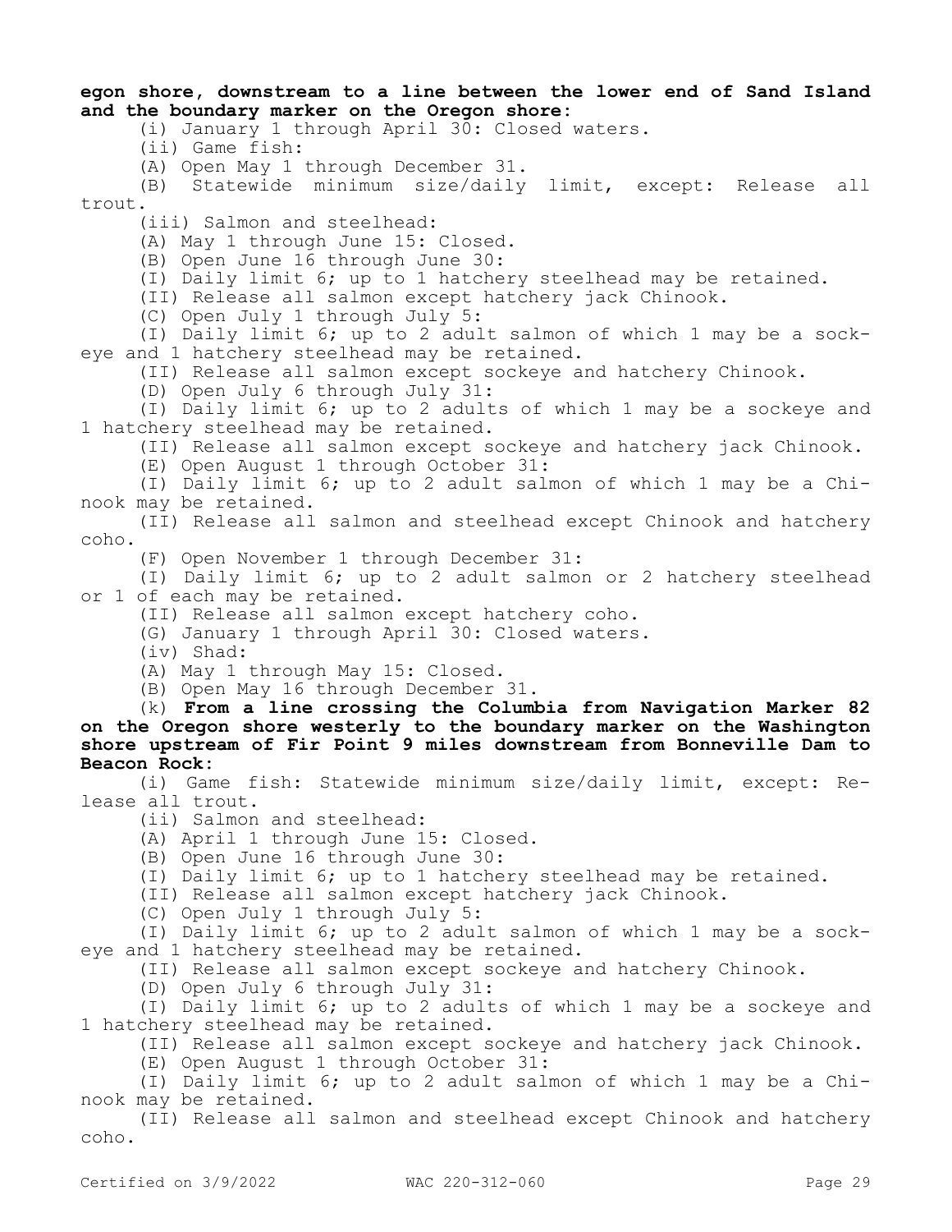**egon shore, downstream to a line between the lower end of Sand Island and the boundary marker on the Oregon shore:**

(i) January 1 through April 30: Closed waters.

(ii) Game fish:

(A) Open May 1 through December 31.

(B) Statewide minimum size/daily limit, except: Release all trout.

(iii) Salmon and steelhead:

(A) May 1 through June 15: Closed.

(B) Open June 16 through June 30:

(I) Daily limit 6; up to 1 hatchery steelhead may be retained.

(II) Release all salmon except hatchery jack Chinook.

(C) Open July 1 through July 5:

(I) Daily limit 6; up to 2 adult salmon of which 1 may be a sockeye and 1 hatchery steelhead may be retained.

(II) Release all salmon except sockeye and hatchery Chinook.

(D) Open July 6 through July 31:

(I) Daily limit 6; up to 2 adults of which 1 may be a sockeye and 1 hatchery steelhead may be retained.

(II) Release all salmon except sockeye and hatchery jack Chinook.

(E) Open August 1 through October 31:

(I) Daily limit 6; up to 2 adult salmon of which 1 may be a Chinook may be retained.

(II) Release all salmon and steelhead except Chinook and hatchery coho.

(F) Open November 1 through December 31:

(I) Daily limit 6; up to 2 adult salmon or 2 hatchery steelhead or 1 of each may be retained.

(II) Release all salmon except hatchery coho.

(G) January 1 through April 30: Closed waters.

(iv) Shad:

(A) May 1 through May 15: Closed.

(B) Open May 16 through December 31.

(k) **From a line crossing the Columbia from Navigation Marker 82 on the Oregon shore westerly to the boundary marker on the Washington shore upstream of Fir Point 9 miles downstream from Bonneville Dam to Beacon Rock:**

(i) Game fish: Statewide minimum size/daily limit, except: Release all trout.

(ii) Salmon and steelhead:

(A) April 1 through June 15: Closed.

(B) Open June 16 through June 30:

(I) Daily limit 6; up to 1 hatchery steelhead may be retained.

(II) Release all salmon except hatchery jack Chinook.

(C) Open July 1 through July 5:

(I) Daily limit 6; up to 2 adult salmon of which 1 may be a sockeye and 1 hatchery steelhead may be retained.

(II) Release all salmon except sockeye and hatchery Chinook.

(D) Open July 6 through July 31:

(I) Daily limit 6; up to 2 adults of which 1 may be a sockeye and 1 hatchery steelhead may be retained.

(II) Release all salmon except sockeye and hatchery jack Chinook.

(E) Open August 1 through October 31:

(I) Daily limit 6; up to 2 adult salmon of which 1 may be a Chinook may be retained.

(II) Release all salmon and steelhead except Chinook and hatchery coho.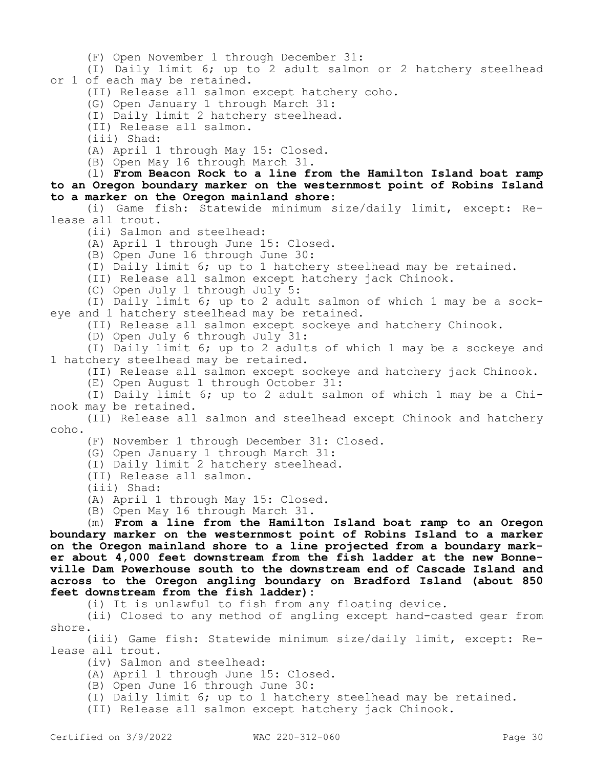(F) Open November 1 through December 31:

(I) Daily limit 6; up to 2 adult salmon or 2 hatchery steelhead or 1 of each may be retained.

(II) Release all salmon except hatchery coho.

(G) Open January 1 through March 31:

(I) Daily limit 2 hatchery steelhead.

(II) Release all salmon.

(iii) Shad:

(A) April 1 through May 15: Closed.

(B) Open May 16 through March 31.

(l) **From Beacon Rock to a line from the Hamilton Island boat ramp to an Oregon boundary marker on the westernmost point of Robins Island to a marker on the Oregon mainland shore:**

(i) Game fish: Statewide minimum size/daily limit, except: Release all trout.

(ii) Salmon and steelhead:

(A) April 1 through June 15: Closed.

(B) Open June 16 through June 30:

(I) Daily limit 6; up to 1 hatchery steelhead may be retained.

(II) Release all salmon except hatchery jack Chinook.

(C) Open July 1 through July 5:

(I) Daily limit 6; up to 2 adult salmon of which 1 may be a sockeye and 1 hatchery steelhead may be retained.

(II) Release all salmon except sockeye and hatchery Chinook.

(D) Open July 6 through July 31:

(I) Daily limit 6; up to 2 adults of which 1 may be a sockeye and 1 hatchery steelhead may be retained.

(II) Release all salmon except sockeye and hatchery jack Chinook.

(E) Open August 1 through October 31:

(I) Daily limit 6; up to 2 adult salmon of which 1 may be a Chinook may be retained.

(II) Release all salmon and steelhead except Chinook and hatchery coho.

(F) November 1 through December 31: Closed.

(G) Open January 1 through March 31:

(I) Daily limit 2 hatchery steelhead.

(II) Release all salmon.

(iii) Shad:

(A) April 1 through May 15: Closed.

(B) Open May 16 through March 31.

(m) **From a line from the Hamilton Island boat ramp to an Oregon boundary marker on the westernmost point of Robins Island to a marker on the Oregon mainland shore to a line projected from a boundary marker about 4,000 feet downstream from the fish ladder at the new Bonneville Dam Powerhouse south to the downstream end of Cascade Island and across to the Oregon angling boundary on Bradford Island (about 850 feet downstream from the fish ladder):**

(i) It is unlawful to fish from any floating device.

(ii) Closed to any method of angling except hand-casted gear from shore.

(iii) Game fish: Statewide minimum size/daily limit, except: Release all trout.

(iv) Salmon and steelhead:

(A) April 1 through June 15: Closed.

(B) Open June 16 through June 30:

(I) Daily limit 6; up to 1 hatchery steelhead may be retained.

(II) Release all salmon except hatchery jack Chinook.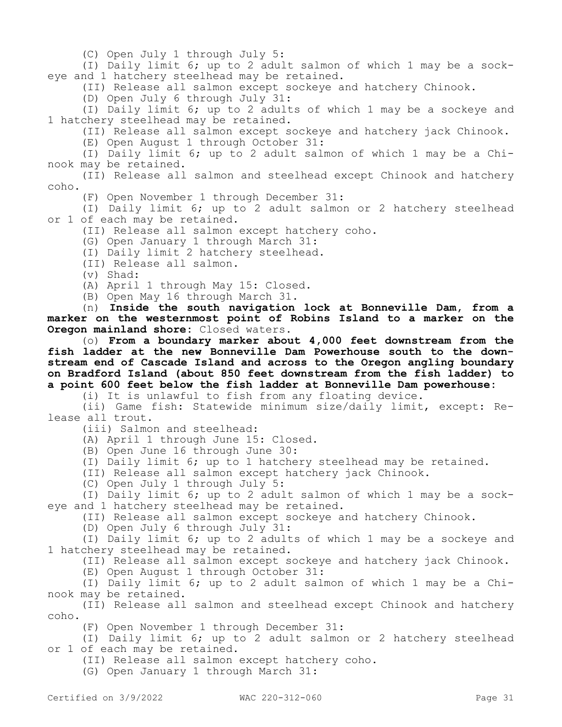(C) Open July 1 through July 5:

(I) Daily limit 6; up to 2 adult salmon of which 1 may be a sockeye and 1 hatchery steelhead may be retained.

(II) Release all salmon except sockeye and hatchery Chinook.

(D) Open July 6 through July 31:

(I) Daily limit 6; up to 2 adults of which 1 may be a sockeye and 1 hatchery steelhead may be retained.

(II) Release all salmon except sockeye and hatchery jack Chinook.

(E) Open August 1 through October 31:

(I) Daily limit 6; up to 2 adult salmon of which 1 may be a Chinook may be retained.

(II) Release all salmon and steelhead except Chinook and hatchery coho.

(F) Open November 1 through December 31:

(I) Daily limit 6; up to 2 adult salmon or 2 hatchery steelhead or 1 of each may be retained.

(II) Release all salmon except hatchery coho.

(G) Open January 1 through March 31:

(I) Daily limit 2 hatchery steelhead.

(II) Release all salmon.

(v) Shad:

(A) April 1 through May 15: Closed.

(B) Open May 16 through March 31.

(n) **Inside the south navigation lock at Bonneville Dam, from a marker on the westernmost point of Robins Island to a marker on the Oregon mainland shore:** Closed waters.

(o) **From a boundary marker about 4,000 feet downstream from the fish ladder at the new Bonneville Dam Powerhouse south to the downstream end of Cascade Island and across to the Oregon angling boundary on Bradford Island (about 850 feet downstream from the fish ladder) to a point 600 feet below the fish ladder at Bonneville Dam powerhouse:**

(i) It is unlawful to fish from any floating device.

(ii) Game fish: Statewide minimum size/daily limit, except: Release all trout.

(iii) Salmon and steelhead:

(A) April 1 through June 15: Closed.

(B) Open June 16 through June 30:

(I) Daily limit 6; up to 1 hatchery steelhead may be retained.

(II) Release all salmon except hatchery jack Chinook.

(C) Open July 1 through July 5:

(I) Daily limit 6; up to 2 adult salmon of which 1 may be a sockeye and 1 hatchery steelhead may be retained.

(II) Release all salmon except sockeye and hatchery Chinook.

(D) Open July 6 through July 31:

(I) Daily limit 6; up to 2 adults of which 1 may be a sockeye and 1 hatchery steelhead may be retained.

(II) Release all salmon except sockeye and hatchery jack Chinook.

(E) Open August 1 through October 31:

(I) Daily limit 6; up to 2 adult salmon of which 1 may be a Chinook may be retained.

(II) Release all salmon and steelhead except Chinook and hatchery coho.

(F) Open November 1 through December 31:

(I) Daily limit 6; up to 2 adult salmon or 2 hatchery steelhead or 1 of each may be retained.

(II) Release all salmon except hatchery coho.

(G) Open January 1 through March 31: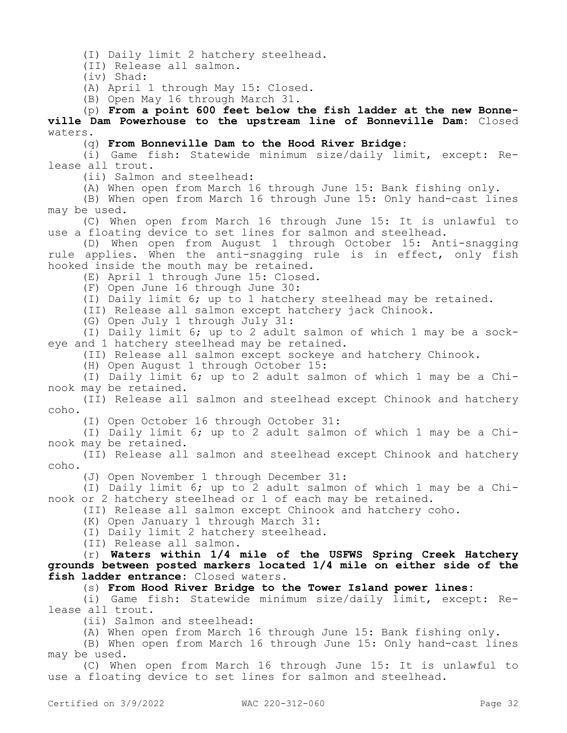(I) Daily limit 2 hatchery steelhead.

(II) Release all salmon.

(iv) Shad:

(A) April 1 through May 15: Closed.

(B) Open May 16 through March 31.

(p) **From a point 600 feet below the fish ladder at the new Bonneville Dam Powerhouse to the upstream line of Bonneville Dam:** Closed waters.

(q) **From Bonneville Dam to the Hood River Bridge:**

(i) Game fish: Statewide minimum size/daily limit, except: Release all trout.

(ii) Salmon and steelhead:

(A) When open from March 16 through June 15: Bank fishing only.

(B) When open from March 16 through June 15: Only hand-cast lines may be used.

(C) When open from March 16 through June 15: It is unlawful to use a floating device to set lines for salmon and steelhead.

(D) When open from August 1 through October 15: Anti-snagging rule applies. When the anti-snagging rule is in effect, only fish hooked inside the mouth may be retained.

(E) April 1 through June 15: Closed.

(F) Open June 16 through June 30:

(I) Daily limit 6; up to 1 hatchery steelhead may be retained.

(II) Release all salmon except hatchery jack Chinook.

(G) Open July 1 through July 31:

(I) Daily limit 6; up to 2 adult salmon of which 1 may be a sockeye and 1 hatchery steelhead may be retained.

(II) Release all salmon except sockeye and hatchery Chinook.

(H) Open August 1 through October 15:

(I) Daily limit 6; up to 2 adult salmon of which 1 may be a Chinook may be retained.

(II) Release all salmon and steelhead except Chinook and hatchery coho.

(I) Open October 16 through October 31:

(I) Daily limit 6; up to 2 adult salmon of which 1 may be a Chinook may be retained.

(II) Release all salmon and steelhead except Chinook and hatchery coho.

(J) Open November 1 through December 31:

(I) Daily limit 6; up to 2 adult salmon of which 1 may be a Chinook or 2 hatchery steelhead or 1 of each may be retained.

(II) Release all salmon except Chinook and hatchery coho.

(K) Open January 1 through March 31:

(I) Daily limit 2 hatchery steelhead.

(II) Release all salmon.

(r) **Waters within 1/4 mile of the USFWS Spring Creek Hatchery grounds between posted markers located 1/4 mile on either side of the fish ladder entrance:** Closed waters.

(s) **From Hood River Bridge to the Tower Island power lines:**

(i) Game fish: Statewide minimum size/daily limit, except: Release all trout.

(ii) Salmon and steelhead:

(A) When open from March 16 through June 15: Bank fishing only.

(B) When open from March 16 through June 15: Only hand-cast lines may be used.

(C) When open from March 16 through June 15: It is unlawful to use a floating device to set lines for salmon and steelhead.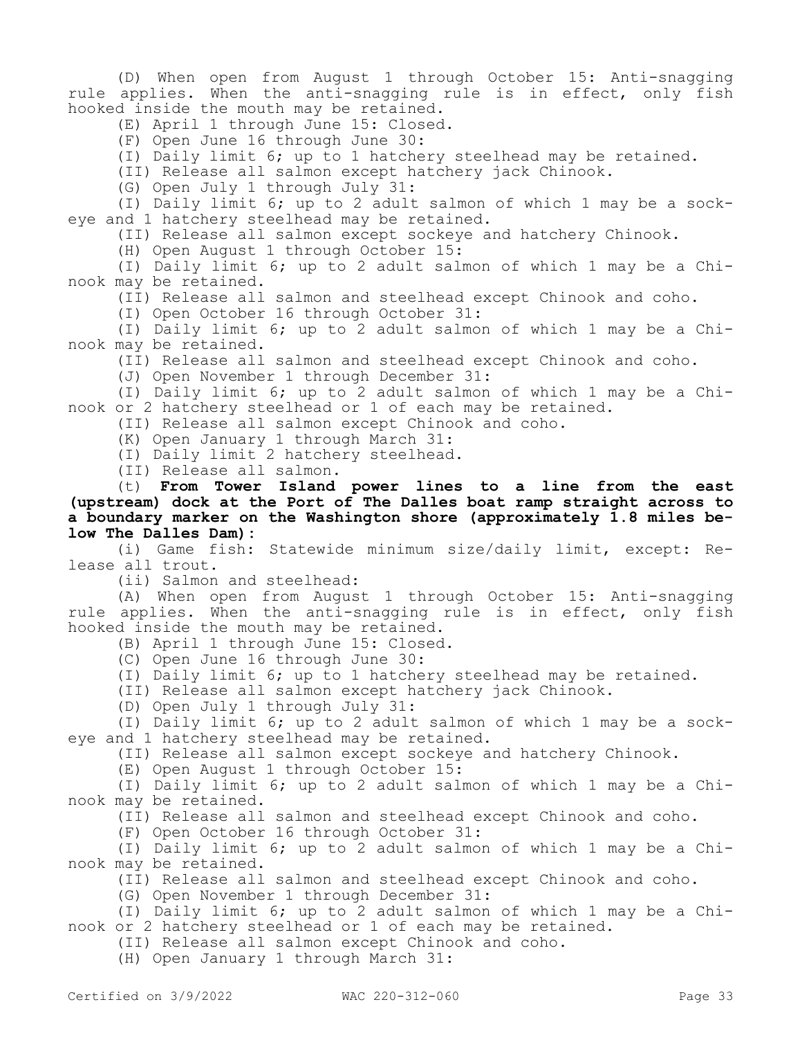(D) When open from August 1 through October 15: Anti-snagging rule applies. When the anti-snagging rule is in effect, only fish hooked inside the mouth may be retained.

(E) April 1 through June 15: Closed.

(F) Open June 16 through June 30:

(I) Daily limit 6; up to 1 hatchery steelhead may be retained.

(II) Release all salmon except hatchery jack Chinook.

(G) Open July 1 through July 31:

(I) Daily limit 6; up to 2 adult salmon of which 1 may be a sockeye and 1 hatchery steelhead may be retained.

(II) Release all salmon except sockeye and hatchery Chinook.

(H) Open August 1 through October 15:

(I) Daily limit 6; up to 2 adult salmon of which 1 may be a Chinook may be retained.

(II) Release all salmon and steelhead except Chinook and coho.

(I) Open October 16 through October 31:

(I) Daily limit 6; up to 2 adult salmon of which 1 may be a Chinook may be retained.

(II) Release all salmon and steelhead except Chinook and coho.

(J) Open November 1 through December 31:

(I) Daily limit 6; up to 2 adult salmon of which 1 may be a Chinook or 2 hatchery steelhead or 1 of each may be retained.

(II) Release all salmon except Chinook and coho.

(K) Open January 1 through March 31:

(I) Daily limit 2 hatchery steelhead.

(II) Release all salmon.

(t) **From Tower Island power lines to a line from the east (upstream) dock at the Port of The Dalles boat ramp straight across to a boundary marker on the Washington shore (approximately 1.8 miles below The Dalles Dam):**

(i) Game fish: Statewide minimum size/daily limit, except: Release all trout.

(ii) Salmon and steelhead:

(A) When open from August 1 through October 15: Anti-snagging rule applies. When the anti-snagging rule is in effect, only fish hooked inside the mouth may be retained.

(B) April 1 through June 15: Closed.

(C) Open June 16 through June 30:

(I) Daily limit 6; up to 1 hatchery steelhead may be retained.

(II) Release all salmon except hatchery jack Chinook.

(D) Open July 1 through July 31:

(I) Daily limit 6; up to 2 adult salmon of which 1 may be a sockeye and 1 hatchery steelhead may be retained.

(II) Release all salmon except sockeye and hatchery Chinook.

(E) Open August 1 through October 15:

(I) Daily limit 6; up to 2 adult salmon of which 1 may be a Chinook may be retained.

(II) Release all salmon and steelhead except Chinook and coho.

(F) Open October 16 through October 31:

(I) Daily limit 6; up to 2 adult salmon of which 1 may be a Chinook may be retained.

(II) Release all salmon and steelhead except Chinook and coho.

(G) Open November 1 through December 31:

(I) Daily limit 6; up to 2 adult salmon of which 1 may be a Chinook or 2 hatchery steelhead or 1 of each may be retained.

(II) Release all salmon except Chinook and coho.

(H) Open January 1 through March 31: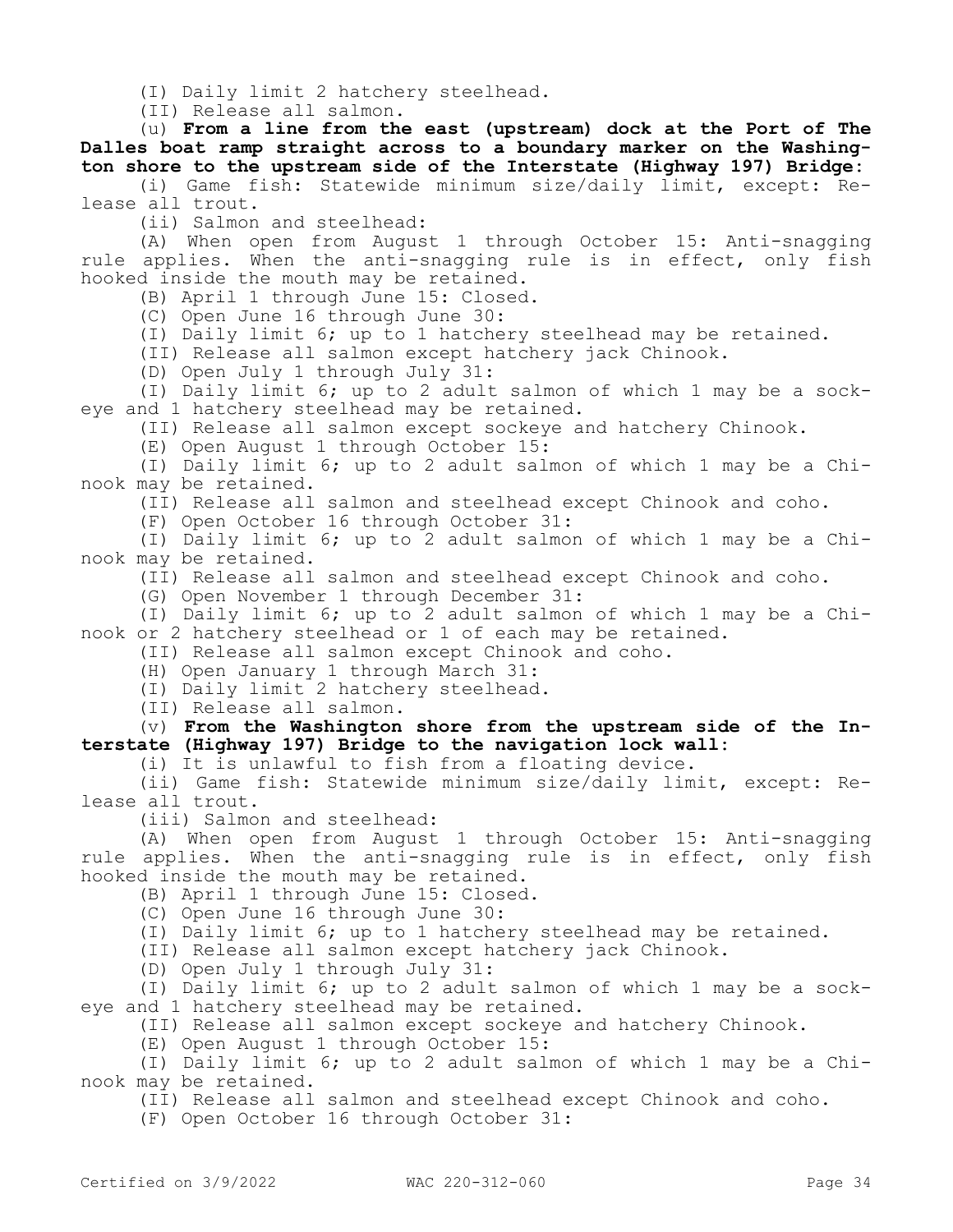(I) Daily limit 2 hatchery steelhead.

(II) Release all salmon.

(u) **From a line from the east (upstream) dock at the Port of The Dalles boat ramp straight across to a boundary marker on the Washington shore to the upstream side of the Interstate (Highway 197) Bridge:**

(i) Game fish: Statewide minimum size/daily limit, except: Release all trout.

(ii) Salmon and steelhead:

(A) When open from August 1 through October 15: Anti-snagging rule applies. When the anti-snagging rule is in effect, only fish hooked inside the mouth may be retained.

(B) April 1 through June 15: Closed.

(C) Open June 16 through June 30:

(I) Daily limit 6; up to 1 hatchery steelhead may be retained.

(II) Release all salmon except hatchery jack Chinook.

(D) Open July 1 through July 31:

(I) Daily limit 6; up to 2 adult salmon of which 1 may be a sockeye and 1 hatchery steelhead may be retained.

(II) Release all salmon except sockeye and hatchery Chinook.

(E) Open August 1 through October 15:

(I) Daily limit 6; up to 2 adult salmon of which 1 may be a Chinook may be retained.

(II) Release all salmon and steelhead except Chinook and coho.

(F) Open October 16 through October 31:

(I) Daily limit 6; up to 2 adult salmon of which 1 may be a Chinook may be retained.

(II) Release all salmon and steelhead except Chinook and coho.

(G) Open November 1 through December 31:

(I) Daily limit 6; up to 2 adult salmon of which 1 may be a Chinook or 2 hatchery steelhead or 1 of each may be retained.

(II) Release all salmon except Chinook and coho.

(H) Open January 1 through March 31:

(I) Daily limit 2 hatchery steelhead.

(II) Release all salmon.

(v) **From the Washington shore from the upstream side of the Interstate (Highway 197) Bridge to the navigation lock wall:**

(i) It is unlawful to fish from a floating device.

(ii) Game fish: Statewide minimum size/daily limit, except: Release all trout.

(iii) Salmon and steelhead:

(A) When open from August 1 through October 15: Anti-snagging rule applies. When the anti-snagging rule is in effect, only fish hooked inside the mouth may be retained.

(B) April 1 through June 15: Closed.

(C) Open June 16 through June 30:

(I) Daily limit 6; up to 1 hatchery steelhead may be retained.

(II) Release all salmon except hatchery jack Chinook.

(D) Open July 1 through July 31:

(I) Daily limit 6; up to 2 adult salmon of which 1 may be a sockeye and 1 hatchery steelhead may be retained.

(II) Release all salmon except sockeye and hatchery Chinook.

(E) Open August 1 through October 15:

(I) Daily limit 6; up to 2 adult salmon of which 1 may be a Chinook may be retained.

(II) Release all salmon and steelhead except Chinook and coho.

(F) Open October 16 through October 31: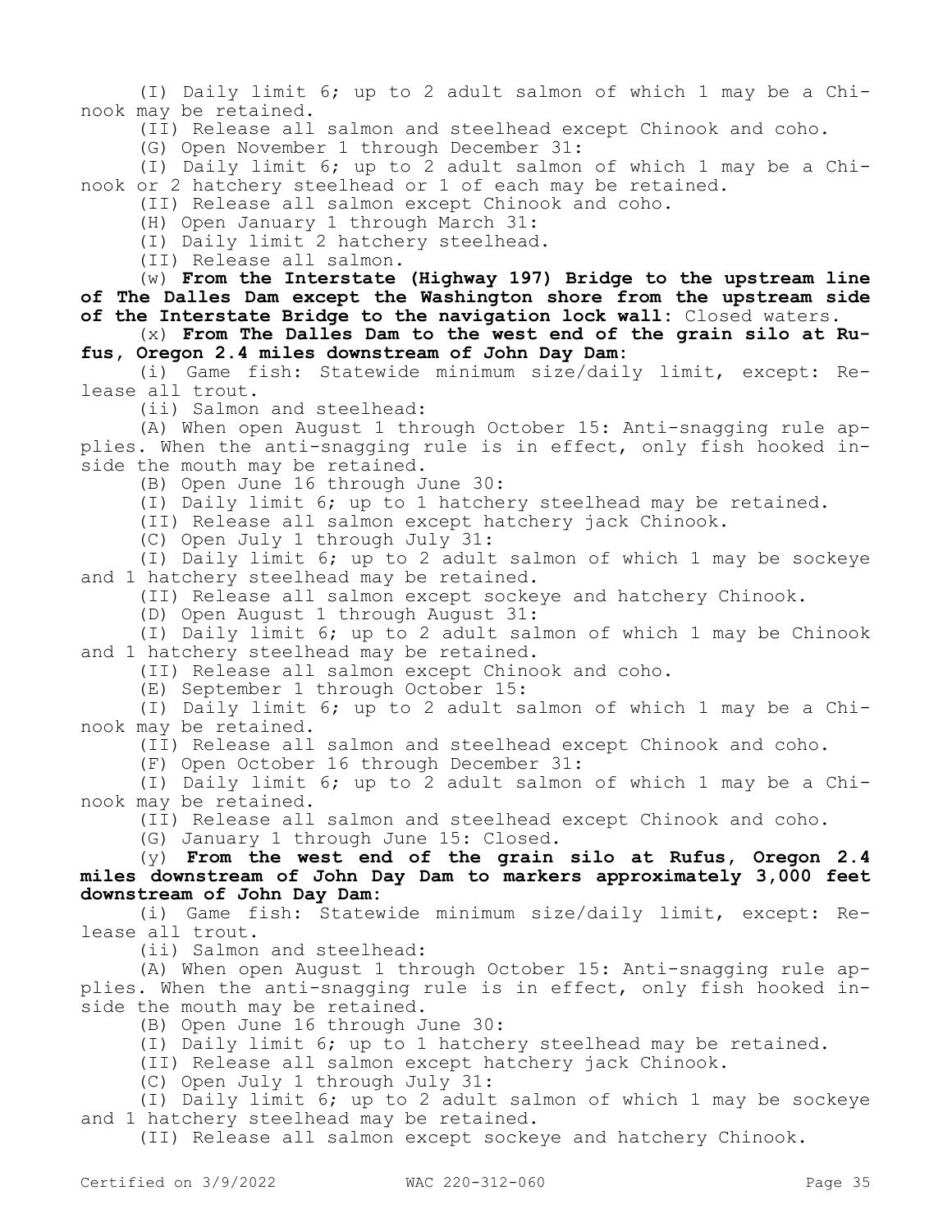(I) Daily limit 6; up to 2 adult salmon of which 1 may be a Chinook may be retained.

(II) Release all salmon and steelhead except Chinook and coho.

(G) Open November 1 through December 31:

(I) Daily limit 6; up to 2 adult salmon of which 1 may be a Chinook or 2 hatchery steelhead or 1 of each may be retained.

(II) Release all salmon except Chinook and coho.

(H) Open January 1 through March 31:

(I) Daily limit 2 hatchery steelhead.

(II) Release all salmon.

(w) **From the Interstate (Highway 197) Bridge to the upstream line of The Dalles Dam except the Washington shore from the upstream side of the Interstate Bridge to the navigation lock wall:** Closed waters.

(x) **From The Dalles Dam to the west end of the grain silo at Rufus, Oregon 2.4 miles downstream of John Day Dam:**

(i) Game fish: Statewide minimum size/daily limit, except: Release all trout.

(ii) Salmon and steelhead:

(A) When open August 1 through October 15: Anti-snagging rule applies. When the anti-snagging rule is in effect, only fish hooked inside the mouth may be retained.

(B) Open June 16 through June 30:

(I) Daily limit 6; up to 1 hatchery steelhead may be retained.

(II) Release all salmon except hatchery jack Chinook.

(C) Open July 1 through July 31:

(I) Daily limit 6; up to 2 adult salmon of which 1 may be sockeye and 1 hatchery steelhead may be retained.

(II) Release all salmon except sockeye and hatchery Chinook.

(D) Open August 1 through August 31:

(I) Daily limit 6; up to 2 adult salmon of which 1 may be Chinook and 1 hatchery steelhead may be retained.

(II) Release all salmon except Chinook and coho.

(E) September 1 through October 15:

(I) Daily limit 6; up to 2 adult salmon of which 1 may be a Chinook may be retained.

(II) Release all salmon and steelhead except Chinook and coho.

(F) Open October 16 through December 31:

(I) Daily limit 6; up to 2 adult salmon of which 1 may be a Chinook may be retained.

(II) Release all salmon and steelhead except Chinook and coho.

(G) January 1 through June 15: Closed.

(y) **From the west end of the grain silo at Rufus, Oregon 2.4 miles downstream of John Day Dam to markers approximately 3,000 feet downstream of John Day Dam:**

(i) Game fish: Statewide minimum size/daily limit, except: Release all trout.

(ii) Salmon and steelhead:

(A) When open August 1 through October 15: Anti-snagging rule applies. When the anti-snagging rule is in effect, only fish hooked inside the mouth may be retained.

(B) Open June 16 through June 30:

(I) Daily limit 6; up to 1 hatchery steelhead may be retained.

(II) Release all salmon except hatchery jack Chinook.

(C) Open July 1 through July 31:

(I) Daily limit 6; up to 2 adult salmon of which 1 may be sockeye and 1 hatchery steelhead may be retained.

(II) Release all salmon except sockeye and hatchery Chinook.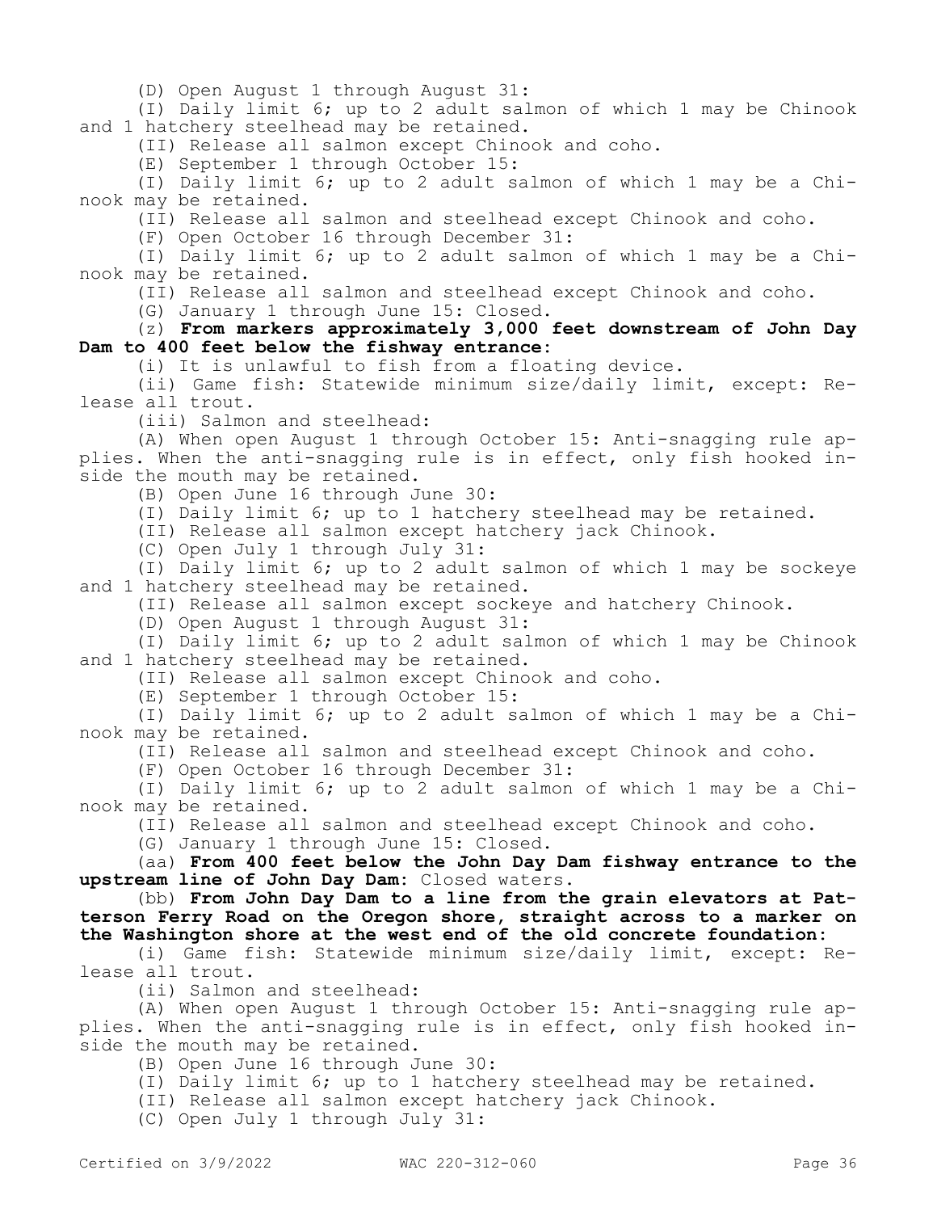(D) Open August 1 through August 31:

(I) Daily limit 6; up to 2 adult salmon of which 1 may be Chinook and 1 hatchery steelhead may be retained.

(II) Release all salmon except Chinook and coho.

(E) September 1 through October 15:

(I) Daily limit 6; up to 2 adult salmon of which 1 may be a Chinook may be retained.

(II) Release all salmon and steelhead except Chinook and coho.

(F) Open October 16 through December 31:

(I) Daily limit 6; up to 2 adult salmon of which 1 may be a Chinook may be retained.

(II) Release all salmon and steelhead except Chinook and coho.

(G) January 1 through June 15: Closed.

(z) **From markers approximately 3,000 feet downstream of John Day Dam to 400 feet below the fishway entrance:**

(i) It is unlawful to fish from a floating device.

(ii) Game fish: Statewide minimum size/daily limit, except: Release all trout.

(iii) Salmon and steelhead:

(A) When open August 1 through October 15: Anti-snagging rule applies. When the anti-snagging rule is in effect, only fish hooked inside the mouth may be retained.

(B) Open June 16 through June 30:

(I) Daily limit 6; up to 1 hatchery steelhead may be retained.

(II) Release all salmon except hatchery jack Chinook.

(C) Open July 1 through July 31:

(I) Daily limit 6; up to 2 adult salmon of which 1 may be sockeye and 1 hatchery steelhead may be retained.

(II) Release all salmon except sockeye and hatchery Chinook.

(D) Open August 1 through August 31:

(I) Daily limit 6; up to 2 adult salmon of which 1 may be Chinook and 1 hatchery steelhead may be retained.

(II) Release all salmon except Chinook and coho.

(E) September 1 through October 15:

(I) Daily limit 6; up to 2 adult salmon of which 1 may be a Chinook may be retained.

(II) Release all salmon and steelhead except Chinook and coho.

(F) Open October 16 through December 31:

(I) Daily limit 6; up to 2 adult salmon of which 1 may be a Chinook may be retained.

(II) Release all salmon and steelhead except Chinook and coho.

(G) January 1 through June 15: Closed.

(aa) **From 400 feet below the John Day Dam fishway entrance to the upstream line of John Day Dam:** Closed waters.

(bb) **From John Day Dam to a line from the grain elevators at Patterson Ferry Road on the Oregon shore, straight across to a marker on the Washington shore at the west end of the old concrete foundation:**

(i) Game fish: Statewide minimum size/daily limit, except: Release all trout.

(ii) Salmon and steelhead:

(A) When open August 1 through October 15: Anti-snagging rule applies. When the anti-snagging rule is in effect, only fish hooked inside the mouth may be retained.

(B) Open June 16 through June 30:

(I) Daily limit 6; up to 1 hatchery steelhead may be retained.

(II) Release all salmon except hatchery jack Chinook.

(C) Open July 1 through July 31: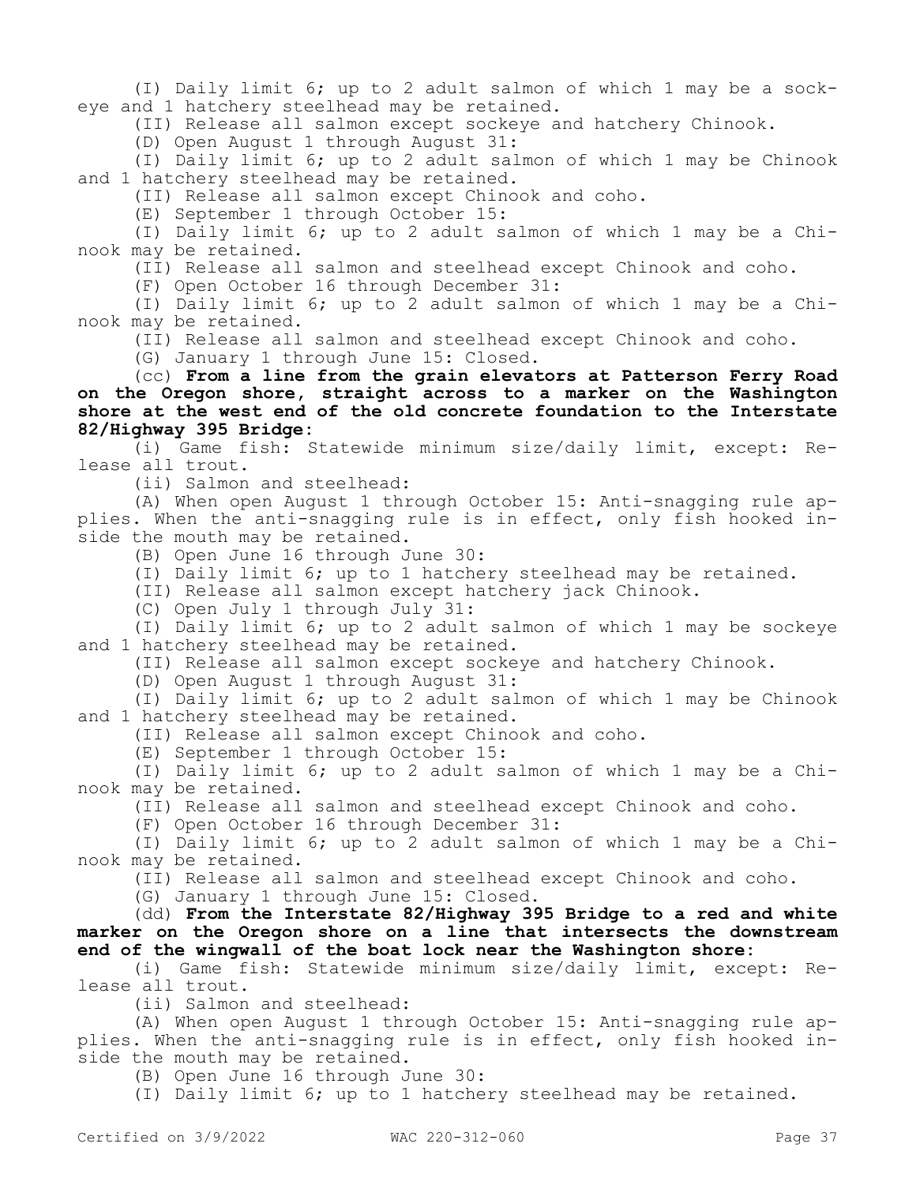(I) Daily limit 6; up to 2 adult salmon of which 1 may be a sockeye and 1 hatchery steelhead may be retained.

(II) Release all salmon except sockeye and hatchery Chinook.

(D) Open August 1 through August 31:

(I) Daily limit 6; up to 2 adult salmon of which 1 may be Chinook and 1 hatchery steelhead may be retained.

(II) Release all salmon except Chinook and coho.

(E) September 1 through October 15:

(I) Daily limit 6; up to 2 adult salmon of which 1 may be a Chinook may be retained.

(II) Release all salmon and steelhead except Chinook and coho.

(F) Open October 16 through December 31:

(I) Daily limit 6; up to 2 adult salmon of which 1 may be a Chinook may be retained.

(II) Release all salmon and steelhead except Chinook and coho.

(G) January 1 through June 15: Closed.

(cc) **From a line from the grain elevators at Patterson Ferry Road on the Oregon shore, straight across to a marker on the Washington shore at the west end of the old concrete foundation to the Interstate 82/Highway 395 Bridge:**

(i) Game fish: Statewide minimum size/daily limit, except: Release all trout.

(ii) Salmon and steelhead:

(A) When open August 1 through October 15: Anti-snagging rule applies. When the anti-snagging rule is in effect, only fish hooked inside the mouth may be retained.

(B) Open June 16 through June 30:

(I) Daily limit 6; up to 1 hatchery steelhead may be retained.

(II) Release all salmon except hatchery jack Chinook.

(C) Open July 1 through July 31:

(I) Daily limit 6; up to 2 adult salmon of which 1 may be sockeye and 1 hatchery steelhead may be retained.

(II) Release all salmon except sockeye and hatchery Chinook.

(D) Open August 1 through August 31:

(I) Daily limit 6; up to 2 adult salmon of which 1 may be Chinook and 1 hatchery steelhead may be retained.

(II) Release all salmon except Chinook and coho.

(E) September 1 through October 15:

(I) Daily limit 6; up to 2 adult salmon of which 1 may be a Chinook may be retained.

(II) Release all salmon and steelhead except Chinook and coho.

(F) Open October 16 through December 31:

(I) Daily limit 6; up to 2 adult salmon of which 1 may be a Chinook may be retained.

(II) Release all salmon and steelhead except Chinook and coho.

(G) January 1 through June 15: Closed.

(dd) **From the Interstate 82/Highway 395 Bridge to a red and white marker on the Oregon shore on a line that intersects the downstream end of the wingwall of the boat lock near the Washington shore:**

(i) Game fish: Statewide minimum size/daily limit, except: Release all trout.

(ii) Salmon and steelhead:

(A) When open August 1 through October 15: Anti-snagging rule applies. When the anti-snagging rule is in effect, only fish hooked inside the mouth may be retained.

(B) Open June 16 through June 30:

(I) Daily limit 6; up to 1 hatchery steelhead may be retained.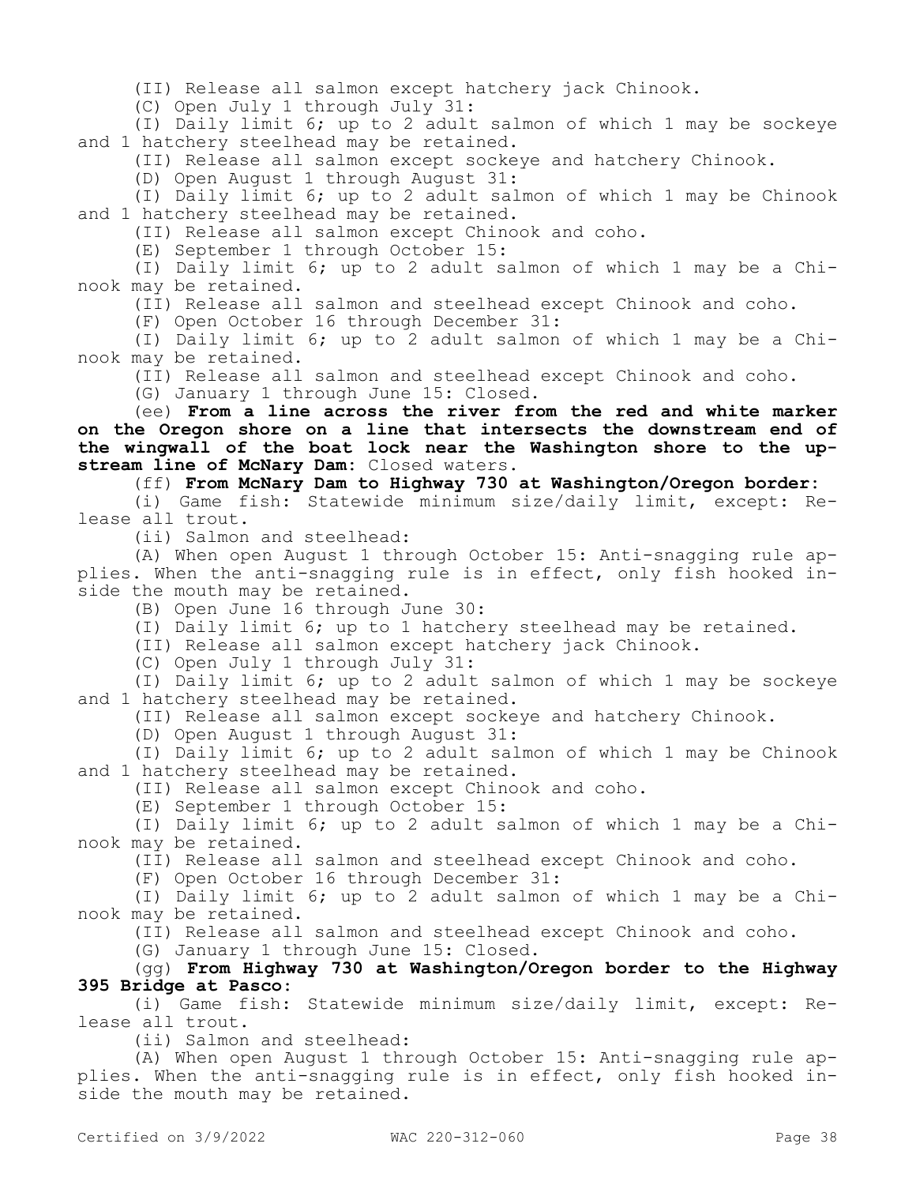(II) Release all salmon except hatchery jack Chinook.

(C) Open July 1 through July 31:

(I) Daily limit 6; up to 2 adult salmon of which 1 may be sockeye and 1 hatchery steelhead may be retained.

(II) Release all salmon except sockeye and hatchery Chinook.

(D) Open August 1 through August 31:

(I) Daily limit 6; up to 2 adult salmon of which 1 may be Chinook and 1 hatchery steelhead may be retained.

(II) Release all salmon except Chinook and coho.

(E) September 1 through October 15:

(I) Daily limit 6; up to 2 adult salmon of which 1 may be a Chinook may be retained.

(II) Release all salmon and steelhead except Chinook and coho.

(F) Open October 16 through December 31:

(I) Daily limit 6; up to 2 adult salmon of which 1 may be a Chinook may be retained.

(II) Release all salmon and steelhead except Chinook and coho.

(G) January 1 through June 15: Closed.

(ee) **From a line across the river from the red and white marker on the Oregon shore on a line that intersects the downstream end of the wingwall of the boat lock near the Washington shore to the upstream line of McNary Dam:** Closed waters.

(ff) **From McNary Dam to Highway 730 at Washington/Oregon border:**

(i) Game fish: Statewide minimum size/daily limit, except: Release all trout.

(ii) Salmon and steelhead:

(A) When open August 1 through October 15: Anti-snagging rule applies. When the anti-snagging rule is in effect, only fish hooked inside the mouth may be retained.

(B) Open June 16 through June 30:

(I) Daily limit 6; up to 1 hatchery steelhead may be retained.

(II) Release all salmon except hatchery jack Chinook.

(C) Open July 1 through July 31:

(I) Daily limit 6; up to 2 adult salmon of which 1 may be sockeye and 1 hatchery steelhead may be retained.

(II) Release all salmon except sockeye and hatchery Chinook.

(D) Open August 1 through August 31:

(I) Daily limit 6; up to 2 adult salmon of which 1 may be Chinook and 1 hatchery steelhead may be retained.

(II) Release all salmon except Chinook and coho.

(E) September 1 through October 15:

(I) Daily limit 6; up to 2 adult salmon of which 1 may be a Chinook may be retained.

(II) Release all salmon and steelhead except Chinook and coho.

(F) Open October 16 through December 31:

(I) Daily limit 6; up to 2 adult salmon of which 1 may be a Chinook may be retained.

(II) Release all salmon and steelhead except Chinook and coho.

(G) January 1 through June 15: Closed.

(gg) **From Highway 730 at Washington/Oregon border to the Highway 395 Bridge at Pasco:**

(i) Game fish: Statewide minimum size/daily limit, except: Release all trout.

(ii) Salmon and steelhead:

(A) When open August 1 through October 15: Anti-snagging rule applies. When the anti-snagging rule is in effect, only fish hooked inside the mouth may be retained.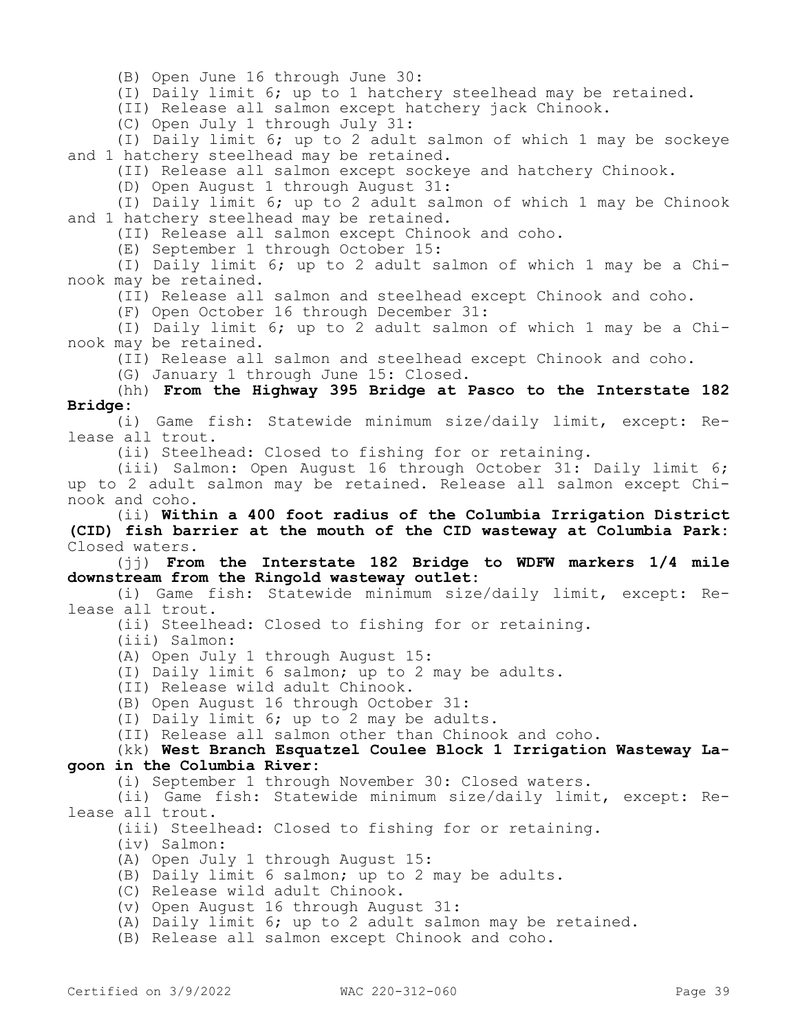(B) Open June 16 through June 30:

(I) Daily limit 6; up to 1 hatchery steelhead may be retained.

(II) Release all salmon except hatchery jack Chinook.

(C) Open July 1 through July 31:

(I) Daily limit 6; up to 2 adult salmon of which 1 may be sockeye and 1 hatchery steelhead may be retained.

(II) Release all salmon except sockeye and hatchery Chinook.

(D) Open August 1 through August 31:

(I) Daily limit 6; up to 2 adult salmon of which 1 may be Chinook and 1 hatchery steelhead may be retained.

(II) Release all salmon except Chinook and coho.

(E) September 1 through October 15:

(I) Daily limit 6; up to 2 adult salmon of which 1 may be a Chinook may be retained.

(II) Release all salmon and steelhead except Chinook and coho.

(F) Open October 16 through December 31:

(I) Daily limit 6; up to 2 adult salmon of which 1 may be a Chinook may be retained.

(II) Release all salmon and steelhead except Chinook and coho.

(G) January 1 through June 15: Closed.

(hh) **From the Highway 395 Bridge at Pasco to the Interstate 182 Bridge:**

(i) Game fish: Statewide minimum size/daily limit, except: Release all trout.

(ii) Steelhead: Closed to fishing for or retaining.

(iii) Salmon: Open August 16 through October 31: Daily limit 6; up to 2 adult salmon may be retained. Release all salmon except Chinook and coho.

(ii) **Within a 400 foot radius of the Columbia Irrigation District (CID) fish barrier at the mouth of the CID wasteway at Columbia Park:** Closed waters.

(jj) **From the Interstate 182 Bridge to WDFW markers 1/4 mile downstream from the Ringold wasteway outlet:**

(i) Game fish: Statewide minimum size/daily limit, except: Release all trout.

(ii) Steelhead: Closed to fishing for or retaining.

(iii) Salmon:

(A) Open July 1 through August 15:

(I) Daily limit 6 salmon; up to 2 may be adults.

(II) Release wild adult Chinook.

(B) Open August 16 through October 31:

(I) Daily limit 6; up to 2 may be adults.

(II) Release all salmon other than Chinook and coho.

(kk) **West Branch Esquatzel Coulee Block 1 Irrigation Wasteway Lagoon in the Columbia River:**

(i) September 1 through November 30: Closed waters.

(ii) Game fish: Statewide minimum size/daily limit, except: Release all trout.

(iii) Steelhead: Closed to fishing for or retaining.

(iv) Salmon:

(A) Open July 1 through August 15:

(B) Daily limit 6 salmon; up to 2 may be adults.

(C) Release wild adult Chinook.

(v) Open August 16 through August 31:

(A) Daily limit 6; up to 2 adult salmon may be retained.

(B) Release all salmon except Chinook and coho.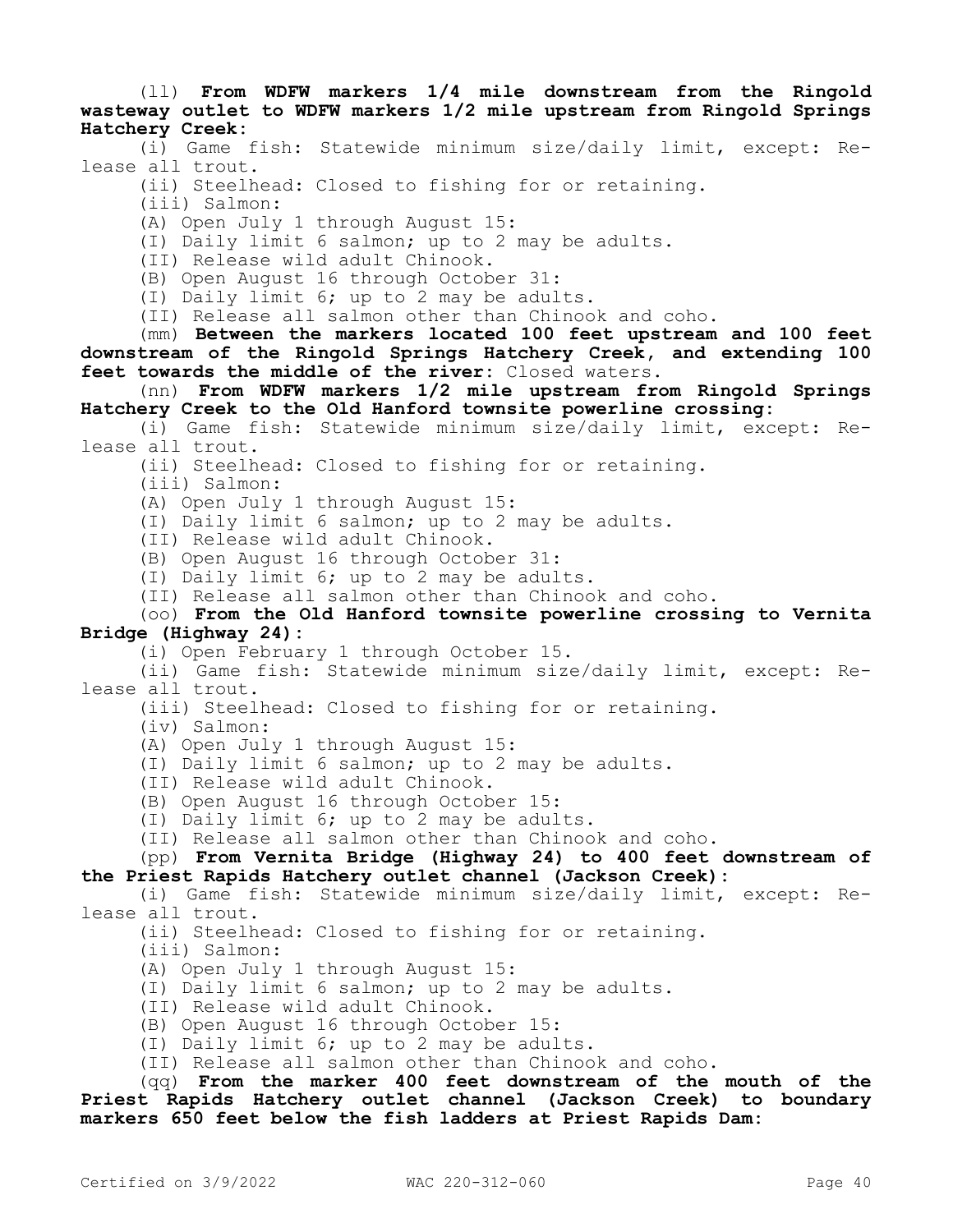(ll) **From WDFW markers 1/4 mile downstream from the Ringold wasteway outlet to WDFW markers 1/2 mile upstream from Ringold Springs Hatchery Creek:**

(i) Game fish: Statewide minimum size/daily limit, except: Release all trout.

(ii) Steelhead: Closed to fishing for or retaining.

(iii) Salmon:

(A) Open July 1 through August 15:

(I) Daily limit 6 salmon; up to 2 may be adults.

(II) Release wild adult Chinook.

(B) Open August 16 through October 31:

(I) Daily limit 6; up to 2 may be adults.

(II) Release all salmon other than Chinook and coho.

(mm) **Between the markers located 100 feet upstream and 100 feet downstream of the Ringold Springs Hatchery Creek, and extending 100 feet towards the middle of the river:** Closed waters.

(nn) **From WDFW markers 1/2 mile upstream from Ringold Springs Hatchery Creek to the Old Hanford townsite powerline crossing:**

(i) Game fish: Statewide minimum size/daily limit, except: Release all trout.

(ii) Steelhead: Closed to fishing for or retaining.

(iii) Salmon:

(A) Open July 1 through August 15:

(I) Daily limit 6 salmon; up to 2 may be adults.

(II) Release wild adult Chinook.

(B) Open August 16 through October 31:

(I) Daily limit 6; up to 2 may be adults.

(II) Release all salmon other than Chinook and coho.

(oo) **From the Old Hanford townsite powerline crossing to Vernita Bridge (Highway 24):**

(i) Open February 1 through October 15.

(ii) Game fish: Statewide minimum size/daily limit, except: Release all trout.

(iii) Steelhead: Closed to fishing for or retaining.

(iv) Salmon:

(A) Open July 1 through August 15:

(I) Daily limit 6 salmon; up to 2 may be adults.

(II) Release wild adult Chinook.

(B) Open August 16 through October 15:

(I) Daily limit 6; up to 2 may be adults.

(II) Release all salmon other than Chinook and coho.

(pp) **From Vernita Bridge (Highway 24) to 400 feet downstream of the Priest Rapids Hatchery outlet channel (Jackson Creek):**

(i) Game fish: Statewide minimum size/daily limit, except: Release all trout.

(ii) Steelhead: Closed to fishing for or retaining.

(iii) Salmon:

(A) Open July 1 through August 15:

(I) Daily limit 6 salmon; up to 2 may be adults.

(II) Release wild adult Chinook.

(B) Open August 16 through October 15:

(I) Daily limit 6; up to 2 may be adults.

(II) Release all salmon other than Chinook and coho.

(qq) **From the marker 400 feet downstream of the mouth of the Priest Rapids Hatchery outlet channel (Jackson Creek) to boundary markers 650 feet below the fish ladders at Priest Rapids Dam:**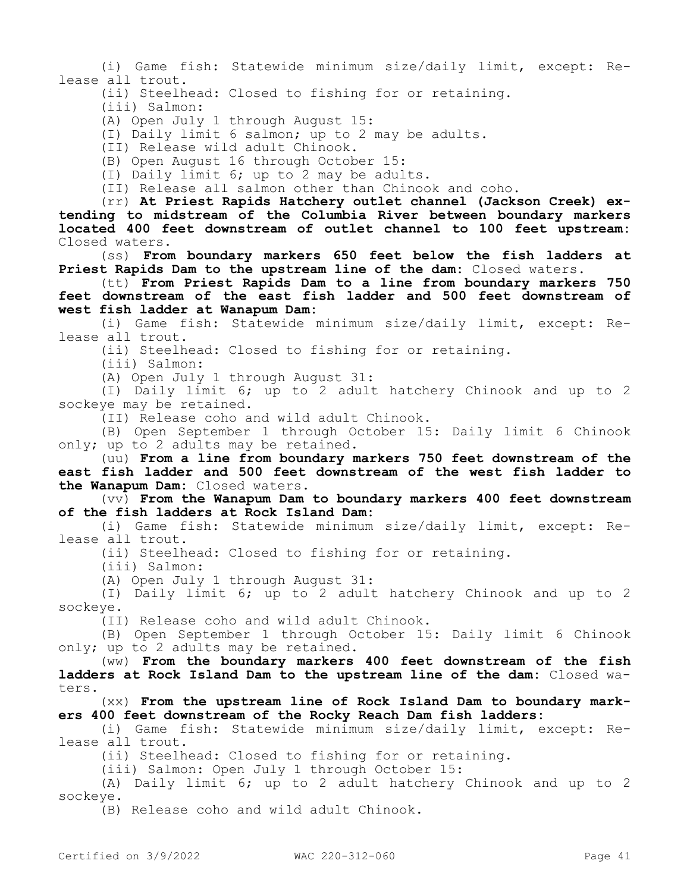(i) Game fish: Statewide minimum size/daily limit, except: Release all trout.

(ii) Steelhead: Closed to fishing for or retaining.

(iii) Salmon:

(A) Open July 1 through August 15:

(I) Daily limit 6 salmon; up to 2 may be adults.

(II) Release wild adult Chinook.

(B) Open August 16 through October 15:

(I) Daily limit 6; up to 2 may be adults.

(II) Release all salmon other than Chinook and coho.

(rr) **At Priest Rapids Hatchery outlet channel (Jackson Creek) extending to midstream of the Columbia River between boundary markers located 400 feet downstream of outlet channel to 100 feet upstream:** Closed waters.

(ss) **From boundary markers 650 feet below the fish ladders at Priest Rapids Dam to the upstream line of the dam:** Closed waters.

(tt) **From Priest Rapids Dam to a line from boundary markers 750 feet downstream of the east fish ladder and 500 feet downstream of west fish ladder at Wanapum Dam:**

(i) Game fish: Statewide minimum size/daily limit, except: Release all trout.

(ii) Steelhead: Closed to fishing for or retaining.

(iii) Salmon:

(A) Open July 1 through August 31:

(I) Daily limit 6; up to 2 adult hatchery Chinook and up to 2 sockeye may be retained.

(II) Release coho and wild adult Chinook.

(B) Open September 1 through October 15: Daily limit 6 Chinook only; up to 2 adults may be retained.

(uu) **From a line from boundary markers 750 feet downstream of the east fish ladder and 500 feet downstream of the west fish ladder to the Wanapum Dam:** Closed waters.

(vv) **From the Wanapum Dam to boundary markers 400 feet downstream of the fish ladders at Rock Island Dam:**

(i) Game fish: Statewide minimum size/daily limit, except: Release all trout.

(ii) Steelhead: Closed to fishing for or retaining.

(iii) Salmon:

(A) Open July 1 through August 31:

(I) Daily limit 6; up to 2 adult hatchery Chinook and up to 2 sockeye.

(II) Release coho and wild adult Chinook.

(B) Open September 1 through October 15: Daily limit 6 Chinook only; up to 2 adults may be retained.

(ww) **From the boundary markers 400 feet downstream of the fish ladders at Rock Island Dam to the upstream line of the dam:** Closed waters.

(xx) **From the upstream line of Rock Island Dam to boundary markers 400 feet downstream of the Rocky Reach Dam fish ladders:**

(i) Game fish: Statewide minimum size/daily limit, except: Release all trout.

(ii) Steelhead: Closed to fishing for or retaining.

(iii) Salmon: Open July 1 through October 15:

(A) Daily limit 6; up to 2 adult hatchery Chinook and up to 2 sockeye.

(B) Release coho and wild adult Chinook.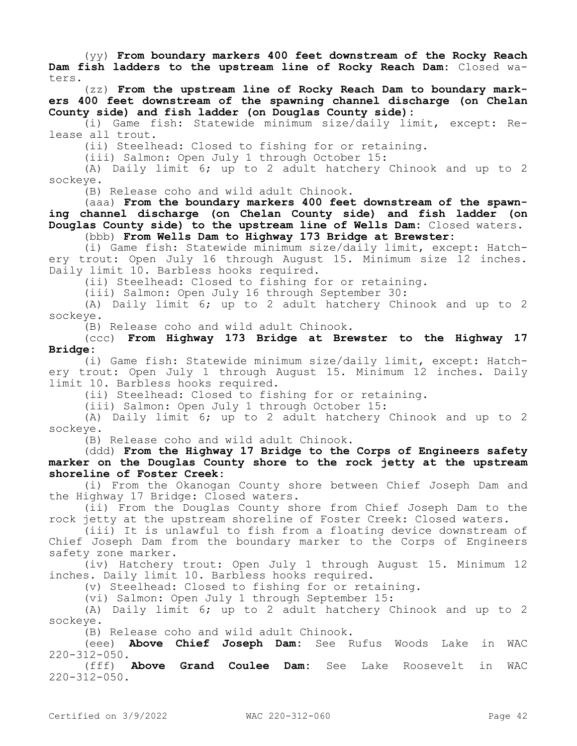(yy) **From boundary markers 400 feet downstream of the Rocky Reach Dam fish ladders to the upstream line of Rocky Reach Dam:** Closed waters.

(zz) **From the upstream line of Rocky Reach Dam to boundary markers 400 feet downstream of the spawning channel discharge (on Chelan County side) and fish ladder (on Douglas County side):**

(i) Game fish: Statewide minimum size/daily limit, except: Release all trout.

(ii) Steelhead: Closed to fishing for or retaining.

(iii) Salmon: Open July 1 through October 15:

(A) Daily limit 6; up to 2 adult hatchery Chinook and up to 2 sockeye.

(B) Release coho and wild adult Chinook.

(aaa) **From the boundary markers 400 feet downstream of the spawning channel discharge (on Chelan County side) and fish ladder (on Douglas County side) to the upstream line of Wells Dam:** Closed waters.

(bbb) **From Wells Dam to Highway 173 Bridge at Brewster:**

(i) Game fish: Statewide minimum size/daily limit, except: Hatchery trout: Open July 16 through August 15. Minimum size 12 inches. Daily limit 10. Barbless hooks required.

(ii) Steelhead: Closed to fishing for or retaining.

(iii) Salmon: Open July 16 through September 30:

(A) Daily limit 6; up to 2 adult hatchery Chinook and up to 2 sockeye.

(B) Release coho and wild adult Chinook.

(ccc) **From Highway 173 Bridge at Brewster to the Highway 17 Bridge:**

(i) Game fish: Statewide minimum size/daily limit, except: Hatchery trout: Open July 1 through August 15. Minimum 12 inches. Daily limit 10. Barbless hooks required.

(ii) Steelhead: Closed to fishing for or retaining.

(iii) Salmon: Open July 1 through October 15:

(A) Daily limit 6; up to 2 adult hatchery Chinook and up to 2 sockeye.

(B) Release coho and wild adult Chinook.

(ddd) **From the Highway 17 Bridge to the Corps of Engineers safety marker on the Douglas County shore to the rock jetty at the upstream shoreline of Foster Creek:**

(i) From the Okanogan County shore between Chief Joseph Dam and the Highway 17 Bridge: Closed waters.

(ii) From the Douglas County shore from Chief Joseph Dam to the rock jetty at the upstream shoreline of Foster Creek: Closed waters.

(iii) It is unlawful to fish from a floating device downstream of Chief Joseph Dam from the boundary marker to the Corps of Engineers safety zone marker.

(iv) Hatchery trout: Open July 1 through August 15. Minimum 12 inches. Daily limit 10. Barbless hooks required.

(v) Steelhead: Closed to fishing for or retaining.

(vi) Salmon: Open July 1 through September 15:

(A) Daily limit 6; up to 2 adult hatchery Chinook and up to 2 sockeye.

(B) Release coho and wild adult Chinook.

(eee) **Above Chief Joseph Dam:** See Rufus Woods Lake in WAC 220-312-050.

(fff) **Above Grand Coulee Dam:** See Lake Roosevelt in WAC 220-312-050.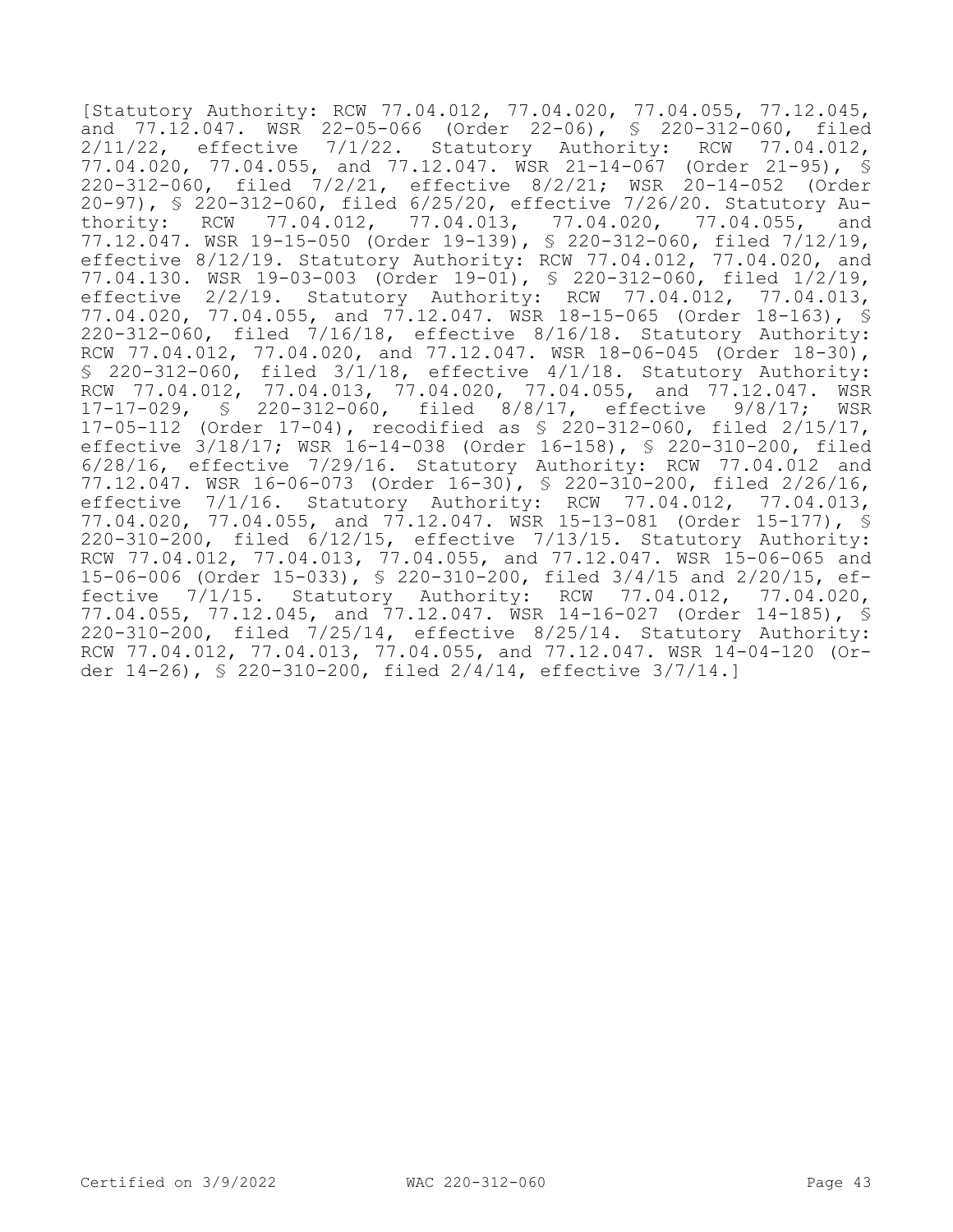[Statutory Authority: RCW 77.04.012, 77.04.020, 77.04.055, 77.12.045, and 77.12.047. WSR 22-05-066 (Order 22-06), § 220-312-060, filed 2/11/22, effective 7/1/22. Statutory Authority: RCW 77.04.012, 77.04.020, 77.04.055, and 77.12.047. WSR 21-14-067 (Order 21-95), § 220-312-060, filed 7/2/21, effective 8/2/21; WSR 20-14-052 (Order 20-97), § 220-312-060, filed 6/25/20, effective 7/26/20. Statutory Authority: RCW 77.04.012, 77.04.013, 77.04.020, 77.04.055, and 77.12.047. WSR 19-15-050 (Order 19-139), § 220-312-060, filed 7/12/19, effective 8/12/19. Statutory Authority: RCW 77.04.012, 77.04.020, and 77.04.130. WSR 19-03-003 (Order 19-01), § 220-312-060, filed 1/2/19, effective 2/2/19. Statutory Authority: RCW 77.04.012, 77.04.013, 77.04.020, 77.04.055, and 77.12.047. WSR 18-15-065 (Order 18-163), § 220-312-060, filed 7/16/18, effective 8/16/18. Statutory Authority: RCW 77.04.012, 77.04.020, and 77.12.047. WSR 18-06-045 (Order 18-30), § 220-312-060, filed 3/1/18, effective 4/1/18. Statutory Authority: RCW 77.04.012, 77.04.013, 77.04.020, 77.04.055, and 77.12.047. WSR 17-17-029, § 220-312-060, filed 8/8/17, effective 9/8/17; WSR 17-05-112 (Order 17-04), recodified as § 220-312-060, filed 2/15/17, effective 3/18/17; WSR 16-14-038 (Order 16-158), § 220-310-200, filed 6/28/16, effective 7/29/16. Statutory Authority: RCW 77.04.012 and 77.12.047. WSR 16-06-073 (Order 16-30), § 220-310-200, filed 2/26/16, effective 7/1/16. Statutory Authority: RCW 77.04.012, 77.04.013, 77.04.020, 77.04.055, and 77.12.047. WSR 15-13-081 (Order 15-177), § 220-310-200, filed 6/12/15, effective 7/13/15. Statutory Authority: RCW 77.04.012, 77.04.013, 77.04.055, and 77.12.047. WSR 15-06-065 and 15-06-006 (Order 15-033), § 220-310-200, filed 3/4/15 and 2/20/15, effective 7/1/15. Statutory Authority: RCW 77.04.012, 77.04.020, 77.04.055, 77.12.045, and 77.12.047. WSR 14-16-027 (Order 14-185), § 220-310-200, filed 7/25/14, effective 8/25/14. Statutory Authority: RCW 77.04.012, 77.04.013, 77.04.055, and 77.12.047. WSR 14-04-120 (Order 14-26), § 220-310-200, filed 2/4/14, effective 3/7/14.]